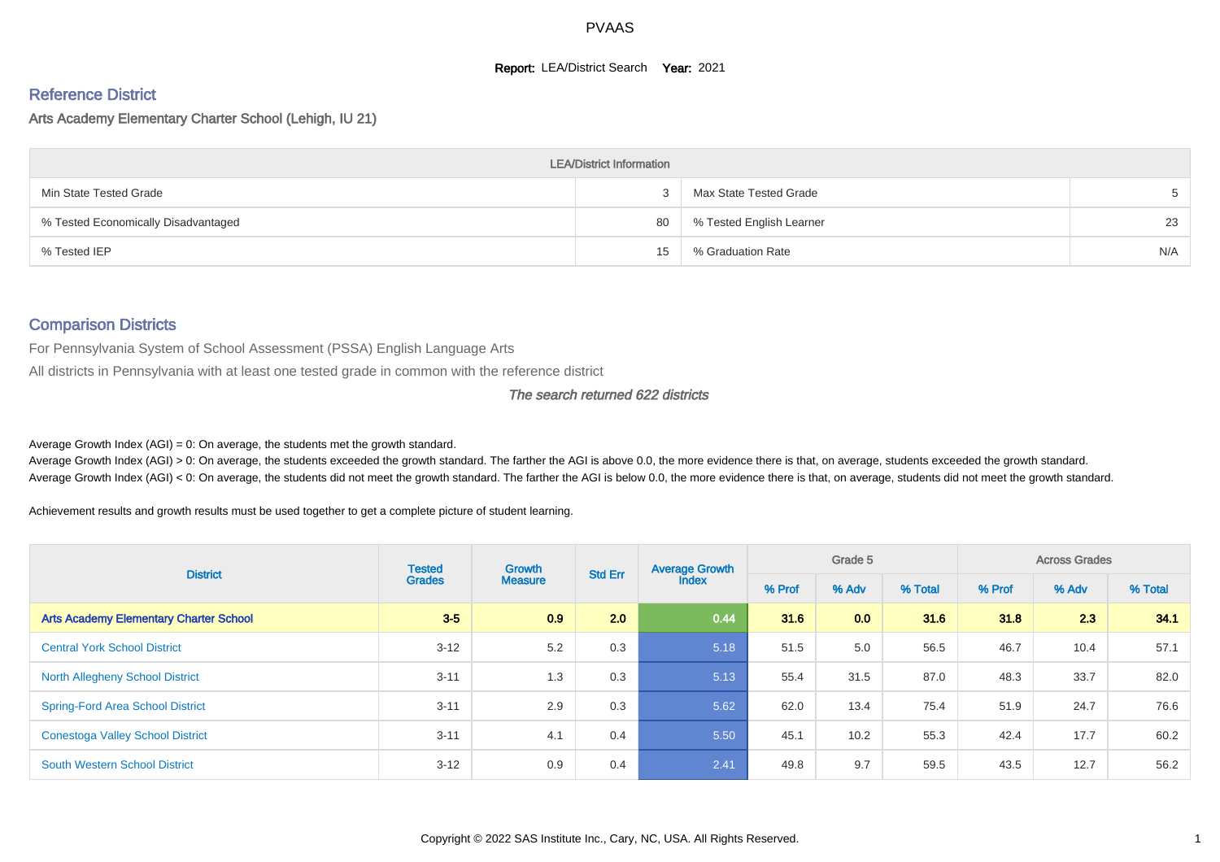# PVAAS

**Report:** LEA/District Search **Year:** 2021

## Reference District

### Arts Academy Elementary Charter School (Lehigh, IU 21)

| LEA/District Information | | | |
|---|---|---|---|
| Min State Tested Grade | 3 | Max State Tested Grade | 5 |
| % Tested Economically Disadvantaged | 80 | % Tested English Learner | 23 |
| % Tested IEP | 15 | % Graduation Rate | N/A |

## Comparison Districts

For Pennsylvania System of School Assessment (PSSA) English Language Arts

All districts in Pennsylvania with at least one tested grade in common with the reference district

*The search returned 622 districts*

Average Growth Index (AGI) = 0: On average, the students met the growth standard.

Average Growth Index (AGI) > 0: On average, the students exceeded the growth standard. The farther the AGI is above 0.0, the more evidence there is that, on average, students exceeded the growth standard.

Average Growth Index (AGI) < 0: On average, the students did not meet the growth standard. The farther the AGI is below 0.0, the more evidence there is that, on average, students did not meet the growth standard.

Achievement results and growth results must be used together to get a complete picture of student learning.

| District | Tested Grades | Growth Measure | Std Err | Average Growth Index | Grade 5 | | | Across Grades | | |
|---|---|---|---|---|---|---|---|---|---|---|
| | | | | | % Prof | % Adv | % Total | % Prof | % Adv | % Total |
| **Arts Academy Elementary Charter School** | **3-5** | **0.9** | **2.0** | **0.44** | **31.6** | **0.0** | **31.6** | **31.8** | **2.3** | **34.1** |
| Central York School District | 3-12 | 5.2 | 0.3 | 5.18 | 51.5 | 5.0 | 56.5 | 46.7 | 10.4 | 57.1 |
| North Allegheny School District | 3-11 | 1.3 | 0.3 | 5.13 | 55.4 | 31.5 | 87.0 | 48.3 | 33.7 | 82.0 |
| Spring-Ford Area School District | 3-11 | 2.9 | 0.3 | 5.62 | 62.0 | 13.4 | 75.4 | 51.9 | 24.7 | 76.6 |
| Conestoga Valley School District | 3-11 | 4.1 | 0.4 | 5.50 | 45.1 | 10.2 | 55.3 | 42.4 | 17.7 | 60.2 |
| South Western School District | 3-12 | 0.9 | 0.4 | 2.41 | 49.8 | 9.7 | 59.5 | 43.5 | 12.7 | 56.2 |

Copyright © 2022 SAS Institute Inc., Cary, NC, USA. All Rights Reserved.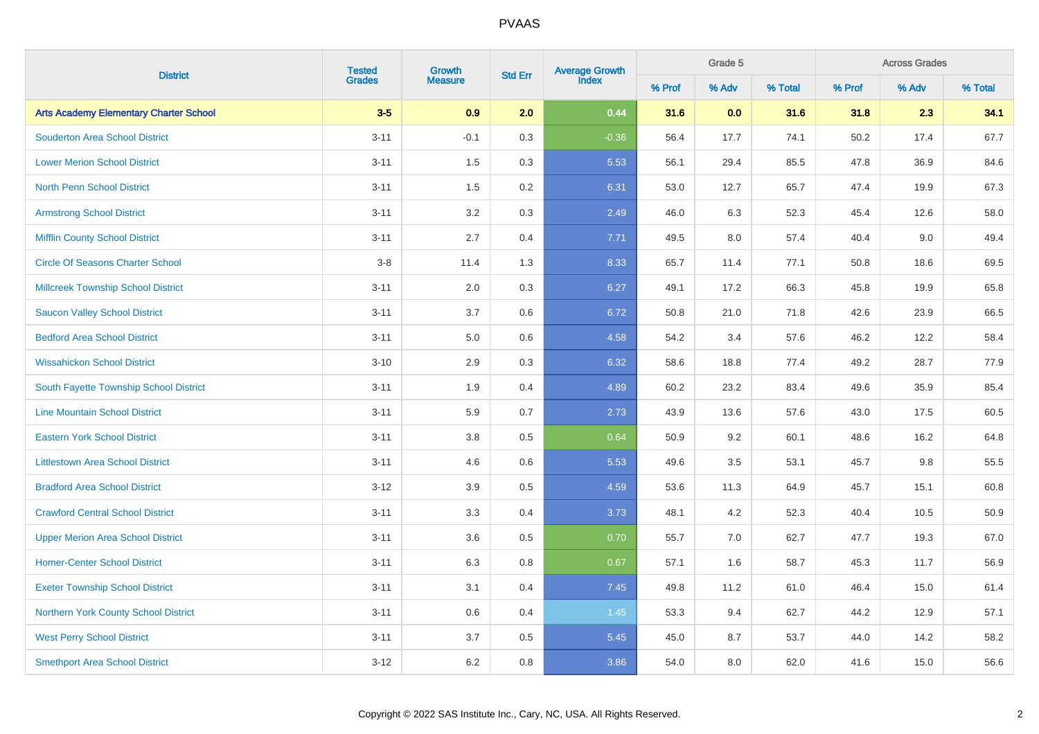# PVAAS

| District | Tested Grades | Growth Measure | Std Err | Average Growth Index | Grade 5 | | | Across Grades | | |
|---|---|---|---|---|---|---|---|---|---|---|
| | | | | | % Prof | % Adv | % Total | % Prof | % Adv | % Total |
| **Arts Academy Elementary Charter School** | **3-5** | **0.9** | **2.0** | **0.44** | **31.6** | **0.0** | **31.6** | **31.8** | **2.3** | **34.1** |
| Souderton Area School District | 3-11 | -0.1 | 0.3 | -0.36 | 56.4 | 17.7 | 74.1 | 50.2 | 17.4 | 67.7 |
| Lower Merion School District | 3-11 | 1.5 | 0.3 | 5.53 | 56.1 | 29.4 | 85.5 | 47.8 | 36.9 | 84.6 |
| North Penn School District | 3-11 | 1.5 | 0.2 | 6.31 | 53.0 | 12.7 | 65.7 | 47.4 | 19.9 | 67.3 |
| Armstrong School District | 3-11 | 3.2 | 0.3 | 2.49 | 46.0 | 6.3 | 52.3 | 45.4 | 12.6 | 58.0 |
| Mifflin County School District | 3-11 | 2.7 | 0.4 | 7.71 | 49.5 | 8.0 | 57.4 | 40.4 | 9.0 | 49.4 |
| Circle Of Seasons Charter School | 3-8 | 11.4 | 1.3 | 8.33 | 65.7 | 11.4 | 77.1 | 50.8 | 18.6 | 69.5 |
| Millcreek Township School District | 3-11 | 2.0 | 0.3 | 6.27 | 49.1 | 17.2 | 66.3 | 45.8 | 19.9 | 65.8 |
| Saucon Valley School District | 3-11 | 3.7 | 0.6 | 6.72 | 50.8 | 21.0 | 71.8 | 42.6 | 23.9 | 66.5 |
| Bedford Area School District | 3-11 | 5.0 | 0.6 | 4.58 | 54.2 | 3.4 | 57.6 | 46.2 | 12.2 | 58.4 |
| Wissahickon School District | 3-10 | 2.9 | 0.3 | 6.32 | 58.6 | 18.8 | 77.4 | 49.2 | 28.7 | 77.9 |
| South Fayette Township School District | 3-11 | 1.9 | 0.4 | 4.89 | 60.2 | 23.2 | 83.4 | 49.6 | 35.9 | 85.4 |
| Line Mountain School District | 3-11 | 5.9 | 0.7 | 2.73 | 43.9 | 13.6 | 57.6 | 43.0 | 17.5 | 60.5 |
| Eastern York School District | 3-11 | 3.8 | 0.5 | 0.64 | 50.9 | 9.2 | 60.1 | 48.6 | 16.2 | 64.8 |
| Littlestown Area School District | 3-11 | 4.6 | 0.6 | 5.53 | 49.6 | 3.5 | 53.1 | 45.7 | 9.8 | 55.5 |
| Bradford Area School District | 3-12 | 3.9 | 0.5 | 4.59 | 53.6 | 11.3 | 64.9 | 45.7 | 15.1 | 60.8 |
| Crawford Central School District | 3-11 | 3.3 | 0.4 | 3.73 | 48.1 | 4.2 | 52.3 | 40.4 | 10.5 | 50.9 |
| Upper Merion Area School District | 3-11 | 3.6 | 0.5 | 0.70 | 55.7 | 7.0 | 62.7 | 47.7 | 19.3 | 67.0 |
| Homer-Center School District | 3-11 | 6.3 | 0.8 | 0.67 | 57.1 | 1.6 | 58.7 | 45.3 | 11.7 | 56.9 |
| Exeter Township School District | 3-11 | 3.1 | 0.4 | 7.45 | 49.8 | 11.2 | 61.0 | 46.4 | 15.0 | 61.4 |
| Northern York County School District | 3-11 | 0.6 | 0.4 | 1.45 | 53.3 | 9.4 | 62.7 | 44.2 | 12.9 | 57.1 |
| West Perry School District | 3-11 | 3.7 | 0.5 | 5.45 | 45.0 | 8.7 | 53.7 | 44.0 | 14.2 | 58.2 |
| Smethport Area School District | 3-12 | 6.2 | 0.8 | 3.86 | 54.0 | 8.0 | 62.0 | 41.6 | 15.0 | 56.6 |

Copyright © 2022 SAS Institute Inc., Cary, NC, USA. All Rights Reserved.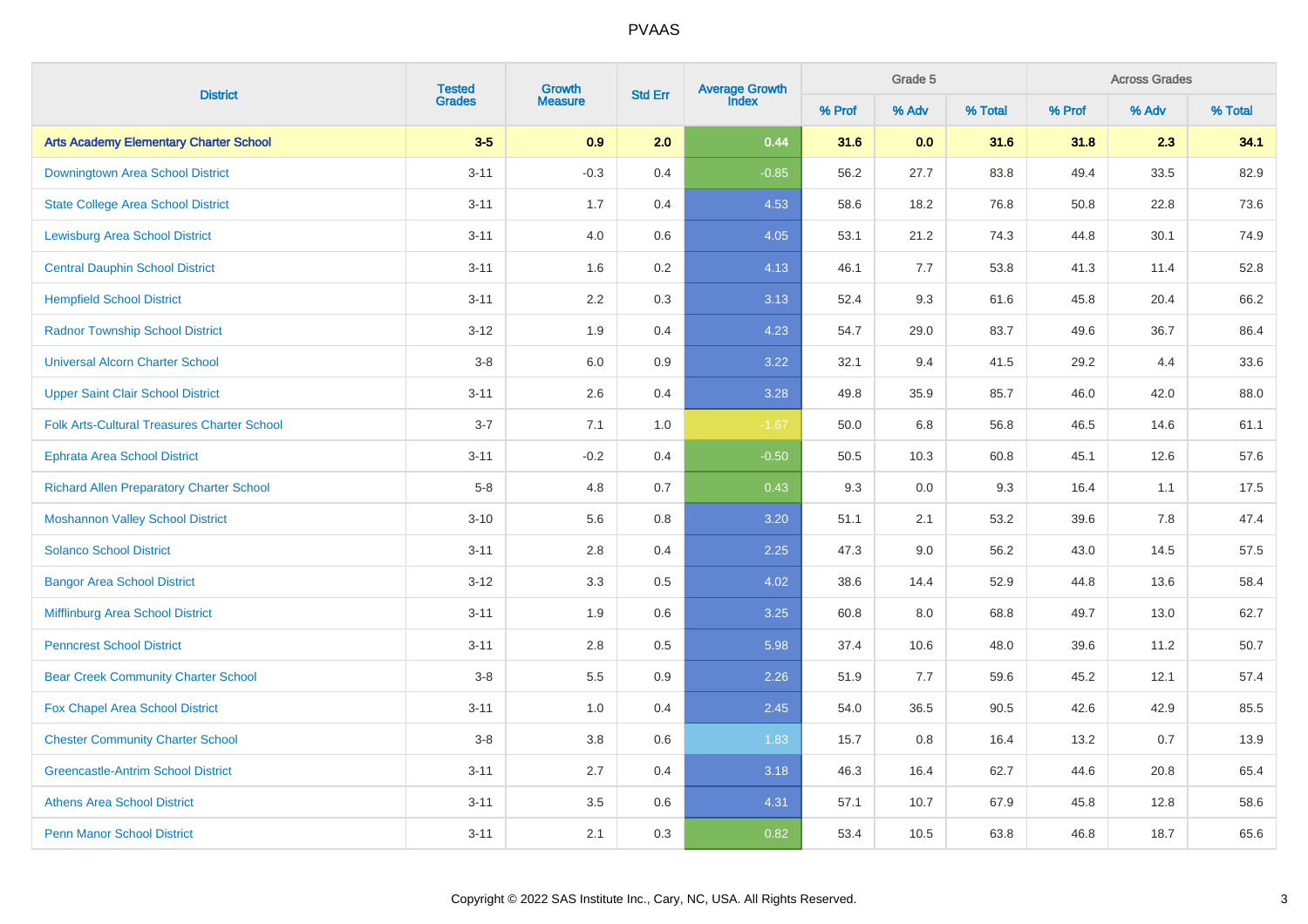# PVAAS

| District | Tested Grades | Growth Measure | Std Err | Average Growth Index | Grade 5 | | | Across Grades | | |
|---|---|---|---|---|---|---|---|---|---|---|
| | | | | | % Prof | % Adv | % Total | % Prof | % Adv | % Total |
| **Arts Academy Elementary Charter School** | **3-5** | **0.9** | **2.0** | **0.44** | **31.6** | **0.0** | **31.6** | **31.8** | **2.3** | **34.1** |
| Downingtown Area School District | 3-11 | -0.3 | 0.4 | -0.85 | 56.2 | 27.7 | 83.8 | 49.4 | 33.5 | 82.9 |
| State College Area School District | 3-11 | 1.7 | 0.4 | 4.53 | 58.6 | 18.2 | 76.8 | 50.8 | 22.8 | 73.6 |
| Lewisburg Area School District | 3-11 | 4.0 | 0.6 | 4.05 | 53.1 | 21.2 | 74.3 | 44.8 | 30.1 | 74.9 |
| Central Dauphin School District | 3-11 | 1.6 | 0.2 | 4.13 | 46.1 | 7.7 | 53.8 | 41.3 | 11.4 | 52.8 |
| Hempfield School District | 3-11 | 2.2 | 0.3 | 3.13 | 52.4 | 9.3 | 61.6 | 45.8 | 20.4 | 66.2 |
| Radnor Township School District | 3-12 | 1.9 | 0.4 | 4.23 | 54.7 | 29.0 | 83.7 | 49.6 | 36.7 | 86.4 |
| Universal Alcorn Charter School | 3-8 | 6.0 | 0.9 | 3.22 | 32.1 | 9.4 | 41.5 | 29.2 | 4.4 | 33.6 |
| Upper Saint Clair School District | 3-11 | 2.6 | 0.4 | 3.28 | 49.8 | 35.9 | 85.7 | 46.0 | 42.0 | 88.0 |
| Folk Arts-Cultural Treasures Charter School | 3-7 | 7.1 | 1.0 | -1.67 | 50.0 | 6.8 | 56.8 | 46.5 | 14.6 | 61.1 |
| Ephrata Area School District | 3-11 | -0.2 | 0.4 | -0.50 | 50.5 | 10.3 | 60.8 | 45.1 | 12.6 | 57.6 |
| Richard Allen Preparatory Charter School | 5-8 | 4.8 | 0.7 | 0.43 | 9.3 | 0.0 | 9.3 | 16.4 | 1.1 | 17.5 |
| Moshannon Valley School District | 3-10 | 5.6 | 0.8 | 3.20 | 51.1 | 2.1 | 53.2 | 39.6 | 7.8 | 47.4 |
| Solanco School District | 3-11 | 2.8 | 0.4 | 2.25 | 47.3 | 9.0 | 56.2 | 43.0 | 14.5 | 57.5 |
| Bangor Area School District | 3-12 | 3.3 | 0.5 | 4.02 | 38.6 | 14.4 | 52.9 | 44.8 | 13.6 | 58.4 |
| Mifflinburg Area School District | 3-11 | 1.9 | 0.6 | 3.25 | 60.8 | 8.0 | 68.8 | 49.7 | 13.0 | 62.7 |
| Penncrest School District | 3-11 | 2.8 | 0.5 | 5.98 | 37.4 | 10.6 | 48.0 | 39.6 | 11.2 | 50.7 |
| Bear Creek Community Charter School | 3-8 | 5.5 | 0.9 | 2.26 | 51.9 | 7.7 | 59.6 | 45.2 | 12.1 | 57.4 |
| Fox Chapel Area School District | 3-11 | 1.0 | 0.4 | 2.45 | 54.0 | 36.5 | 90.5 | 42.6 | 42.9 | 85.5 |
| Chester Community Charter School | 3-8 | 3.8 | 0.6 | 1.83 | 15.7 | 0.8 | 16.4 | 13.2 | 0.7 | 13.9 |
| Greencastle-Antrim School District | 3-11 | 2.7 | 0.4 | 3.18 | 46.3 | 16.4 | 62.7 | 44.6 | 20.8 | 65.4 |
| Athens Area School District | 3-11 | 3.5 | 0.6 | 4.31 | 57.1 | 10.7 | 67.9 | 45.8 | 12.8 | 58.6 |
| Penn Manor School District | 3-11 | 2.1 | 0.3 | 0.82 | 53.4 | 10.5 | 63.8 | 46.8 | 18.7 | 65.6 |

Copyright © 2022 SAS Institute Inc., Cary, NC, USA. All Rights Reserved.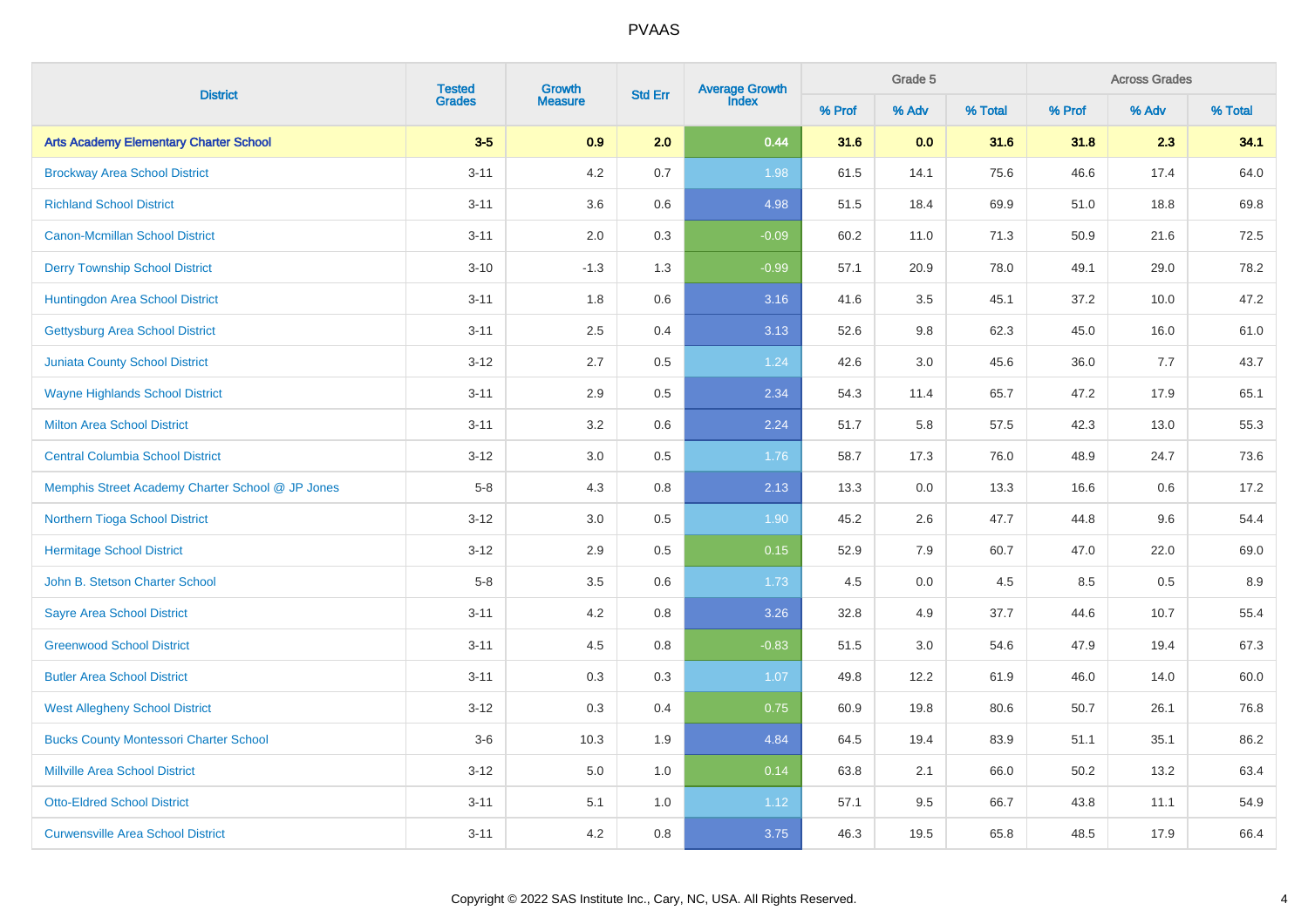| District | Tested Grades | Growth Measure | Std Err | Average Growth Index | Grade 5 | | | Across Grades | | |
|---|---|---|---|---|---|---|---|---|---|---|
| | | | | | % Prof | % Adv | % Total | % Prof | % Adv | % Total |
| **Arts Academy Elementary Charter School** | **3-5** | **0.9** | **2.0** | **0.44** | **31.6** | **0.0** | **31.6** | **31.8** | **2.3** | **34.1** |
| Brockway Area School District | 3-11 | 4.2 | 0.7 | 1.98 | 61.5 | 14.1 | 75.6 | 46.6 | 17.4 | 64.0 |
| Richland School District | 3-11 | 3.6 | 0.6 | 4.98 | 51.5 | 18.4 | 69.9 | 51.0 | 18.8 | 69.8 |
| Canon-Mcmillan School District | 3-11 | 2.0 | 0.3 | -0.09 | 60.2 | 11.0 | 71.3 | 50.9 | 21.6 | 72.5 |
| Derry Township School District | 3-10 | -1.3 | 1.3 | -0.99 | 57.1 | 20.9 | 78.0 | 49.1 | 29.0 | 78.2 |
| Huntingdon Area School District | 3-11 | 1.8 | 0.6 | 3.16 | 41.6 | 3.5 | 45.1 | 37.2 | 10.0 | 47.2 |
| Gettysburg Area School District | 3-11 | 2.5 | 0.4 | 3.13 | 52.6 | 9.8 | 62.3 | 45.0 | 16.0 | 61.0 |
| Juniata County School District | 3-12 | 2.7 | 0.5 | 1.24 | 42.6 | 3.0 | 45.6 | 36.0 | 7.7 | 43.7 |
| Wayne Highlands School District | 3-11 | 2.9 | 0.5 | 2.34 | 54.3 | 11.4 | 65.7 | 47.2 | 17.9 | 65.1 |
| Milton Area School District | 3-11 | 3.2 | 0.6 | 2.24 | 51.7 | 5.8 | 57.5 | 42.3 | 13.0 | 55.3 |
| Central Columbia School District | 3-12 | 3.0 | 0.5 | 1.76 | 58.7 | 17.3 | 76.0 | 48.9 | 24.7 | 73.6 |
| Memphis Street Academy Charter School @ JP Jones | 5-8 | 4.3 | 0.8 | 2.13 | 13.3 | 0.0 | 13.3 | 16.6 | 0.6 | 17.2 |
| Northern Tioga School District | 3-12 | 3.0 | 0.5 | 1.90 | 45.2 | 2.6 | 47.7 | 44.8 | 9.6 | 54.4 |
| Hermitage School District | 3-12 | 2.9 | 0.5 | 0.15 | 52.9 | 7.9 | 60.7 | 47.0 | 22.0 | 69.0 |
| John B. Stetson Charter School | 5-8 | 3.5 | 0.6 | 1.73 | 4.5 | 0.0 | 4.5 | 8.5 | 0.5 | 8.9 |
| Sayre Area School District | 3-11 | 4.2 | 0.8 | 3.26 | 32.8 | 4.9 | 37.7 | 44.6 | 10.7 | 55.4 |
| Greenwood School District | 3-11 | 4.5 | 0.8 | -0.83 | 51.5 | 3.0 | 54.6 | 47.9 | 19.4 | 67.3 |
| Butler Area School District | 3-11 | 0.3 | 0.3 | 1.07 | 49.8 | 12.2 | 61.9 | 46.0 | 14.0 | 60.0 |
| West Allegheny School District | 3-12 | 0.3 | 0.4 | 0.75 | 60.9 | 19.8 | 80.6 | 50.7 | 26.1 | 76.8 |
| Bucks County Montessori Charter School | 3-6 | 10.3 | 1.9 | 4.84 | 64.5 | 19.4 | 83.9 | 51.1 | 35.1 | 86.2 |
| Millville Area School District | 3-12 | 5.0 | 1.0 | 0.14 | 63.8 | 2.1 | 66.0 | 50.2 | 13.2 | 63.4 |
| Otto-Eldred School District | 3-11 | 5.1 | 1.0 | 1.12 | 57.1 | 9.5 | 66.7 | 43.8 | 11.1 | 54.9 |
| Curwensville Area School District | 3-11 | 4.2 | 0.8 | 3.75 | 46.3 | 19.5 | 65.8 | 48.5 | 17.9 | 66.4 |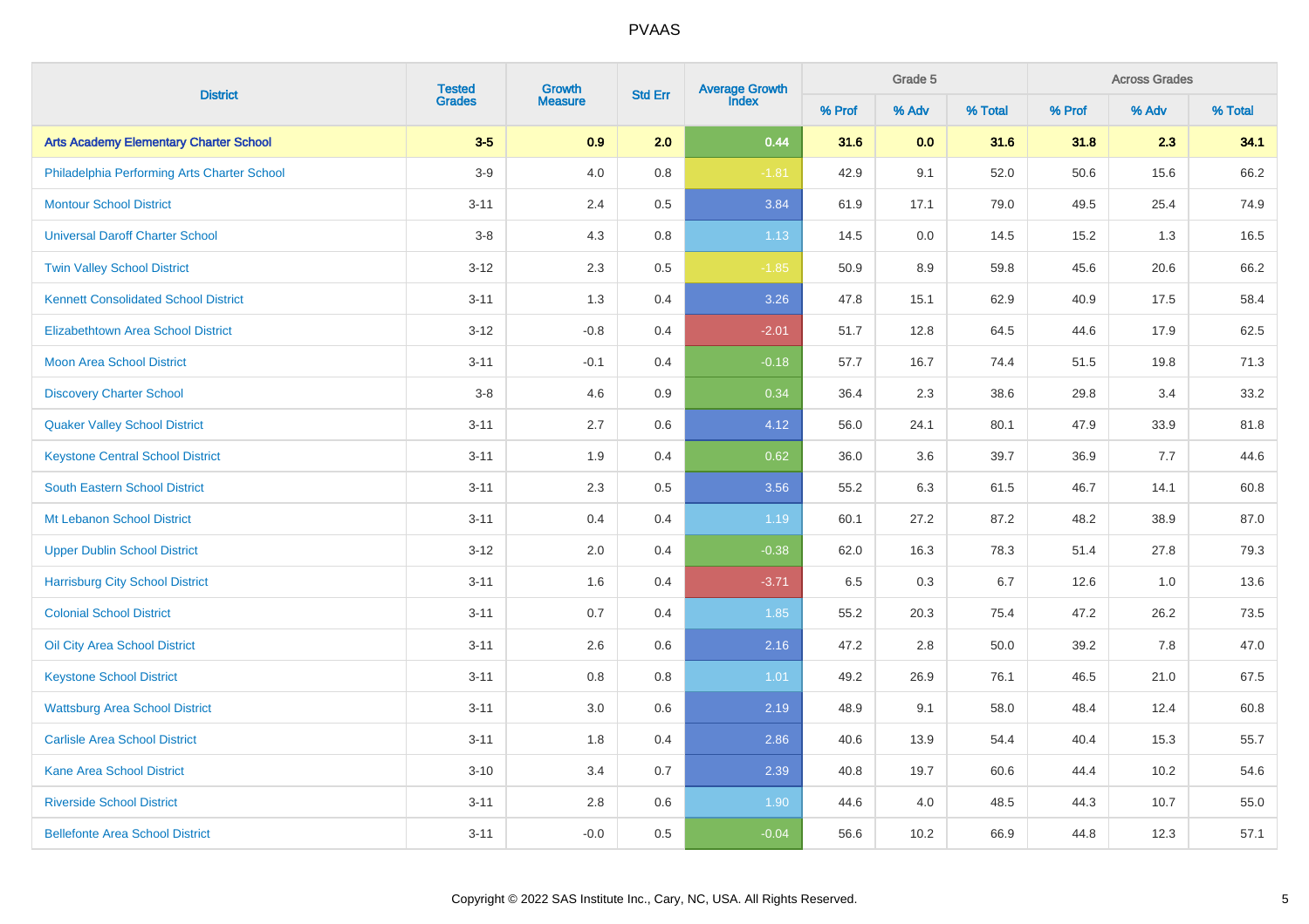# PVAAS

| District | Tested Grades | Growth Measure | Std Err | Average Growth Index | Grade 5 | | | Across Grades | | |
|---|---|---|---|---|---|---|---|---|---|---|
| | | | | | % Prof | % Adv | % Total | % Prof | % Adv | % Total |
| **Arts Academy Elementary Charter School** | **3-5** | **0.9** | **2.0** | **0.44** | **31.6** | **0.0** | **31.6** | **31.8** | **2.3** | **34.1** |
| Philadelphia Performing Arts Charter School | 3-9 | 4.0 | 0.8 | -1.81 | 42.9 | 9.1 | 52.0 | 50.6 | 15.6 | 66.2 |
| Montour School District | 3-11 | 2.4 | 0.5 | 3.84 | 61.9 | 17.1 | 79.0 | 49.5 | 25.4 | 74.9 |
| Universal Daroff Charter School | 3-8 | 4.3 | 0.8 | 1.13 | 14.5 | 0.0 | 14.5 | 15.2 | 1.3 | 16.5 |
| Twin Valley School District | 3-12 | 2.3 | 0.5 | -1.85 | 50.9 | 8.9 | 59.8 | 45.6 | 20.6 | 66.2 |
| Kennett Consolidated School District | 3-11 | 1.3 | 0.4 | 3.26 | 47.8 | 15.1 | 62.9 | 40.9 | 17.5 | 58.4 |
| Elizabethtown Area School District | 3-12 | -0.8 | 0.4 | -2.01 | 51.7 | 12.8 | 64.5 | 44.6 | 17.9 | 62.5 |
| Moon Area School District | 3-11 | -0.1 | 0.4 | -0.18 | 57.7 | 16.7 | 74.4 | 51.5 | 19.8 | 71.3 |
| Discovery Charter School | 3-8 | 4.6 | 0.9 | 0.34 | 36.4 | 2.3 | 38.6 | 29.8 | 3.4 | 33.2 |
| Quaker Valley School District | 3-11 | 2.7 | 0.6 | 4.12 | 56.0 | 24.1 | 80.1 | 47.9 | 33.9 | 81.8 |
| Keystone Central School District | 3-11 | 1.9 | 0.4 | 0.62 | 36.0 | 3.6 | 39.7 | 36.9 | 7.7 | 44.6 |
| South Eastern School District | 3-11 | 2.3 | 0.5 | 3.56 | 55.2 | 6.3 | 61.5 | 46.7 | 14.1 | 60.8 |
| Mt Lebanon School District | 3-11 | 0.4 | 0.4 | 1.19 | 60.1 | 27.2 | 87.2 | 48.2 | 38.9 | 87.0 |
| Upper Dublin School District | 3-12 | 2.0 | 0.4 | -0.38 | 62.0 | 16.3 | 78.3 | 51.4 | 27.8 | 79.3 |
| Harrisburg City School District | 3-11 | 1.6 | 0.4 | -3.71 | 6.5 | 0.3 | 6.7 | 12.6 | 1.0 | 13.6 |
| Colonial School District | 3-11 | 0.7 | 0.4 | 1.85 | 55.2 | 20.3 | 75.4 | 47.2 | 26.2 | 73.5 |
| Oil City Area School District | 3-11 | 2.6 | 0.6 | 2.16 | 47.2 | 2.8 | 50.0 | 39.2 | 7.8 | 47.0 |
| Keystone School District | 3-11 | 0.8 | 0.8 | 1.01 | 49.2 | 26.9 | 76.1 | 46.5 | 21.0 | 67.5 |
| Wattsburg Area School District | 3-11 | 3.0 | 0.6 | 2.19 | 48.9 | 9.1 | 58.0 | 48.4 | 12.4 | 60.8 |
| Carlisle Area School District | 3-11 | 1.8 | 0.4 | 2.86 | 40.6 | 13.9 | 54.4 | 40.4 | 15.3 | 55.7 |
| Kane Area School District | 3-10 | 3.4 | 0.7 | 2.39 | 40.8 | 19.7 | 60.6 | 44.4 | 10.2 | 54.6 |
| Riverside School District | 3-11 | 2.8 | 0.6 | 1.90 | 44.6 | 4.0 | 48.5 | 44.3 | 10.7 | 55.0 |
| Bellefonte Area School District | 3-11 | -0.0 | 0.5 | -0.04 | 56.6 | 10.2 | 66.9 | 44.8 | 12.3 | 57.1 |

Copyright © 2022 SAS Institute Inc., Cary, NC, USA. All Rights Reserved.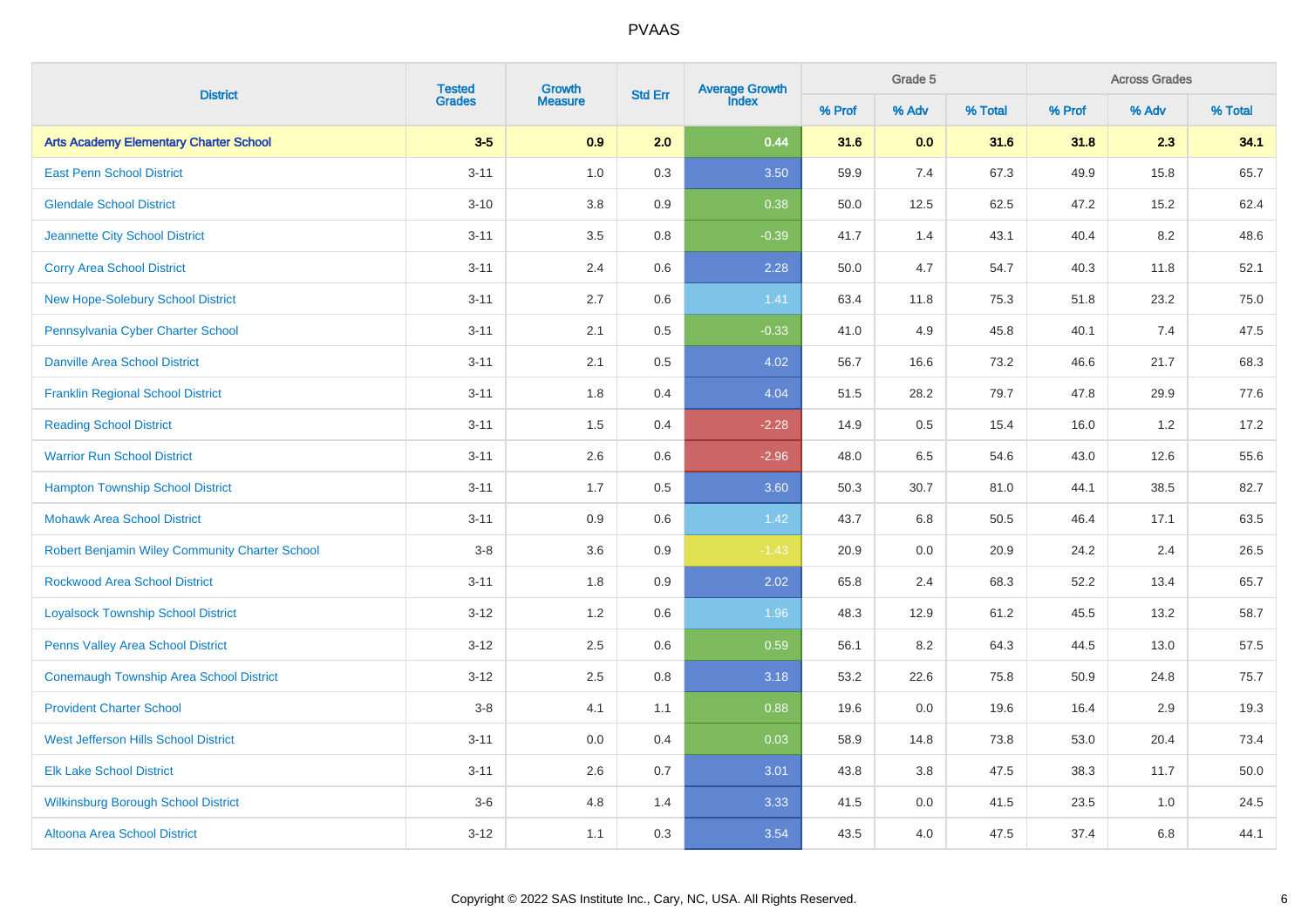# PVAAS

| District | Tested Grades | Growth Measure | Std Err | Average Growth Index | Grade 5 | | | Across Grades | | |
|---|---|---|---|---|---|---|---|---|---|---|
| | | | | | % Prof | % Adv | % Total | % Prof | % Adv | % Total |
| **Arts Academy Elementary Charter School** | **3-5** | **0.9** | **2.0** | **0.44** | **31.6** | **0.0** | **31.6** | **31.8** | **2.3** | **34.1** |
| East Penn School District | 3-11 | 1.0 | 0.3 | 3.50 | 59.9 | 7.4 | 67.3 | 49.9 | 15.8 | 65.7 |
| Glendale School District | 3-10 | 3.8 | 0.9 | 0.38 | 50.0 | 12.5 | 62.5 | 47.2 | 15.2 | 62.4 |
| Jeannette City School District | 3-11 | 3.5 | 0.8 | -0.39 | 41.7 | 1.4 | 43.1 | 40.4 | 8.2 | 48.6 |
| Corry Area School District | 3-11 | 2.4 | 0.6 | 2.28 | 50.0 | 4.7 | 54.7 | 40.3 | 11.8 | 52.1 |
| New Hope-Solebury School District | 3-11 | 2.7 | 0.6 | 1.41 | 63.4 | 11.8 | 75.3 | 51.8 | 23.2 | 75.0 |
| Pennsylvania Cyber Charter School | 3-11 | 2.1 | 0.5 | -0.33 | 41.0 | 4.9 | 45.8 | 40.1 | 7.4 | 47.5 |
| Danville Area School District | 3-11 | 2.1 | 0.5 | 4.02 | 56.7 | 16.6 | 73.2 | 46.6 | 21.7 | 68.3 |
| Franklin Regional School District | 3-11 | 1.8 | 0.4 | 4.04 | 51.5 | 28.2 | 79.7 | 47.8 | 29.9 | 77.6 |
| Reading School District | 3-11 | 1.5 | 0.4 | -2.28 | 14.9 | 0.5 | 15.4 | 16.0 | 1.2 | 17.2 |
| Warrior Run School District | 3-11 | 2.6 | 0.6 | -2.96 | 48.0 | 6.5 | 54.6 | 43.0 | 12.6 | 55.6 |
| Hampton Township School District | 3-11 | 1.7 | 0.5 | 3.60 | 50.3 | 30.7 | 81.0 | 44.1 | 38.5 | 82.7 |
| Mohawk Area School District | 3-11 | 0.9 | 0.6 | 1.42 | 43.7 | 6.8 | 50.5 | 46.4 | 17.1 | 63.5 |
| Robert Benjamin Wiley Community Charter School | 3-8 | 3.6 | 0.9 | -1.43 | 20.9 | 0.0 | 20.9 | 24.2 | 2.4 | 26.5 |
| Rockwood Area School District | 3-11 | 1.8 | 0.9 | 2.02 | 65.8 | 2.4 | 68.3 | 52.2 | 13.4 | 65.7 |
| Loyalsock Township School District | 3-12 | 1.2 | 0.6 | 1.96 | 48.3 | 12.9 | 61.2 | 45.5 | 13.2 | 58.7 |
| Penns Valley Area School District | 3-12 | 2.5 | 0.6 | 0.59 | 56.1 | 8.2 | 64.3 | 44.5 | 13.0 | 57.5 |
| Conemaugh Township Area School District | 3-12 | 2.5 | 0.8 | 3.18 | 53.2 | 22.6 | 75.8 | 50.9 | 24.8 | 75.7 |
| Provident Charter School | 3-8 | 4.1 | 1.1 | 0.88 | 19.6 | 0.0 | 19.6 | 16.4 | 2.9 | 19.3 |
| West Jefferson Hills School District | 3-11 | 0.0 | 0.4 | 0.03 | 58.9 | 14.8 | 73.8 | 53.0 | 20.4 | 73.4 |
| Elk Lake School District | 3-11 | 2.6 | 0.7 | 3.01 | 43.8 | 3.8 | 47.5 | 38.3 | 11.7 | 50.0 |
| Wilkinsburg Borough School District | 3-6 | 4.8 | 1.4 | 3.33 | 41.5 | 0.0 | 41.5 | 23.5 | 1.0 | 24.5 |
| Altoona Area School District | 3-12 | 1.1 | 0.3 | 3.54 | 43.5 | 4.0 | 47.5 | 37.4 | 6.8 | 44.1 |

Copyright © 2022 SAS Institute Inc., Cary, NC, USA. All Rights Reserved.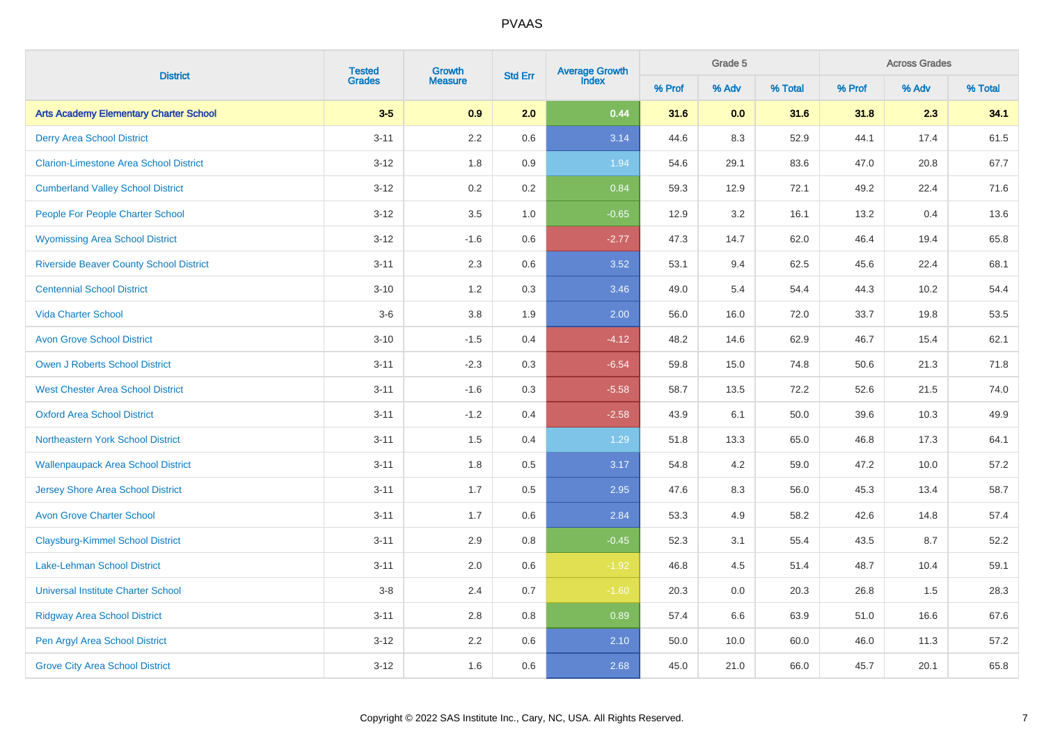# PVAAS

| District | Tested Grades | Growth Measure | Std Err | Average Growth Index | Grade 5 | | | Across Grades | | |
|---|---|---|---|---|---|---|---|---|---|---|
| | | | | | % Prof | % Adv | % Total | % Prof | % Adv | % Total |
| **Arts Academy Elementary Charter School** | **3-5** | **0.9** | **2.0** | **0.44** | **31.6** | **0.0** | **31.6** | **31.8** | **2.3** | **34.1** |
| Derry Area School District | 3-11 | 2.2 | 0.6 | 3.14 | 44.6 | 8.3 | 52.9 | 44.1 | 17.4 | 61.5 |
| Clarion-Limestone Area School District | 3-12 | 1.8 | 0.9 | 1.94 | 54.6 | 29.1 | 83.6 | 47.0 | 20.8 | 67.7 |
| Cumberland Valley School District | 3-12 | 0.2 | 0.2 | 0.84 | 59.3 | 12.9 | 72.1 | 49.2 | 22.4 | 71.6 |
| People For People Charter School | 3-12 | 3.5 | 1.0 | -0.65 | 12.9 | 3.2 | 16.1 | 13.2 | 0.4 | 13.6 |
| Wyomissing Area School District | 3-12 | -1.6 | 0.6 | -2.77 | 47.3 | 14.7 | 62.0 | 46.4 | 19.4 | 65.8 |
| Riverside Beaver County School District | 3-11 | 2.3 | 0.6 | 3.52 | 53.1 | 9.4 | 62.5 | 45.6 | 22.4 | 68.1 |
| Centennial School District | 3-10 | 1.2 | 0.3 | 3.46 | 49.0 | 5.4 | 54.4 | 44.3 | 10.2 | 54.4 |
| Vida Charter School | 3-6 | 3.8 | 1.9 | 2.00 | 56.0 | 16.0 | 72.0 | 33.7 | 19.8 | 53.5 |
| Avon Grove School District | 3-10 | -1.5 | 0.4 | -4.12 | 48.2 | 14.6 | 62.9 | 46.7 | 15.4 | 62.1 |
| Owen J Roberts School District | 3-11 | -2.3 | 0.3 | -6.54 | 59.8 | 15.0 | 74.8 | 50.6 | 21.3 | 71.8 |
| West Chester Area School District | 3-11 | -1.6 | 0.3 | -5.58 | 58.7 | 13.5 | 72.2 | 52.6 | 21.5 | 74.0 |
| Oxford Area School District | 3-11 | -1.2 | 0.4 | -2.58 | 43.9 | 6.1 | 50.0 | 39.6 | 10.3 | 49.9 |
| Northeastern York School District | 3-11 | 1.5 | 0.4 | 1.29 | 51.8 | 13.3 | 65.0 | 46.8 | 17.3 | 64.1 |
| Wallenpaupack Area School District | 3-11 | 1.8 | 0.5 | 3.17 | 54.8 | 4.2 | 59.0 | 47.2 | 10.0 | 57.2 |
| Jersey Shore Area School District | 3-11 | 1.7 | 0.5 | 2.95 | 47.6 | 8.3 | 56.0 | 45.3 | 13.4 | 58.7 |
| Avon Grove Charter School | 3-11 | 1.7 | 0.6 | 2.84 | 53.3 | 4.9 | 58.2 | 42.6 | 14.8 | 57.4 |
| Claysburg-Kimmel School District | 3-11 | 2.9 | 0.8 | -0.45 | 52.3 | 3.1 | 55.4 | 43.5 | 8.7 | 52.2 |
| Lake-Lehman School District | 3-11 | 2.0 | 0.6 | -1.92 | 46.8 | 4.5 | 51.4 | 48.7 | 10.4 | 59.1 |
| Universal Institute Charter School | 3-8 | 2.4 | 0.7 | -1.60 | 20.3 | 0.0 | 20.3 | 26.8 | 1.5 | 28.3 |
| Ridgway Area School District | 3-11 | 2.8 | 0.8 | 0.89 | 57.4 | 6.6 | 63.9 | 51.0 | 16.6 | 67.6 |
| Pen Argyl Area School District | 3-12 | 2.2 | 0.6 | 2.10 | 50.0 | 10.0 | 60.0 | 46.0 | 11.3 | 57.2 |
| Grove City Area School District | 3-12 | 1.6 | 0.6 | 2.68 | 45.0 | 21.0 | 66.0 | 45.7 | 20.1 | 65.8 |

Copyright © 2022 SAS Institute Inc., Cary, NC, USA. All Rights Reserved.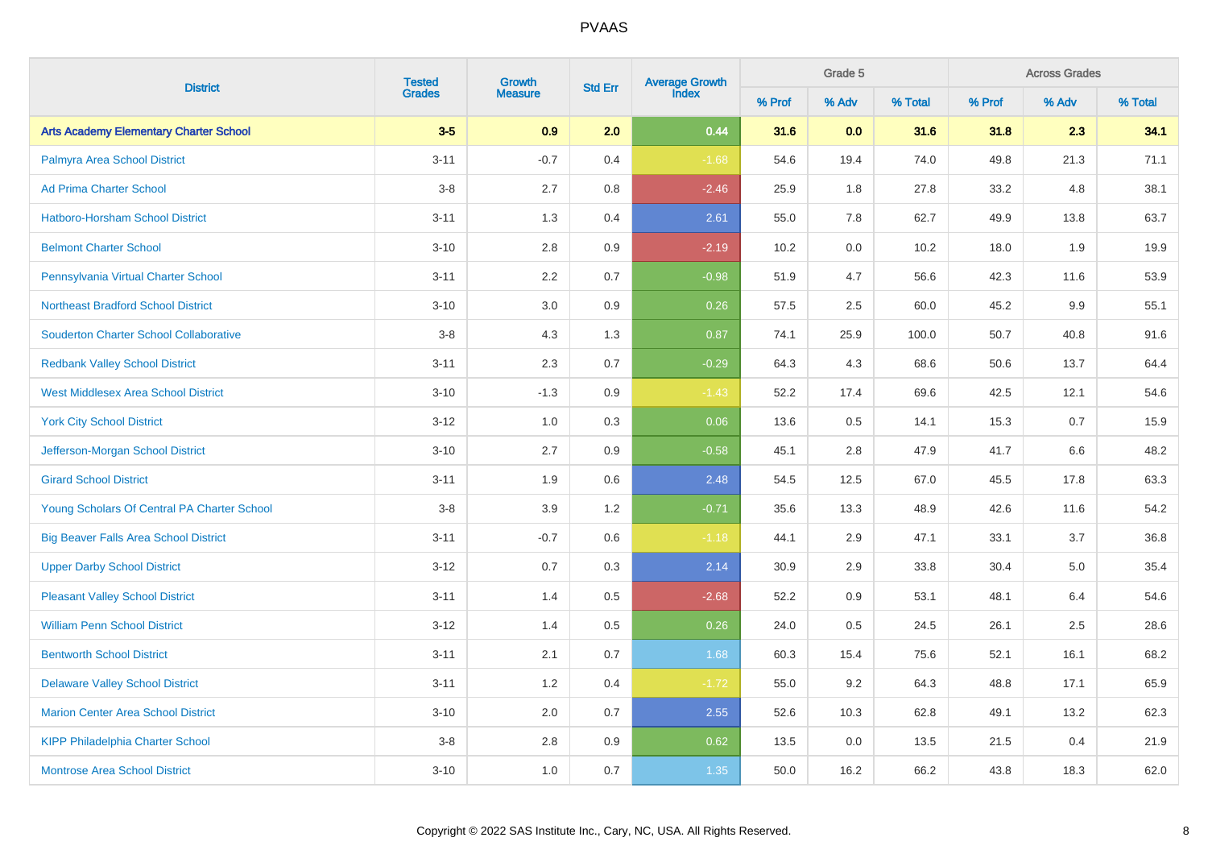# PVAAS

| District | Tested Grades | Growth Measure | Std Err | Average Growth Index | Grade 5 | | | Across Grades | | |
|---|---|---|---|---|---|---|---|---|---|---|
| | | | | | % Prof | % Adv | % Total | % Prof | % Adv | % Total |
| **Arts Academy Elementary Charter School** | **3-5** | **0.9** | **2.0** | **0.44** | **31.6** | **0.0** | **31.6** | **31.8** | **2.3** | **34.1** |
| Palmyra Area School District | 3-11 | -0.7 | 0.4 | -1.68 | 54.6 | 19.4 | 74.0 | 49.8 | 21.3 | 71.1 |
| Ad Prima Charter School | 3-8 | 2.7 | 0.8 | -2.46 | 25.9 | 1.8 | 27.8 | 33.2 | 4.8 | 38.1 |
| Hatboro-Horsham School District | 3-11 | 1.3 | 0.4 | 2.61 | 55.0 | 7.8 | 62.7 | 49.9 | 13.8 | 63.7 |
| Belmont Charter School | 3-10 | 2.8 | 0.9 | -2.19 | 10.2 | 0.0 | 10.2 | 18.0 | 1.9 | 19.9 |
| Pennsylvania Virtual Charter School | 3-11 | 2.2 | 0.7 | -0.98 | 51.9 | 4.7 | 56.6 | 42.3 | 11.6 | 53.9 |
| Northeast Bradford School District | 3-10 | 3.0 | 0.9 | 0.26 | 57.5 | 2.5 | 60.0 | 45.2 | 9.9 | 55.1 |
| Souderton Charter School Collaborative | 3-8 | 4.3 | 1.3 | 0.87 | 74.1 | 25.9 | 100.0 | 50.7 | 40.8 | 91.6 |
| Redbank Valley School District | 3-11 | 2.3 | 0.7 | -0.29 | 64.3 | 4.3 | 68.6 | 50.6 | 13.7 | 64.4 |
| West Middlesex Area School District | 3-10 | -1.3 | 0.9 | -1.43 | 52.2 | 17.4 | 69.6 | 42.5 | 12.1 | 54.6 |
| York City School District | 3-12 | 1.0 | 0.3 | 0.06 | 13.6 | 0.5 | 14.1 | 15.3 | 0.7 | 15.9 |
| Jefferson-Morgan School District | 3-10 | 2.7 | 0.9 | -0.58 | 45.1 | 2.8 | 47.9 | 41.7 | 6.6 | 48.2 |
| Girard School District | 3-11 | 1.9 | 0.6 | 2.48 | 54.5 | 12.5 | 67.0 | 45.5 | 17.8 | 63.3 |
| Young Scholars Of Central PA Charter School | 3-8 | 3.9 | 1.2 | -0.71 | 35.6 | 13.3 | 48.9 | 42.6 | 11.6 | 54.2 |
| Big Beaver Falls Area School District | 3-11 | -0.7 | 0.6 | -1.18 | 44.1 | 2.9 | 47.1 | 33.1 | 3.7 | 36.8 |
| Upper Darby School District | 3-12 | 0.7 | 0.3 | 2.14 | 30.9 | 2.9 | 33.8 | 30.4 | 5.0 | 35.4 |
| Pleasant Valley School District | 3-11 | 1.4 | 0.5 | -2.68 | 52.2 | 0.9 | 53.1 | 48.1 | 6.4 | 54.6 |
| William Penn School District | 3-12 | 1.4 | 0.5 | 0.26 | 24.0 | 0.5 | 24.5 | 26.1 | 2.5 | 28.6 |
| Bentworth School District | 3-11 | 2.1 | 0.7 | 1.68 | 60.3 | 15.4 | 75.6 | 52.1 | 16.1 | 68.2 |
| Delaware Valley School District | 3-11 | 1.2 | 0.4 | -1.72 | 55.0 | 9.2 | 64.3 | 48.8 | 17.1 | 65.9 |
| Marion Center Area School District | 3-10 | 2.0 | 0.7 | 2.55 | 52.6 | 10.3 | 62.8 | 49.1 | 13.2 | 62.3 |
| KIPP Philadelphia Charter School | 3-8 | 2.8 | 0.9 | 0.62 | 13.5 | 0.0 | 13.5 | 21.5 | 0.4 | 21.9 |
| Montrose Area School District | 3-10 | 1.0 | 0.7 | 1.35 | 50.0 | 16.2 | 66.2 | 43.8 | 18.3 | 62.0 |

Copyright © 2022 SAS Institute Inc., Cary, NC, USA. All Rights Reserved.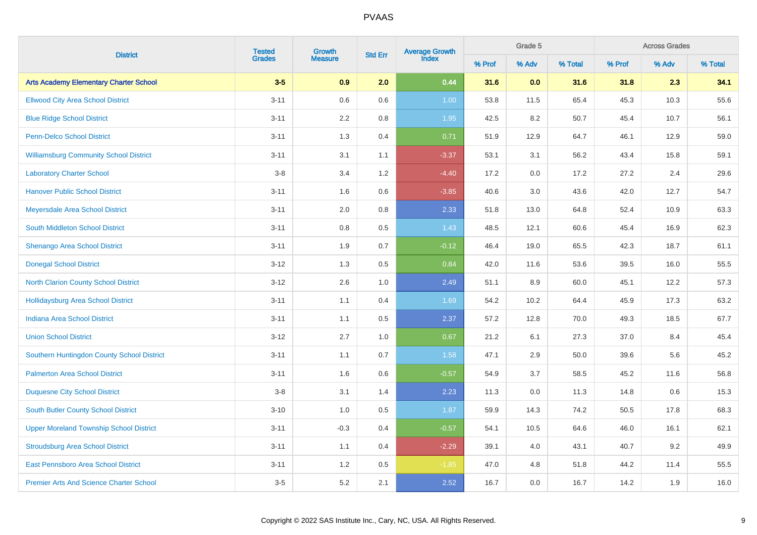# PVAAS

| District | Tested Grades | Growth Measure | Std Err | Average Growth Index | Grade 5 | | | Across Grades | | |
|---|---|---|---|---|---|---|---|---|---|---|
| | | | | | % Prof | % Adv | % Total | % Prof | % Adv | % Total |
| **Arts Academy Elementary Charter School** | **3-5** | **0.9** | **2.0** | **0.44** | **31.6** | **0.0** | **31.6** | **31.8** | **2.3** | **34.1** |
| Ellwood City Area School District | 3-11 | 0.6 | 0.6 | 1.00 | 53.8 | 11.5 | 65.4 | 45.3 | 10.3 | 55.6 |
| Blue Ridge School District | 3-11 | 2.2 | 0.8 | 1.95 | 42.5 | 8.2 | 50.7 | 45.4 | 10.7 | 56.1 |
| Penn-Delco School District | 3-11 | 1.3 | 0.4 | 0.71 | 51.9 | 12.9 | 64.7 | 46.1 | 12.9 | 59.0 |
| Williamsburg Community School District | 3-11 | 3.1 | 1.1 | -3.37 | 53.1 | 3.1 | 56.2 | 43.4 | 15.8 | 59.1 |
| Laboratory Charter School | 3-8 | 3.4 | 1.2 | -4.40 | 17.2 | 0.0 | 17.2 | 27.2 | 2.4 | 29.6 |
| Hanover Public School District | 3-11 | 1.6 | 0.6 | -3.85 | 40.6 | 3.0 | 43.6 | 42.0 | 12.7 | 54.7 |
| Meyersdale Area School District | 3-11 | 2.0 | 0.8 | 2.33 | 51.8 | 13.0 | 64.8 | 52.4 | 10.9 | 63.3 |
| South Middleton School District | 3-11 | 0.8 | 0.5 | 1.43 | 48.5 | 12.1 | 60.6 | 45.4 | 16.9 | 62.3 |
| Shenango Area School District | 3-11 | 1.9 | 0.7 | -0.12 | 46.4 | 19.0 | 65.5 | 42.3 | 18.7 | 61.1 |
| Donegal School District | 3-12 | 1.3 | 0.5 | 0.84 | 42.0 | 11.6 | 53.6 | 39.5 | 16.0 | 55.5 |
| North Clarion County School District | 3-12 | 2.6 | 1.0 | 2.49 | 51.1 | 8.9 | 60.0 | 45.1 | 12.2 | 57.3 |
| Hollidaysburg Area School District | 3-11 | 1.1 | 0.4 | 1.69 | 54.2 | 10.2 | 64.4 | 45.9 | 17.3 | 63.2 |
| Indiana Area School District | 3-11 | 1.1 | 0.5 | 2.37 | 57.2 | 12.8 | 70.0 | 49.3 | 18.5 | 67.7 |
| Union School District | 3-12 | 2.7 | 1.0 | 0.67 | 21.2 | 6.1 | 27.3 | 37.0 | 8.4 | 45.4 |
| Southern Huntingdon County School District | 3-11 | 1.1 | 0.7 | 1.58 | 47.1 | 2.9 | 50.0 | 39.6 | 5.6 | 45.2 |
| Palmerton Area School District | 3-11 | 1.6 | 0.6 | -0.57 | 54.9 | 3.7 | 58.5 | 45.2 | 11.6 | 56.8 |
| Duquesne City School District | 3-8 | 3.1 | 1.4 | 2.23 | 11.3 | 0.0 | 11.3 | 14.8 | 0.6 | 15.3 |
| South Butler County School District | 3-10 | 1.0 | 0.5 | 1.87 | 59.9 | 14.3 | 74.2 | 50.5 | 17.8 | 68.3 |
| Upper Moreland Township School District | 3-11 | -0.3 | 0.4 | -0.57 | 54.1 | 10.5 | 64.6 | 46.0 | 16.1 | 62.1 |
| Stroudsburg Area School District | 3-11 | 1.1 | 0.4 | -2.29 | 39.1 | 4.0 | 43.1 | 40.7 | 9.2 | 49.9 |
| East Pennsboro Area School District | 3-11 | 1.2 | 0.5 | -1.85 | 47.0 | 4.8 | 51.8 | 44.2 | 11.4 | 55.5 |
| Premier Arts And Science Charter School | 3-5 | 5.2 | 2.1 | 2.52 | 16.7 | 0.0 | 16.7 | 14.2 | 1.9 | 16.0 |

Copyright © 2022 SAS Institute Inc., Cary, NC, USA. All Rights Reserved.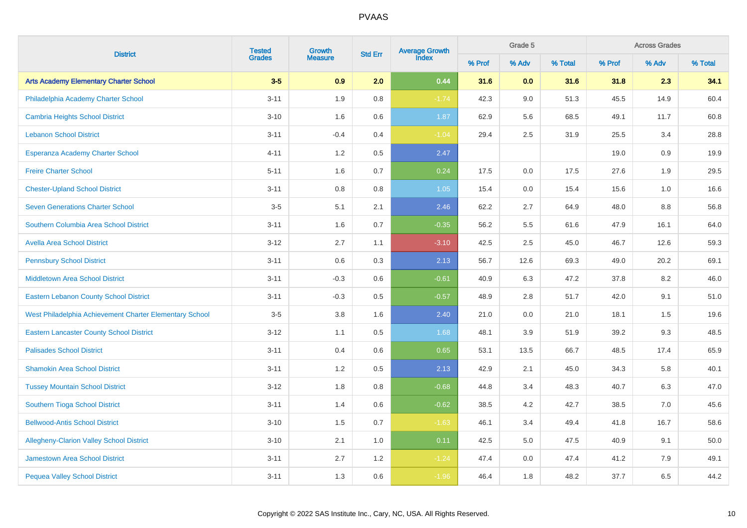| District | Tested Grades | Growth Measure | Std Err | Average Growth Index | Grade 5 | | | Across Grades | | |
|---|---|---|---|---|---|---|---|---|---|---|
| | | | | | % Prof | % Adv | % Total | % Prof | % Adv | % Total |
| **Arts Academy Elementary Charter School** | **3-5** | **0.9** | **2.0** | **0.44** | **31.6** | **0.0** | **31.6** | **31.8** | **2.3** | **34.1** |
| Philadelphia Academy Charter School | 3-11 | 1.9 | 0.8 | -1.74 | 42.3 | 9.0 | 51.3 | 45.5 | 14.9 | 60.4 |
| Cambria Heights School District | 3-10 | 1.6 | 0.6 | 1.87 | 62.9 | 5.6 | 68.5 | 49.1 | 11.7 | 60.8 |
| Lebanon School District | 3-11 | -0.4 | 0.4 | -1.04 | 29.4 | 2.5 | 31.9 | 25.5 | 3.4 | 28.8 |
| Esperanza Academy Charter School | 4-11 | 1.2 | 0.5 | 2.47 | | | | 19.0 | 0.9 | 19.9 |
| Freire Charter School | 5-11 | 1.6 | 0.7 | 0.24 | 17.5 | 0.0 | 17.5 | 27.6 | 1.9 | 29.5 |
| Chester-Upland School District | 3-11 | 0.8 | 0.8 | 1.05 | 15.4 | 0.0 | 15.4 | 15.6 | 1.0 | 16.6 |
| Seven Generations Charter School | 3-5 | 5.1 | 2.1 | 2.46 | 62.2 | 2.7 | 64.9 | 48.0 | 8.8 | 56.8 |
| Southern Columbia Area School District | 3-11 | 1.6 | 0.7 | -0.35 | 56.2 | 5.5 | 61.6 | 47.9 | 16.1 | 64.0 |
| Avella Area School District | 3-12 | 2.7 | 1.1 | -3.10 | 42.5 | 2.5 | 45.0 | 46.7 | 12.6 | 59.3 |
| Pennsbury School District | 3-11 | 0.6 | 0.3 | 2.13 | 56.7 | 12.6 | 69.3 | 49.0 | 20.2 | 69.1 |
| Middletown Area School District | 3-11 | -0.3 | 0.6 | -0.61 | 40.9 | 6.3 | 47.2 | 37.8 | 8.2 | 46.0 |
| Eastern Lebanon County School District | 3-11 | -0.3 | 0.5 | -0.57 | 48.9 | 2.8 | 51.7 | 42.0 | 9.1 | 51.0 |
| West Philadelphia Achievement Charter Elementary School | 3-5 | 3.8 | 1.6 | 2.40 | 21.0 | 0.0 | 21.0 | 18.1 | 1.5 | 19.6 |
| Eastern Lancaster County School District | 3-12 | 1.1 | 0.5 | 1.68 | 48.1 | 3.9 | 51.9 | 39.2 | 9.3 | 48.5 |
| Palisades School District | 3-11 | 0.4 | 0.6 | 0.65 | 53.1 | 13.5 | 66.7 | 48.5 | 17.4 | 65.9 |
| Shamokin Area School District | 3-11 | 1.2 | 0.5 | 2.13 | 42.9 | 2.1 | 45.0 | 34.3 | 5.8 | 40.1 |
| Tussey Mountain School District | 3-12 | 1.8 | 0.8 | -0.68 | 44.8 | 3.4 | 48.3 | 40.7 | 6.3 | 47.0 |
| Southern Tioga School District | 3-11 | 1.4 | 0.6 | -0.62 | 38.5 | 4.2 | 42.7 | 38.5 | 7.0 | 45.6 |
| Bellwood-Antis School District | 3-10 | 1.5 | 0.7 | -1.63 | 46.1 | 3.4 | 49.4 | 41.8 | 16.7 | 58.6 |
| Allegheny-Clarion Valley School District | 3-10 | 2.1 | 1.0 | 0.11 | 42.5 | 5.0 | 47.5 | 40.9 | 9.1 | 50.0 |
| Jamestown Area School District | 3-11 | 2.7 | 1.2 | -1.24 | 47.4 | 0.0 | 47.4 | 41.2 | 7.9 | 49.1 |
| Pequea Valley School District | 3-11 | 1.3 | 0.6 | -1.96 | 46.4 | 1.8 | 48.2 | 37.7 | 6.5 | 44.2 |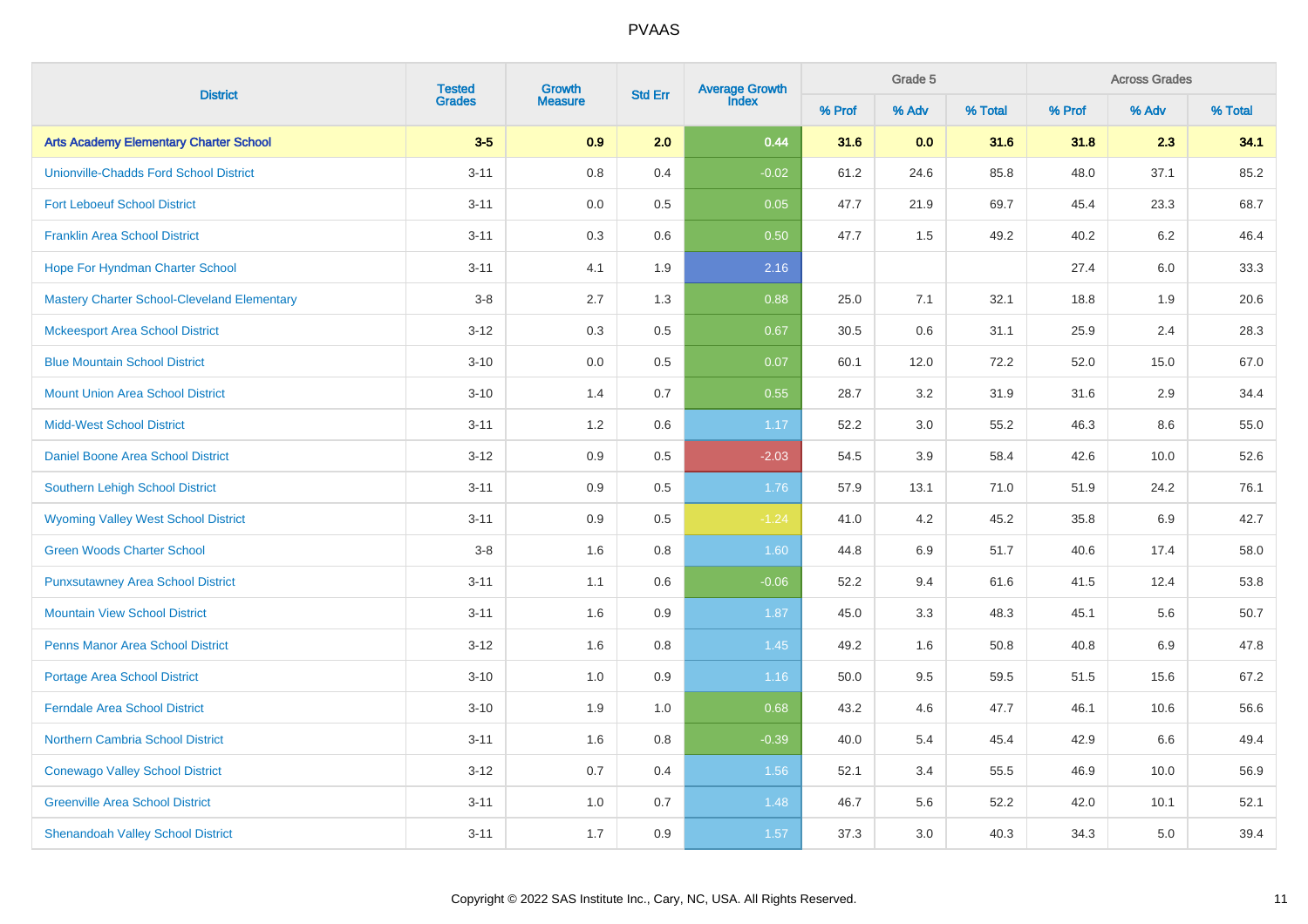# PVAAS

| District | Tested Grades | Growth Measure | Std Err | Average Growth Index | Grade 5 | | | Across Grades | | |
|---|---|---|---|---|---|---|---|---|---|---|
| | | | | | % Prof | % Adv | % Total | % Prof | % Adv | % Total |
| **Arts Academy Elementary Charter School** | **3-5** | **0.9** | **2.0** | **0.44** | **31.6** | **0.0** | **31.6** | **31.8** | **2.3** | **34.1** |
| Unionville-Chadds Ford School District | 3-11 | 0.8 | 0.4 | -0.02 | 61.2 | 24.6 | 85.8 | 48.0 | 37.1 | 85.2 |
| Fort Leboeuf School District | 3-11 | 0.0 | 0.5 | 0.05 | 47.7 | 21.9 | 69.7 | 45.4 | 23.3 | 68.7 |
| Franklin Area School District | 3-11 | 0.3 | 0.6 | 0.50 | 47.7 | 1.5 | 49.2 | 40.2 | 6.2 | 46.4 |
| Hope For Hyndman Charter School | 3-11 | 4.1 | 1.9 | 2.16 | | | | 27.4 | 6.0 | 33.3 |
| Mastery Charter School-Cleveland Elementary | 3-8 | 2.7 | 1.3 | 0.88 | 25.0 | 7.1 | 32.1 | 18.8 | 1.9 | 20.6 |
| Mckeesport Area School District | 3-12 | 0.3 | 0.5 | 0.67 | 30.5 | 0.6 | 31.1 | 25.9 | 2.4 | 28.3 |
| Blue Mountain School District | 3-10 | 0.0 | 0.5 | 0.07 | 60.1 | 12.0 | 72.2 | 52.0 | 15.0 | 67.0 |
| Mount Union Area School District | 3-10 | 1.4 | 0.7 | 0.55 | 28.7 | 3.2 | 31.9 | 31.6 | 2.9 | 34.4 |
| Midd-West School District | 3-11 | 1.2 | 0.6 | 1.17 | 52.2 | 3.0 | 55.2 | 46.3 | 8.6 | 55.0 |
| Daniel Boone Area School District | 3-12 | 0.9 | 0.5 | -2.03 | 54.5 | 3.9 | 58.4 | 42.6 | 10.0 | 52.6 |
| Southern Lehigh School District | 3-11 | 0.9 | 0.5 | 1.76 | 57.9 | 13.1 | 71.0 | 51.9 | 24.2 | 76.1 |
| Wyoming Valley West School District | 3-11 | 0.9 | 0.5 | -1.24 | 41.0 | 4.2 | 45.2 | 35.8 | 6.9 | 42.7 |
| Green Woods Charter School | 3-8 | 1.6 | 0.8 | 1.60 | 44.8 | 6.9 | 51.7 | 40.6 | 17.4 | 58.0 |
| Punxsutawney Area School District | 3-11 | 1.1 | 0.6 | -0.06 | 52.2 | 9.4 | 61.6 | 41.5 | 12.4 | 53.8 |
| Mountain View School District | 3-11 | 1.6 | 0.9 | 1.87 | 45.0 | 3.3 | 48.3 | 45.1 | 5.6 | 50.7 |
| Penns Manor Area School District | 3-12 | 1.6 | 0.8 | 1.45 | 49.2 | 1.6 | 50.8 | 40.8 | 6.9 | 47.8 |
| Portage Area School District | 3-10 | 1.0 | 0.9 | 1.16 | 50.0 | 9.5 | 59.5 | 51.5 | 15.6 | 67.2 |
| Ferndale Area School District | 3-10 | 1.9 | 1.0 | 0.68 | 43.2 | 4.6 | 47.7 | 46.1 | 10.6 | 56.6 |
| Northern Cambria School District | 3-11 | 1.6 | 0.8 | -0.39 | 40.0 | 5.4 | 45.4 | 42.9 | 6.6 | 49.4 |
| Conewago Valley School District | 3-12 | 0.7 | 0.4 | 1.56 | 52.1 | 3.4 | 55.5 | 46.9 | 10.0 | 56.9 |
| Greenville Area School District | 3-11 | 1.0 | 0.7 | 1.48 | 46.7 | 5.6 | 52.2 | 42.0 | 10.1 | 52.1 |
| Shenandoah Valley School District | 3-11 | 1.7 | 0.9 | 1.57 | 37.3 | 3.0 | 40.3 | 34.3 | 5.0 | 39.4 |

Copyright © 2022 SAS Institute Inc., Cary, NC, USA. All Rights Reserved.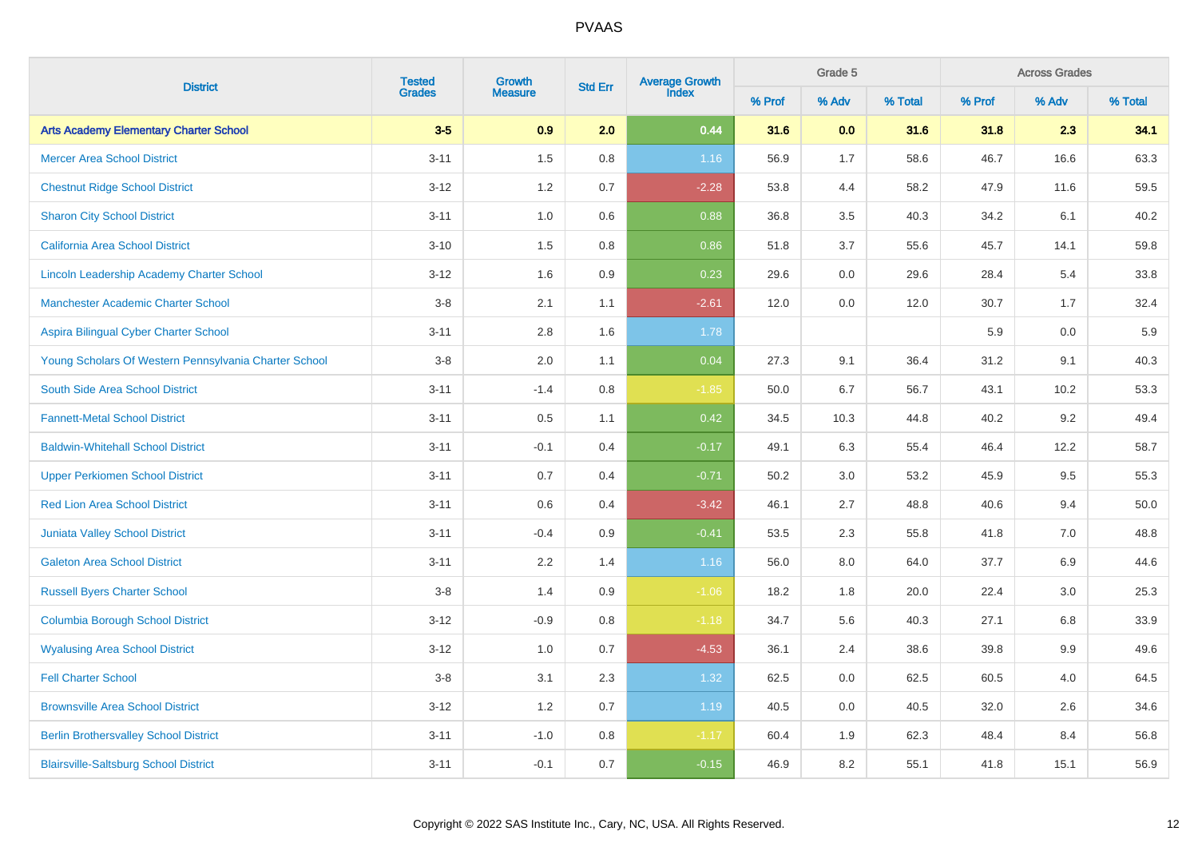| District | Tested Grades | Growth Measure | Std Err | Average Growth Index | Grade 5 | | | Across Grades | | |
|---|---|---|---|---|---|---|---|---|---|---|
| | | | | | % Prof | % Adv | % Total | % Prof | % Adv | % Total |
| **Arts Academy Elementary Charter School** | **3-5** | **0.9** | **2.0** | **0.44** | **31.6** | **0.0** | **31.6** | **31.8** | **2.3** | **34.1** |
| Mercer Area School District | 3-11 | 1.5 | 0.8 | 1.16 | 56.9 | 1.7 | 58.6 | 46.7 | 16.6 | 63.3 |
| Chestnut Ridge School District | 3-12 | 1.2 | 0.7 | -2.28 | 53.8 | 4.4 | 58.2 | 47.9 | 11.6 | 59.5 |
| Sharon City School District | 3-11 | 1.0 | 0.6 | 0.88 | 36.8 | 3.5 | 40.3 | 34.2 | 6.1 | 40.2 |
| California Area School District | 3-10 | 1.5 | 0.8 | 0.86 | 51.8 | 3.7 | 55.6 | 45.7 | 14.1 | 59.8 |
| Lincoln Leadership Academy Charter School | 3-12 | 1.6 | 0.9 | 0.23 | 29.6 | 0.0 | 29.6 | 28.4 | 5.4 | 33.8 |
| Manchester Academic Charter School | 3-8 | 2.1 | 1.1 | -2.61 | 12.0 | 0.0 | 12.0 | 30.7 | 1.7 | 32.4 |
| Aspira Bilingual Cyber Charter School | 3-11 | 2.8 | 1.6 | 1.78 | | | | 5.9 | 0.0 | 5.9 |
| Young Scholars Of Western Pennsylvania Charter School | 3-8 | 2.0 | 1.1 | 0.04 | 27.3 | 9.1 | 36.4 | 31.2 | 9.1 | 40.3 |
| South Side Area School District | 3-11 | -1.4 | 0.8 | -1.85 | 50.0 | 6.7 | 56.7 | 43.1 | 10.2 | 53.3 |
| Fannett-Metal School District | 3-11 | 0.5 | 1.1 | 0.42 | 34.5 | 10.3 | 44.8 | 40.2 | 9.2 | 49.4 |
| Baldwin-Whitehall School District | 3-11 | -0.1 | 0.4 | -0.17 | 49.1 | 6.3 | 55.4 | 46.4 | 12.2 | 58.7 |
| Upper Perkiomen School District | 3-11 | 0.7 | 0.4 | -0.71 | 50.2 | 3.0 | 53.2 | 45.9 | 9.5 | 55.3 |
| Red Lion Area School District | 3-11 | 0.6 | 0.4 | -3.42 | 46.1 | 2.7 | 48.8 | 40.6 | 9.4 | 50.0 |
| Juniata Valley School District | 3-11 | -0.4 | 0.9 | -0.41 | 53.5 | 2.3 | 55.8 | 41.8 | 7.0 | 48.8 |
| Galeton Area School District | 3-11 | 2.2 | 1.4 | 1.16 | 56.0 | 8.0 | 64.0 | 37.7 | 6.9 | 44.6 |
| Russell Byers Charter School | 3-8 | 1.4 | 0.9 | -1.06 | 18.2 | 1.8 | 20.0 | 22.4 | 3.0 | 25.3 |
| Columbia Borough School District | 3-12 | -0.9 | 0.8 | -1.18 | 34.7 | 5.6 | 40.3 | 27.1 | 6.8 | 33.9 |
| Wyalusing Area School District | 3-12 | 1.0 | 0.7 | -4.53 | 36.1 | 2.4 | 38.6 | 39.8 | 9.9 | 49.6 |
| Fell Charter School | 3-8 | 3.1 | 2.3 | 1.32 | 62.5 | 0.0 | 62.5 | 60.5 | 4.0 | 64.5 |
| Brownsville Area School District | 3-12 | 1.2 | 0.7 | 1.19 | 40.5 | 0.0 | 40.5 | 32.0 | 2.6 | 34.6 |
| Berlin Brothersvalley School District | 3-11 | -1.0 | 0.8 | -1.17 | 60.4 | 1.9 | 62.3 | 48.4 | 8.4 | 56.8 |
| Blairsville-Saltsburg School District | 3-11 | -0.1 | 0.7 | -0.15 | 46.9 | 8.2 | 55.1 | 41.8 | 15.1 | 56.9 |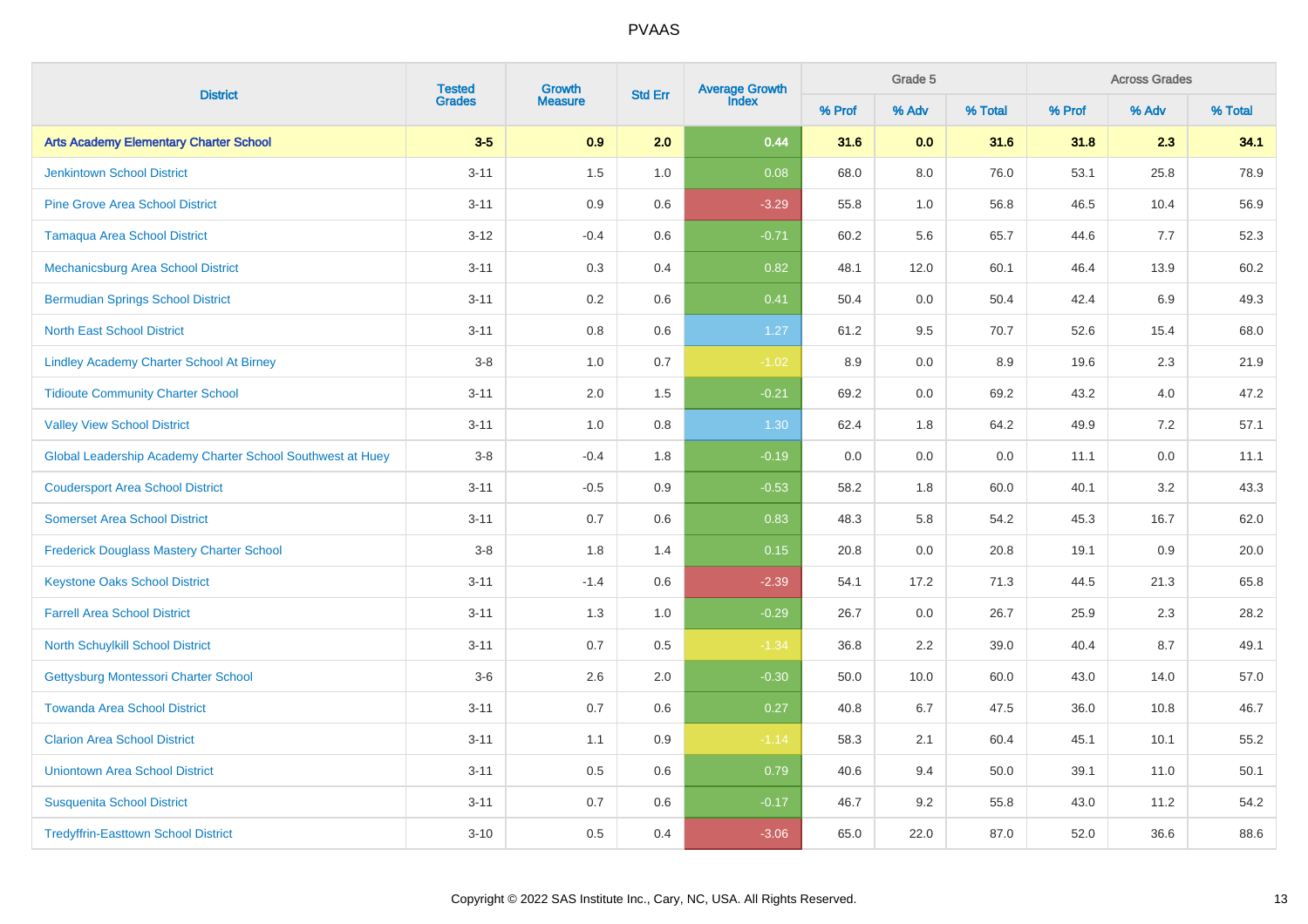# PVAAS

| District | Tested Grades | Growth Measure | Std Err | Average Growth Index | Grade 5 | | | Across Grades | | |
|---|---|---|---|---|---|---|---|---|---|---|
| | | | | | % Prof | % Adv | % Total | % Prof | % Adv | % Total |
| **Arts Academy Elementary Charter School** | **3-5** | **0.9** | **2.0** | **0.44** | **31.6** | **0.0** | **31.6** | **31.8** | **2.3** | **34.1** |
| Jenkintown School District | 3-11 | 1.5 | 1.0 | 0.08 | 68.0 | 8.0 | 76.0 | 53.1 | 25.8 | 78.9 |
| Pine Grove Area School District | 3-11 | 0.9 | 0.6 | -3.29 | 55.8 | 1.0 | 56.8 | 46.5 | 10.4 | 56.9 |
| Tamaqua Area School District | 3-12 | -0.4 | 0.6 | -0.71 | 60.2 | 5.6 | 65.7 | 44.6 | 7.7 | 52.3 |
| Mechanicsburg Area School District | 3-11 | 0.3 | 0.4 | 0.82 | 48.1 | 12.0 | 60.1 | 46.4 | 13.9 | 60.2 |
| Bermudian Springs School District | 3-11 | 0.2 | 0.6 | 0.41 | 50.4 | 0.0 | 50.4 | 42.4 | 6.9 | 49.3 |
| North East School District | 3-11 | 0.8 | 0.6 | 1.27 | 61.2 | 9.5 | 70.7 | 52.6 | 15.4 | 68.0 |
| Lindley Academy Charter School At Birney | 3-8 | 1.0 | 0.7 | -1.02 | 8.9 | 0.0 | 8.9 | 19.6 | 2.3 | 21.9 |
| Tidioute Community Charter School | 3-11 | 2.0 | 1.5 | -0.21 | 69.2 | 0.0 | 69.2 | 43.2 | 4.0 | 47.2 |
| Valley View School District | 3-11 | 1.0 | 0.8 | 1.30 | 62.4 | 1.8 | 64.2 | 49.9 | 7.2 | 57.1 |
| Global Leadership Academy Charter School Southwest at Huey | 3-8 | -0.4 | 1.8 | -0.19 | 0.0 | 0.0 | 0.0 | 11.1 | 0.0 | 11.1 |
| Coudersport Area School District | 3-11 | -0.5 | 0.9 | -0.53 | 58.2 | 1.8 | 60.0 | 40.1 | 3.2 | 43.3 |
| Somerset Area School District | 3-11 | 0.7 | 0.6 | 0.83 | 48.3 | 5.8 | 54.2 | 45.3 | 16.7 | 62.0 |
| Frederick Douglass Mastery Charter School | 3-8 | 1.8 | 1.4 | 0.15 | 20.8 | 0.0 | 20.8 | 19.1 | 0.9 | 20.0 |
| Keystone Oaks School District | 3-11 | -1.4 | 0.6 | -2.39 | 54.1 | 17.2 | 71.3 | 44.5 | 21.3 | 65.8 |
| Farrell Area School District | 3-11 | 1.3 | 1.0 | -0.29 | 26.7 | 0.0 | 26.7 | 25.9 | 2.3 | 28.2 |
| North Schuylkill School District | 3-11 | 0.7 | 0.5 | -1.34 | 36.8 | 2.2 | 39.0 | 40.4 | 8.7 | 49.1 |
| Gettysburg Montessori Charter School | 3-6 | 2.6 | 2.0 | -0.30 | 50.0 | 10.0 | 60.0 | 43.0 | 14.0 | 57.0 |
| Towanda Area School District | 3-11 | 0.7 | 0.6 | 0.27 | 40.8 | 6.7 | 47.5 | 36.0 | 10.8 | 46.7 |
| Clarion Area School District | 3-11 | 1.1 | 0.9 | -1.14 | 58.3 | 2.1 | 60.4 | 45.1 | 10.1 | 55.2 |
| Uniontown Area School District | 3-11 | 0.5 | 0.6 | 0.79 | 40.6 | 9.4 | 50.0 | 39.1 | 11.0 | 50.1 |
| Susquenita School District | 3-11 | 0.7 | 0.6 | -0.17 | 46.7 | 9.2 | 55.8 | 43.0 | 11.2 | 54.2 |
| Tredyffrin-Easttown School District | 3-10 | 0.5 | 0.4 | -3.06 | 65.0 | 22.0 | 87.0 | 52.0 | 36.6 | 88.6 |

Copyright © 2022 SAS Institute Inc., Cary, NC, USA. All Rights Reserved.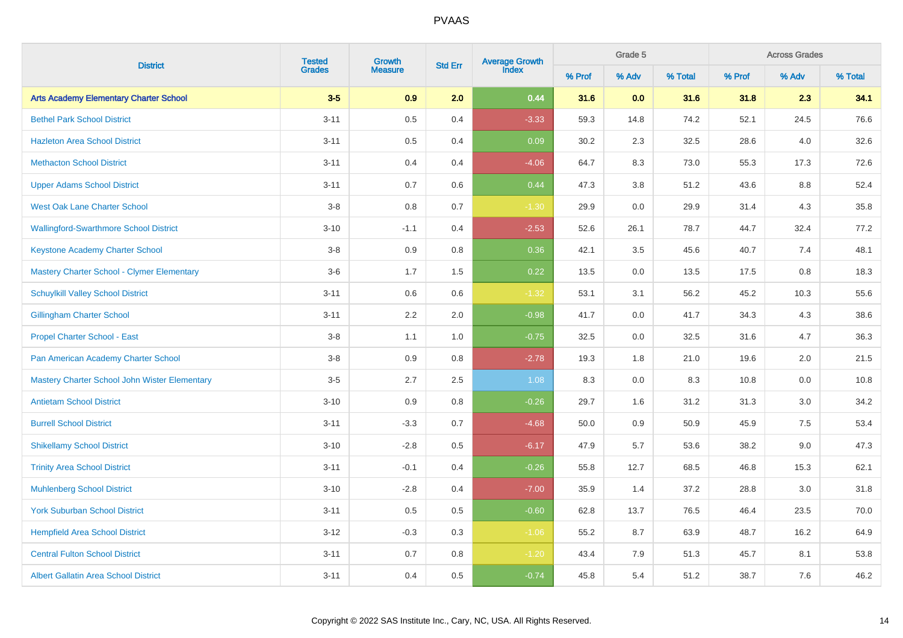# PVAAS

| District | Tested Grades | Growth Measure | Std Err | Average Growth Index | Grade 5 | | | Across Grades | | |
|---|---|---|---|---|---|---|---|---|---|---|
| | | | | | % Prof | % Adv | % Total | % Prof | % Adv | % Total |
| **Arts Academy Elementary Charter School** | **3-5** | **0.9** | **2.0** | **0.44** | **31.6** | **0.0** | **31.6** | **31.8** | **2.3** | **34.1** |
| Bethel Park School District | 3-11 | 0.5 | 0.4 | -3.33 | 59.3 | 14.8 | 74.2 | 52.1 | 24.5 | 76.6 |
| Hazleton Area School District | 3-11 | 0.5 | 0.4 | 0.09 | 30.2 | 2.3 | 32.5 | 28.6 | 4.0 | 32.6 |
| Methacton School District | 3-11 | 0.4 | 0.4 | -4.06 | 64.7 | 8.3 | 73.0 | 55.3 | 17.3 | 72.6 |
| Upper Adams School District | 3-11 | 0.7 | 0.6 | 0.44 | 47.3 | 3.8 | 51.2 | 43.6 | 8.8 | 52.4 |
| West Oak Lane Charter School | 3-8 | 0.8 | 0.7 | -1.30 | 29.9 | 0.0 | 29.9 | 31.4 | 4.3 | 35.8 |
| Wallingford-Swarthmore School District | 3-10 | -1.1 | 0.4 | -2.53 | 52.6 | 26.1 | 78.7 | 44.7 | 32.4 | 77.2 |
| Keystone Academy Charter School | 3-8 | 0.9 | 0.8 | 0.36 | 42.1 | 3.5 | 45.6 | 40.7 | 7.4 | 48.1 |
| Mastery Charter School - Clymer Elementary | 3-6 | 1.7 | 1.5 | 0.22 | 13.5 | 0.0 | 13.5 | 17.5 | 0.8 | 18.3 |
| Schuylkill Valley School District | 3-11 | 0.6 | 0.6 | -1.32 | 53.1 | 3.1 | 56.2 | 45.2 | 10.3 | 55.6 |
| Gillingham Charter School | 3-11 | 2.2 | 2.0 | -0.98 | 41.7 | 0.0 | 41.7 | 34.3 | 4.3 | 38.6 |
| Propel Charter School - East | 3-8 | 1.1 | 1.0 | -0.75 | 32.5 | 0.0 | 32.5 | 31.6 | 4.7 | 36.3 |
| Pan American Academy Charter School | 3-8 | 0.9 | 0.8 | -2.78 | 19.3 | 1.8 | 21.0 | 19.6 | 2.0 | 21.5 |
| Mastery Charter School John Wister Elementary | 3-5 | 2.7 | 2.5 | 1.08 | 8.3 | 0.0 | 8.3 | 10.8 | 0.0 | 10.8 |
| Antietam School District | 3-10 | 0.9 | 0.8 | -0.26 | 29.7 | 1.6 | 31.2 | 31.3 | 3.0 | 34.2 |
| Burrell School District | 3-11 | -3.3 | 0.7 | -4.68 | 50.0 | 0.9 | 50.9 | 45.9 | 7.5 | 53.4 |
| Shikellamy School District | 3-10 | -2.8 | 0.5 | -6.17 | 47.9 | 5.7 | 53.6 | 38.2 | 9.0 | 47.3 |
| Trinity Area School District | 3-11 | -0.1 | 0.4 | -0.26 | 55.8 | 12.7 | 68.5 | 46.8 | 15.3 | 62.1 |
| Muhlenberg School District | 3-10 | -2.8 | 0.4 | -7.00 | 35.9 | 1.4 | 37.2 | 28.8 | 3.0 | 31.8 |
| York Suburban School District | 3-11 | 0.5 | 0.5 | -0.60 | 62.8 | 13.7 | 76.5 | 46.4 | 23.5 | 70.0 |
| Hempfield Area School District | 3-12 | -0.3 | 0.3 | -1.06 | 55.2 | 8.7 | 63.9 | 48.7 | 16.2 | 64.9 |
| Central Fulton School District | 3-11 | 0.7 | 0.8 | -1.20 | 43.4 | 7.9 | 51.3 | 45.7 | 8.1 | 53.8 |
| Albert Gallatin Area School District | 3-11 | 0.4 | 0.5 | -0.74 | 45.8 | 5.4 | 51.2 | 38.7 | 7.6 | 46.2 |

Copyright © 2022 SAS Institute Inc., Cary, NC, USA. All Rights Reserved.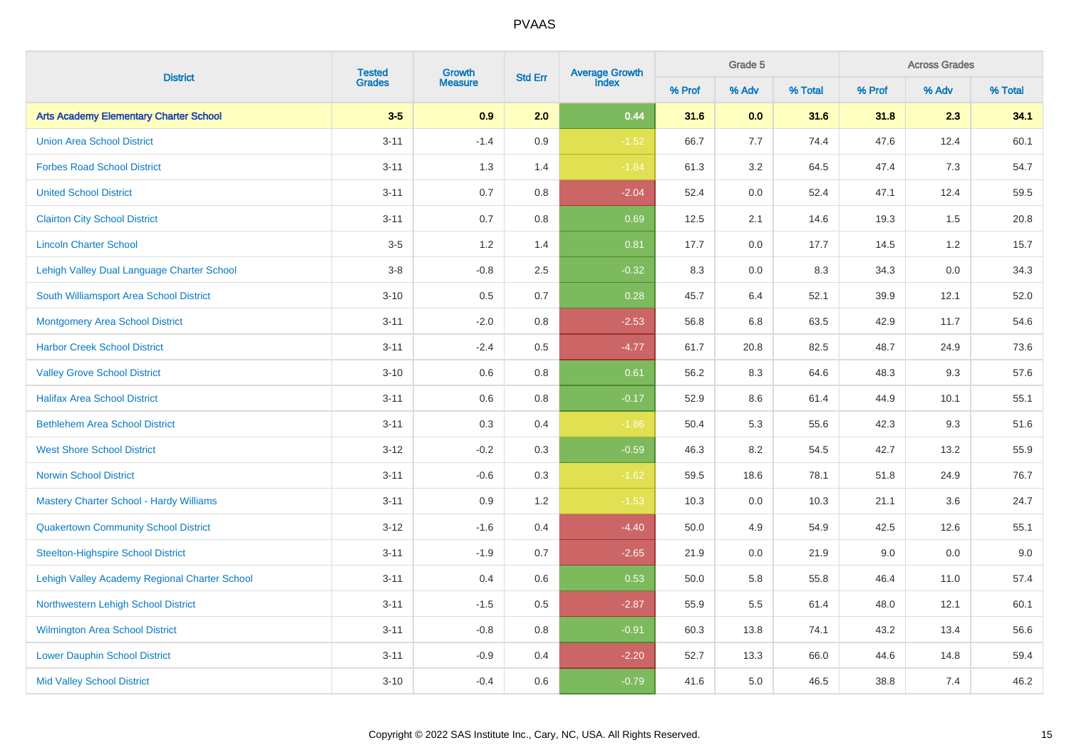# PVAAS

| District | Tested Grades | Growth Measure | Std Err | Average Growth Index | Grade 5 | | | Across Grades | | |
|---|---|---|---|---|---|---|---|---|---|---|
| | | | | | % Prof | % Adv | % Total | % Prof | % Adv | % Total |
| **Arts Academy Elementary Charter School** | **3-5** | **0.9** | **2.0** | **0.44** | **31.6** | **0.0** | **31.6** | **31.8** | **2.3** | **34.1** |
| Union Area School District | 3-11 | -1.4 | 0.9 | -1.52 | 66.7 | 7.7 | 74.4 | 47.6 | 12.4 | 60.1 |
| Forbes Road School District | 3-11 | 1.3 | 1.4 | -1.84 | 61.3 | 3.2 | 64.5 | 47.4 | 7.3 | 54.7 |
| United School District | 3-11 | 0.7 | 0.8 | -2.04 | 52.4 | 0.0 | 52.4 | 47.1 | 12.4 | 59.5 |
| Clairton City School District | 3-11 | 0.7 | 0.8 | 0.69 | 12.5 | 2.1 | 14.6 | 19.3 | 1.5 | 20.8 |
| Lincoln Charter School | 3-5 | 1.2 | 1.4 | 0.81 | 17.7 | 0.0 | 17.7 | 14.5 | 1.2 | 15.7 |
| Lehigh Valley Dual Language Charter School | 3-8 | -0.8 | 2.5 | -0.32 | 8.3 | 0.0 | 8.3 | 34.3 | 0.0 | 34.3 |
| South Williamsport Area School District | 3-10 | 0.5 | 0.7 | 0.28 | 45.7 | 6.4 | 52.1 | 39.9 | 12.1 | 52.0 |
| Montgomery Area School District | 3-11 | -2.0 | 0.8 | -2.53 | 56.8 | 6.8 | 63.5 | 42.9 | 11.7 | 54.6 |
| Harbor Creek School District | 3-11 | -2.4 | 0.5 | -4.77 | 61.7 | 20.8 | 82.5 | 48.7 | 24.9 | 73.6 |
| Valley Grove School District | 3-10 | 0.6 | 0.8 | 0.61 | 56.2 | 8.3 | 64.6 | 48.3 | 9.3 | 57.6 |
| Halifax Area School District | 3-11 | 0.6 | 0.8 | -0.17 | 52.9 | 8.6 | 61.4 | 44.9 | 10.1 | 55.1 |
| Bethlehem Area School District | 3-11 | 0.3 | 0.4 | -1.86 | 50.4 | 5.3 | 55.6 | 42.3 | 9.3 | 51.6 |
| West Shore School District | 3-12 | -0.2 | 0.3 | -0.59 | 46.3 | 8.2 | 54.5 | 42.7 | 13.2 | 55.9 |
| Norwin School District | 3-11 | -0.6 | 0.3 | -1.62 | 59.5 | 18.6 | 78.1 | 51.8 | 24.9 | 76.7 |
| Mastery Charter School - Hardy Williams | 3-11 | 0.9 | 1.2 | -1.53 | 10.3 | 0.0 | 10.3 | 21.1 | 3.6 | 24.7 |
| Quakertown Community School District | 3-12 | -1.6 | 0.4 | -4.40 | 50.0 | 4.9 | 54.9 | 42.5 | 12.6 | 55.1 |
| Steelton-Highspire School District | 3-11 | -1.9 | 0.7 | -2.65 | 21.9 | 0.0 | 21.9 | 9.0 | 0.0 | 9.0 |
| Lehigh Valley Academy Regional Charter School | 3-11 | 0.4 | 0.6 | 0.53 | 50.0 | 5.8 | 55.8 | 46.4 | 11.0 | 57.4 |
| Northwestern Lehigh School District | 3-11 | -1.5 | 0.5 | -2.87 | 55.9 | 5.5 | 61.4 | 48.0 | 12.1 | 60.1 |
| Wilmington Area School District | 3-11 | -0.8 | 0.8 | -0.91 | 60.3 | 13.8 | 74.1 | 43.2 | 13.4 | 56.6 |
| Lower Dauphin School District | 3-11 | -0.9 | 0.4 | -2.20 | 52.7 | 13.3 | 66.0 | 44.6 | 14.8 | 59.4 |
| Mid Valley School District | 3-10 | -0.4 | 0.6 | -0.79 | 41.6 | 5.0 | 46.5 | 38.8 | 7.4 | 46.2 |

Copyright © 2022 SAS Institute Inc., Cary, NC, USA. All Rights Reserved.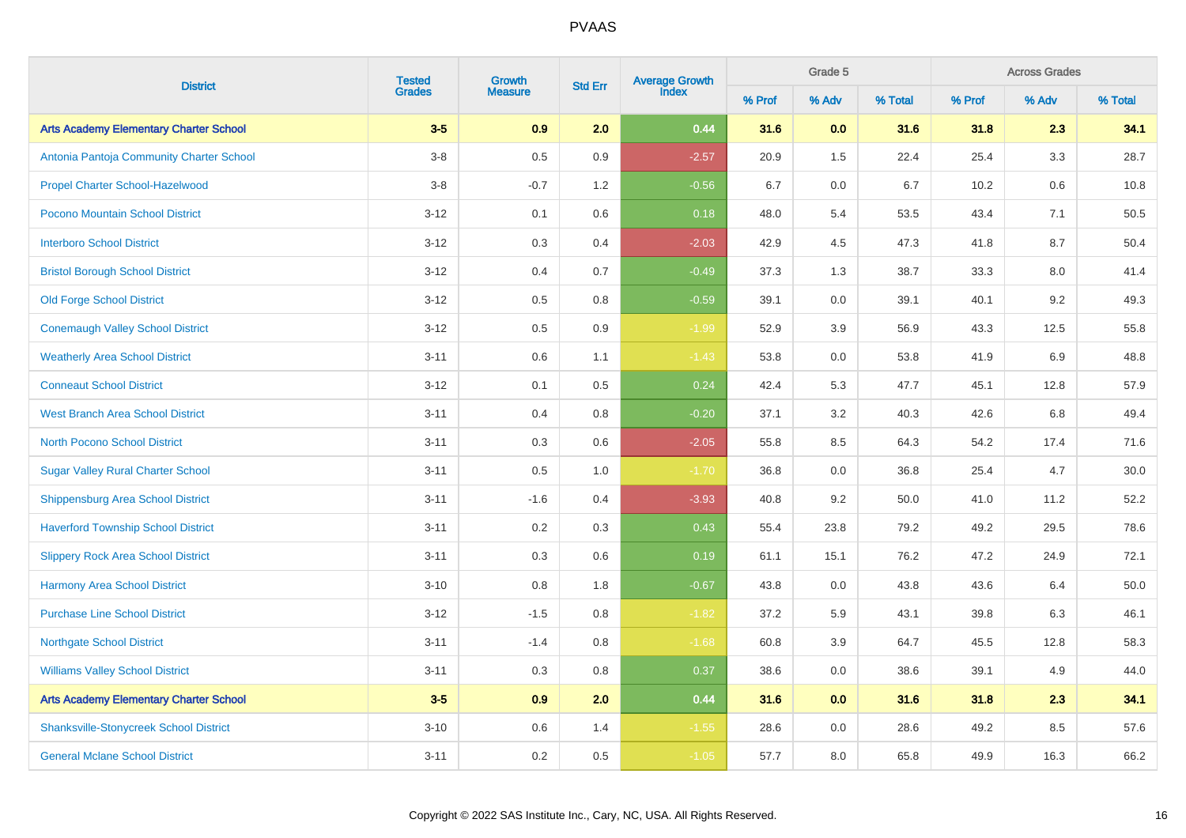PVAAS

| District | Tested Grades | Growth Measure | Std Err | Average Growth Index | Grade 5 | | | Across Grades | | |
|---|---|---|---|---|---|---|---|---|---|---|
| | | | | | % Prof | % Adv | % Total | % Prof | % Adv | % Total |
| **Arts Academy Elementary Charter School** | **3-5** | **0.9** | **2.0** | **0.44** | **31.6** | **0.0** | **31.6** | **31.8** | **2.3** | **34.1** |
| Antonia Pantoja Community Charter School | 3-8 | 0.5 | 0.9 | -2.57 | 20.9 | 1.5 | 22.4 | 25.4 | 3.3 | 28.7 |
| Propel Charter School-Hazelwood | 3-8 | -0.7 | 1.2 | -0.56 | 6.7 | 0.0 | 6.7 | 10.2 | 0.6 | 10.8 |
| Pocono Mountain School District | 3-12 | 0.1 | 0.6 | 0.18 | 48.0 | 5.4 | 53.5 | 43.4 | 7.1 | 50.5 |
| Interboro School District | 3-12 | 0.3 | 0.4 | -2.03 | 42.9 | 4.5 | 47.3 | 41.8 | 8.7 | 50.4 |
| Bristol Borough School District | 3-12 | 0.4 | 0.7 | -0.49 | 37.3 | 1.3 | 38.7 | 33.3 | 8.0 | 41.4 |
| Old Forge School District | 3-12 | 0.5 | 0.8 | -0.59 | 39.1 | 0.0 | 39.1 | 40.1 | 9.2 | 49.3 |
| Conemaugh Valley School District | 3-12 | 0.5 | 0.9 | -1.99 | 52.9 | 3.9 | 56.9 | 43.3 | 12.5 | 55.8 |
| Weatherly Area School District | 3-11 | 0.6 | 1.1 | -1.43 | 53.8 | 0.0 | 53.8 | 41.9 | 6.9 | 48.8 |
| Conneaut School District | 3-12 | 0.1 | 0.5 | 0.24 | 42.4 | 5.3 | 47.7 | 45.1 | 12.8 | 57.9 |
| West Branch Area School District | 3-11 | 0.4 | 0.8 | -0.20 | 37.1 | 3.2 | 40.3 | 42.6 | 6.8 | 49.4 |
| North Pocono School District | 3-11 | 0.3 | 0.6 | -2.05 | 55.8 | 8.5 | 64.3 | 54.2 | 17.4 | 71.6 |
| Sugar Valley Rural Charter School | 3-11 | 0.5 | 1.0 | -1.70 | 36.8 | 0.0 | 36.8 | 25.4 | 4.7 | 30.0 |
| Shippensburg Area School District | 3-11 | -1.6 | 0.4 | -3.93 | 40.8 | 9.2 | 50.0 | 41.0 | 11.2 | 52.2 |
| Haverford Township School District | 3-11 | 0.2 | 0.3 | 0.43 | 55.4 | 23.8 | 79.2 | 49.2 | 29.5 | 78.6 |
| Slippery Rock Area School District | 3-11 | 0.3 | 0.6 | 0.19 | 61.1 | 15.1 | 76.2 | 47.2 | 24.9 | 72.1 |
| Harmony Area School District | 3-10 | 0.8 | 1.8 | -0.67 | 43.8 | 0.0 | 43.8 | 43.6 | 6.4 | 50.0 |
| Purchase Line School District | 3-12 | -1.5 | 0.8 | -1.82 | 37.2 | 5.9 | 43.1 | 39.8 | 6.3 | 46.1 |
| Northgate School District | 3-11 | -1.4 | 0.8 | -1.68 | 60.8 | 3.9 | 64.7 | 45.5 | 12.8 | 58.3 |
| Williams Valley School District | 3-11 | 0.3 | 0.8 | 0.37 | 38.6 | 0.0 | 38.6 | 39.1 | 4.9 | 44.0 |
| **Arts Academy Elementary Charter School** | **3-5** | **0.9** | **2.0** | **0.44** | **31.6** | **0.0** | **31.6** | **31.8** | **2.3** | **34.1** |
| Shanksville-Stonycreek School District | 3-10 | 0.6 | 1.4 | -1.55 | 28.6 | 0.0 | 28.6 | 49.2 | 8.5 | 57.6 |
| General Mclane School District | 3-11 | 0.2 | 0.5 | -1.05 | 57.7 | 8.0 | 65.8 | 49.9 | 16.3 | 66.2 |

Copyright © 2022 SAS Institute Inc., Cary, NC, USA. All Rights Reserved.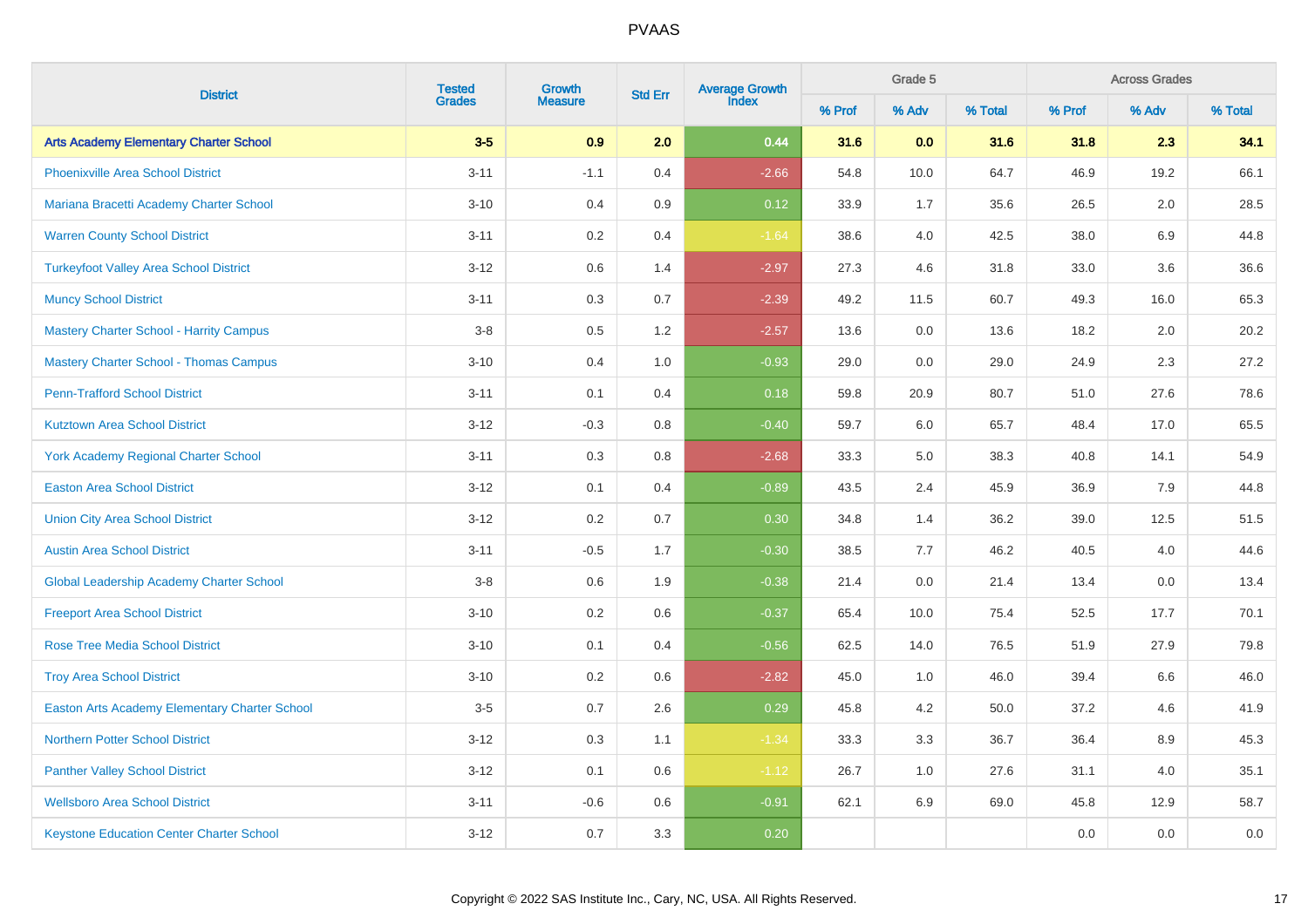| District | Tested Grades | Growth Measure | Std Err | Average Growth Index | Grade 5 | | | Across Grades | | |
|---|---|---|---|---|---|---|---|---|---|---|
| | | | | | % Prof | % Adv | % Total | % Prof | % Adv | % Total |
| **Arts Academy Elementary Charter School** | **3-5** | **0.9** | **2.0** | **0.44** | **31.6** | **0.0** | **31.6** | **31.8** | **2.3** | **34.1** |
| Phoenixville Area School District | 3-11 | -1.1 | 0.4 | -2.66 | 54.8 | 10.0 | 64.7 | 46.9 | 19.2 | 66.1 |
| Mariana Bracetti Academy Charter School | 3-10 | 0.4 | 0.9 | 0.12 | 33.9 | 1.7 | 35.6 | 26.5 | 2.0 | 28.5 |
| Warren County School District | 3-11 | 0.2 | 0.4 | -1.64 | 38.6 | 4.0 | 42.5 | 38.0 | 6.9 | 44.8 |
| Turkeyfoot Valley Area School District | 3-12 | 0.6 | 1.4 | -2.97 | 27.3 | 4.6 | 31.8 | 33.0 | 3.6 | 36.6 |
| Muncy School District | 3-11 | 0.3 | 0.7 | -2.39 | 49.2 | 11.5 | 60.7 | 49.3 | 16.0 | 65.3 |
| Mastery Charter School - Harrity Campus | 3-8 | 0.5 | 1.2 | -2.57 | 13.6 | 0.0 | 13.6 | 18.2 | 2.0 | 20.2 |
| Mastery Charter School - Thomas Campus | 3-10 | 0.4 | 1.0 | -0.93 | 29.0 | 0.0 | 29.0 | 24.9 | 2.3 | 27.2 |
| Penn-Trafford School District | 3-11 | 0.1 | 0.4 | 0.18 | 59.8 | 20.9 | 80.7 | 51.0 | 27.6 | 78.6 |
| Kutztown Area School District | 3-12 | -0.3 | 0.8 | -0.40 | 59.7 | 6.0 | 65.7 | 48.4 | 17.0 | 65.5 |
| York Academy Regional Charter School | 3-11 | 0.3 | 0.8 | -2.68 | 33.3 | 5.0 | 38.3 | 40.8 | 14.1 | 54.9 |
| Easton Area School District | 3-12 | 0.1 | 0.4 | -0.89 | 43.5 | 2.4 | 45.9 | 36.9 | 7.9 | 44.8 |
| Union City Area School District | 3-12 | 0.2 | 0.7 | 0.30 | 34.8 | 1.4 | 36.2 | 39.0 | 12.5 | 51.5 |
| Austin Area School District | 3-11 | -0.5 | 1.7 | -0.30 | 38.5 | 7.7 | 46.2 | 40.5 | 4.0 | 44.6 |
| Global Leadership Academy Charter School | 3-8 | 0.6 | 1.9 | -0.38 | 21.4 | 0.0 | 21.4 | 13.4 | 0.0 | 13.4 |
| Freeport Area School District | 3-10 | 0.2 | 0.6 | -0.37 | 65.4 | 10.0 | 75.4 | 52.5 | 17.7 | 70.1 |
| Rose Tree Media School District | 3-10 | 0.1 | 0.4 | -0.56 | 62.5 | 14.0 | 76.5 | 51.9 | 27.9 | 79.8 |
| Troy Area School District | 3-10 | 0.2 | 0.6 | -2.82 | 45.0 | 1.0 | 46.0 | 39.4 | 6.6 | 46.0 |
| Easton Arts Academy Elementary Charter School | 3-5 | 0.7 | 2.6 | 0.29 | 45.8 | 4.2 | 50.0 | 37.2 | 4.6 | 41.9 |
| Northern Potter School District | 3-12 | 0.3 | 1.1 | -1.34 | 33.3 | 3.3 | 36.7 | 36.4 | 8.9 | 45.3 |
| Panther Valley School District | 3-12 | 0.1 | 0.6 | -1.12 | 26.7 | 1.0 | 27.6 | 31.1 | 4.0 | 35.1 |
| Wellsboro Area School District | 3-11 | -0.6 | 0.6 | -0.91 | 62.1 | 6.9 | 69.0 | 45.8 | 12.9 | 58.7 |
| Keystone Education Center Charter School | 3-12 | 0.7 | 3.3 | 0.20 | | | | 0.0 | 0.0 | 0.0 |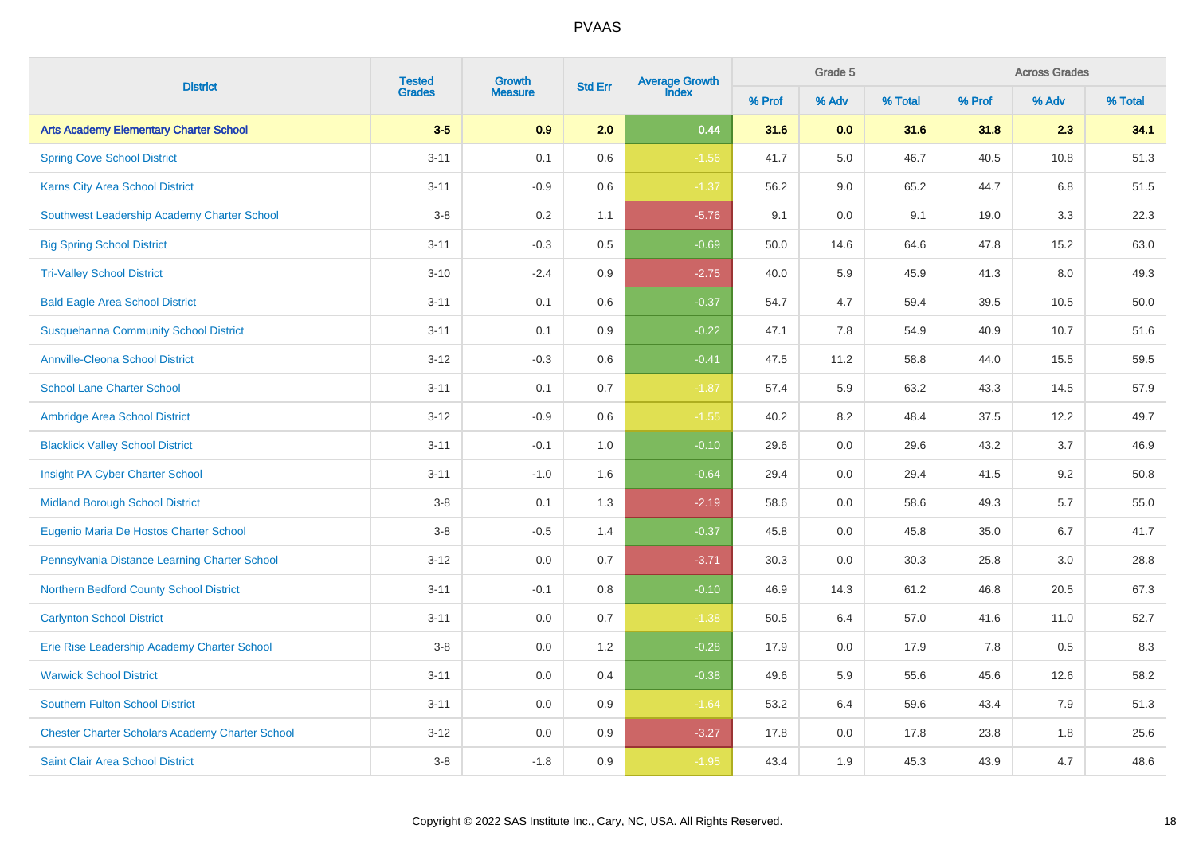| District | Tested Grades | Growth Measure | Std Err | Average Growth Index | Grade 5 | | | Across Grades | | |
|---|---|---|---|---|---|---|---|---|---|---|
| | | | | | % Prof | % Adv | % Total | % Prof | % Adv | % Total |
| **Arts Academy Elementary Charter School** | **3-5** | **0.9** | **2.0** | **0.44** | **31.6** | **0.0** | **31.6** | **31.8** | **2.3** | **34.1** |
| Spring Cove School District | 3-11 | 0.1 | 0.6 | -1.56 | 41.7 | 5.0 | 46.7 | 40.5 | 10.8 | 51.3 |
| Karns City Area School District | 3-11 | -0.9 | 0.6 | -1.37 | 56.2 | 9.0 | 65.2 | 44.7 | 6.8 | 51.5 |
| Southwest Leadership Academy Charter School | 3-8 | 0.2 | 1.1 | -5.76 | 9.1 | 0.0 | 9.1 | 19.0 | 3.3 | 22.3 |
| Big Spring School District | 3-11 | -0.3 | 0.5 | -0.69 | 50.0 | 14.6 | 64.6 | 47.8 | 15.2 | 63.0 |
| Tri-Valley School District | 3-10 | -2.4 | 0.9 | -2.75 | 40.0 | 5.9 | 45.9 | 41.3 | 8.0 | 49.3 |
| Bald Eagle Area School District | 3-11 | 0.1 | 0.6 | -0.37 | 54.7 | 4.7 | 59.4 | 39.5 | 10.5 | 50.0 |
| Susquehanna Community School District | 3-11 | 0.1 | 0.9 | -0.22 | 47.1 | 7.8 | 54.9 | 40.9 | 10.7 | 51.6 |
| Annville-Cleona School District | 3-12 | -0.3 | 0.6 | -0.41 | 47.5 | 11.2 | 58.8 | 44.0 | 15.5 | 59.5 |
| School Lane Charter School | 3-11 | 0.1 | 0.7 | -1.87 | 57.4 | 5.9 | 63.2 | 43.3 | 14.5 | 57.9 |
| Ambridge Area School District | 3-12 | -0.9 | 0.6 | -1.55 | 40.2 | 8.2 | 48.4 | 37.5 | 12.2 | 49.7 |
| Blacklick Valley School District | 3-11 | -0.1 | 1.0 | -0.10 | 29.6 | 0.0 | 29.6 | 43.2 | 3.7 | 46.9 |
| Insight PA Cyber Charter School | 3-11 | -1.0 | 1.6 | -0.64 | 29.4 | 0.0 | 29.4 | 41.5 | 9.2 | 50.8 |
| Midland Borough School District | 3-8 | 0.1 | 1.3 | -2.19 | 58.6 | 0.0 | 58.6 | 49.3 | 5.7 | 55.0 |
| Eugenio Maria De Hostos Charter School | 3-8 | -0.5 | 1.4 | -0.37 | 45.8 | 0.0 | 45.8 | 35.0 | 6.7 | 41.7 |
| Pennsylvania Distance Learning Charter School | 3-12 | 0.0 | 0.7 | -3.71 | 30.3 | 0.0 | 30.3 | 25.8 | 3.0 | 28.8 |
| Northern Bedford County School District | 3-11 | -0.1 | 0.8 | -0.10 | 46.9 | 14.3 | 61.2 | 46.8 | 20.5 | 67.3 |
| Carlynton School District | 3-11 | 0.0 | 0.7 | -1.38 | 50.5 | 6.4 | 57.0 | 41.6 | 11.0 | 52.7 |
| Erie Rise Leadership Academy Charter School | 3-8 | 0.0 | 1.2 | -0.28 | 17.9 | 0.0 | 17.9 | 7.8 | 0.5 | 8.3 |
| Warwick School District | 3-11 | 0.0 | 0.4 | -0.38 | 49.6 | 5.9 | 55.6 | 45.6 | 12.6 | 58.2 |
| Southern Fulton School District | 3-11 | 0.0 | 0.9 | -1.64 | 53.2 | 6.4 | 59.6 | 43.4 | 7.9 | 51.3 |
| Chester Charter Scholars Academy Charter School | 3-12 | 0.0 | 0.9 | -3.27 | 17.8 | 0.0 | 17.8 | 23.8 | 1.8 | 25.6 |
| Saint Clair Area School District | 3-8 | -1.8 | 0.9 | -1.95 | 43.4 | 1.9 | 45.3 | 43.9 | 4.7 | 48.6 |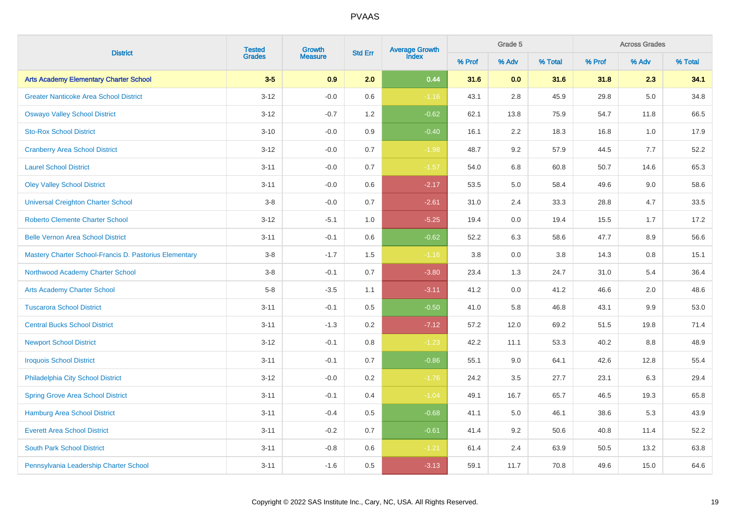# PVAAS

| District | Tested Grades | Growth Measure | Std Err | Average Growth Index | Grade 5 | | | Across Grades | | |
|---|---|---|---|---|---|---|---|---|---|---|
| | | | | | % Prof | % Adv | % Total | % Prof | % Adv | % Total |
| **Arts Academy Elementary Charter School** | **3-5** | **0.9** | **2.0** | **0.44** | **31.6** | **0.0** | **31.6** | **31.8** | **2.3** | **34.1** |
| Greater Nanticoke Area School District | 3-12 | -0.0 | 0.6 | -1.16 | 43.1 | 2.8 | 45.9 | 29.8 | 5.0 | 34.8 |
| Oswayo Valley School District | 3-12 | -0.7 | 1.2 | -0.62 | 62.1 | 13.8 | 75.9 | 54.7 | 11.8 | 66.5 |
| Sto-Rox School District | 3-10 | -0.0 | 0.9 | -0.40 | 16.1 | 2.2 | 18.3 | 16.8 | 1.0 | 17.9 |
| Cranberry Area School District | 3-12 | -0.0 | 0.7 | -1.98 | 48.7 | 9.2 | 57.9 | 44.5 | 7.7 | 52.2 |
| Laurel School District | 3-11 | -0.0 | 0.7 | -1.57 | 54.0 | 6.8 | 60.8 | 50.7 | 14.6 | 65.3 |
| Oley Valley School District | 3-11 | -0.0 | 0.6 | -2.17 | 53.5 | 5.0 | 58.4 | 49.6 | 9.0 | 58.6 |
| Universal Creighton Charter School | 3-8 | -0.0 | 0.7 | -2.61 | 31.0 | 2.4 | 33.3 | 28.8 | 4.7 | 33.5 |
| Roberto Clemente Charter School | 3-12 | -5.1 | 1.0 | -5.25 | 19.4 | 0.0 | 19.4 | 15.5 | 1.7 | 17.2 |
| Belle Vernon Area School District | 3-11 | -0.1 | 0.6 | -0.62 | 52.2 | 6.3 | 58.6 | 47.7 | 8.9 | 56.6 |
| Mastery Charter School-Francis D. Pastorius Elementary | 3-8 | -1.7 | 1.5 | -1.16 | 3.8 | 0.0 | 3.8 | 14.3 | 0.8 | 15.1 |
| Northwood Academy Charter School | 3-8 | -0.1 | 0.7 | -3.80 | 23.4 | 1.3 | 24.7 | 31.0 | 5.4 | 36.4 |
| Arts Academy Charter School | 5-8 | -3.5 | 1.1 | -3.11 | 41.2 | 0.0 | 41.2 | 46.6 | 2.0 | 48.6 |
| Tuscarora School District | 3-11 | -0.1 | 0.5 | -0.50 | 41.0 | 5.8 | 46.8 | 43.1 | 9.9 | 53.0 |
| Central Bucks School District | 3-11 | -1.3 | 0.2 | -7.12 | 57.2 | 12.0 | 69.2 | 51.5 | 19.8 | 71.4 |
| Newport School District | 3-12 | -0.1 | 0.8 | -1.23 | 42.2 | 11.1 | 53.3 | 40.2 | 8.8 | 48.9 |
| Iroquois School District | 3-11 | -0.1 | 0.7 | -0.86 | 55.1 | 9.0 | 64.1 | 42.6 | 12.8 | 55.4 |
| Philadelphia City School District | 3-12 | -0.0 | 0.2 | -1.76 | 24.2 | 3.5 | 27.7 | 23.1 | 6.3 | 29.4 |
| Spring Grove Area School District | 3-11 | -0.1 | 0.4 | -1.04 | 49.1 | 16.7 | 65.7 | 46.5 | 19.3 | 65.8 |
| Hamburg Area School District | 3-11 | -0.4 | 0.5 | -0.68 | 41.1 | 5.0 | 46.1 | 38.6 | 5.3 | 43.9 |
| Everett Area School District | 3-11 | -0.2 | 0.7 | -0.61 | 41.4 | 9.2 | 50.6 | 40.8 | 11.4 | 52.2 |
| South Park School District | 3-11 | -0.8 | 0.6 | -1.21 | 61.4 | 2.4 | 63.9 | 50.5 | 13.2 | 63.8 |
| Pennsylvania Leadership Charter School | 3-11 | -1.6 | 0.5 | -3.13 | 59.1 | 11.7 | 70.8 | 49.6 | 15.0 | 64.6 |

Copyright © 2022 SAS Institute Inc., Cary, NC, USA. All Rights Reserved.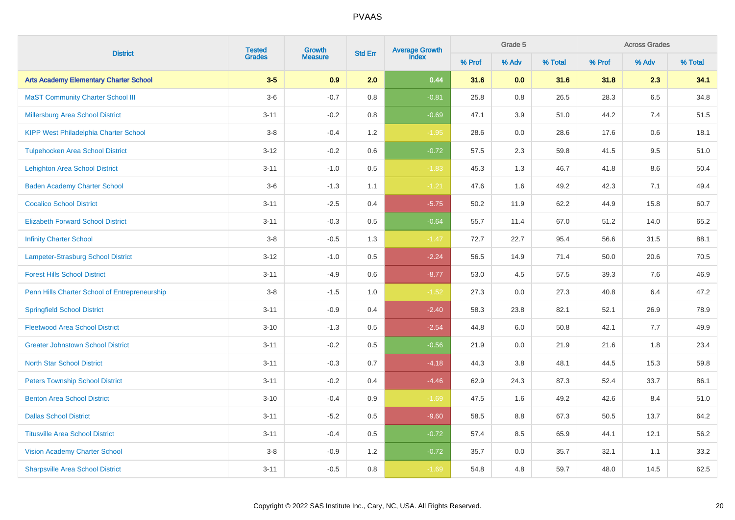# PVAAS

| District | Tested Grades | Growth Measure | Std Err | Average Growth Index | Grade 5 | | | Across Grades | | |
|---|---|---|---|---|---|---|---|---|---|---|
| | | | | | % Prof | % Adv | % Total | % Prof | % Adv | % Total |
| **Arts Academy Elementary Charter School** | **3-5** | **0.9** | **2.0** | **0.44** | **31.6** | **0.0** | **31.6** | **31.8** | **2.3** | **34.1** |
| MaST Community Charter School III | 3-6 | -0.7 | 0.8 | -0.81 | 25.8 | 0.8 | 26.5 | 28.3 | 6.5 | 34.8 |
| Millersburg Area School District | 3-11 | -0.2 | 0.8 | -0.69 | 47.1 | 3.9 | 51.0 | 44.2 | 7.4 | 51.5 |
| KIPP West Philadelphia Charter School | 3-8 | -0.4 | 1.2 | -1.95 | 28.6 | 0.0 | 28.6 | 17.6 | 0.6 | 18.1 |
| Tulpehocken Area School District | 3-12 | -0.2 | 0.6 | -0.72 | 57.5 | 2.3 | 59.8 | 41.5 | 9.5 | 51.0 |
| Lehighton Area School District | 3-11 | -1.0 | 0.5 | -1.83 | 45.3 | 1.3 | 46.7 | 41.8 | 8.6 | 50.4 |
| Baden Academy Charter School | 3-6 | -1.3 | 1.1 | -1.21 | 47.6 | 1.6 | 49.2 | 42.3 | 7.1 | 49.4 |
| Cocalico School District | 3-11 | -2.5 | 0.4 | -5.75 | 50.2 | 11.9 | 62.2 | 44.9 | 15.8 | 60.7 |
| Elizabeth Forward School District | 3-11 | -0.3 | 0.5 | -0.64 | 55.7 | 11.4 | 67.0 | 51.2 | 14.0 | 65.2 |
| Infinity Charter School | 3-8 | -0.5 | 1.3 | -1.47 | 72.7 | 22.7 | 95.4 | 56.6 | 31.5 | 88.1 |
| Lampeter-Strasburg School District | 3-12 | -1.0 | 0.5 | -2.24 | 56.5 | 14.9 | 71.4 | 50.0 | 20.6 | 70.5 |
| Forest Hills School District | 3-11 | -4.9 | 0.6 | -8.77 | 53.0 | 4.5 | 57.5 | 39.3 | 7.6 | 46.9 |
| Penn Hills Charter School of Entrepreneurship | 3-8 | -1.5 | 1.0 | -1.52 | 27.3 | 0.0 | 27.3 | 40.8 | 6.4 | 47.2 |
| Springfield School District | 3-11 | -0.9 | 0.4 | -2.40 | 58.3 | 23.8 | 82.1 | 52.1 | 26.9 | 78.9 |
| Fleetwood Area School District | 3-10 | -1.3 | 0.5 | -2.54 | 44.8 | 6.0 | 50.8 | 42.1 | 7.7 | 49.9 |
| Greater Johnstown School District | 3-11 | -0.2 | 0.5 | -0.56 | 21.9 | 0.0 | 21.9 | 21.6 | 1.8 | 23.4 |
| North Star School District | 3-11 | -0.3 | 0.7 | -4.18 | 44.3 | 3.8 | 48.1 | 44.5 | 15.3 | 59.8 |
| Peters Township School District | 3-11 | -0.2 | 0.4 | -4.46 | 62.9 | 24.3 | 87.3 | 52.4 | 33.7 | 86.1 |
| Benton Area School District | 3-10 | -0.4 | 0.9 | -1.69 | 47.5 | 1.6 | 49.2 | 42.6 | 8.4 | 51.0 |
| Dallas School District | 3-11 | -5.2 | 0.5 | -9.60 | 58.5 | 8.8 | 67.3 | 50.5 | 13.7 | 64.2 |
| Titusville Area School District | 3-11 | -0.4 | 0.5 | -0.72 | 57.4 | 8.5 | 65.9 | 44.1 | 12.1 | 56.2 |
| Vision Academy Charter School | 3-8 | -0.9 | 1.2 | -0.72 | 35.7 | 0.0 | 35.7 | 32.1 | 1.1 | 33.2 |
| Sharpsville Area School District | 3-11 | -0.5 | 0.8 | -1.69 | 54.8 | 4.8 | 59.7 | 48.0 | 14.5 | 62.5 |

Copyright © 2022 SAS Institute Inc., Cary, NC, USA. All Rights Reserved.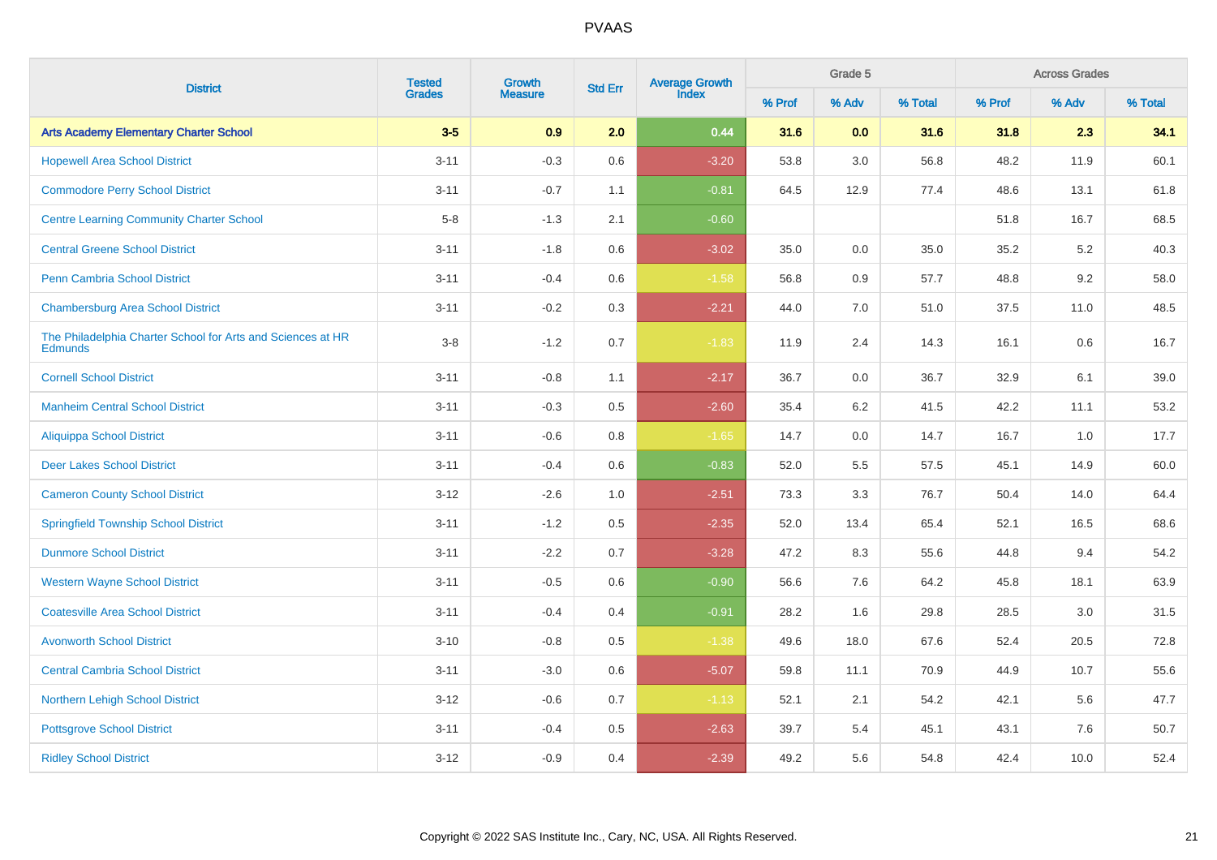| District | Tested Grades | Growth Measure | Std Err | Average Growth Index | Grade 5 | | | Across Grades | | |
|---|---|---|---|---|---|---|---|---|---|---|
| | | | | | % Prof | % Adv | % Total | % Prof | % Adv | % Total |
| **Arts Academy Elementary Charter School** | **3-5** | **0.9** | **2.0** | **0.44** | **31.6** | **0.0** | **31.6** | **31.8** | **2.3** | **34.1** |
| Hopewell Area School District | 3-11 | -0.3 | 0.6 | -3.20 | 53.8 | 3.0 | 56.8 | 48.2 | 11.9 | 60.1 |
| Commodore Perry School District | 3-11 | -0.7 | 1.1 | -0.81 | 64.5 | 12.9 | 77.4 | 48.6 | 13.1 | 61.8 |
| Centre Learning Community Charter School | 5-8 | -1.3 | 2.1 | -0.60 | | | | 51.8 | 16.7 | 68.5 |
| Central Greene School District | 3-11 | -1.8 | 0.6 | -3.02 | 35.0 | 0.0 | 35.0 | 35.2 | 5.2 | 40.3 |
| Penn Cambria School District | 3-11 | -0.4 | 0.6 | -1.58 | 56.8 | 0.9 | 57.7 | 48.8 | 9.2 | 58.0 |
| Chambersburg Area School District | 3-11 | -0.2 | 0.3 | -2.21 | 44.0 | 7.0 | 51.0 | 37.5 | 11.0 | 48.5 |
| The Philadelphia Charter School for Arts and Sciences at HR Edmunds | 3-8 | -1.2 | 0.7 | -1.83 | 11.9 | 2.4 | 14.3 | 16.1 | 0.6 | 16.7 |
| Cornell School District | 3-11 | -0.8 | 1.1 | -2.17 | 36.7 | 0.0 | 36.7 | 32.9 | 6.1 | 39.0 |
| Manheim Central School District | 3-11 | -0.3 | 0.5 | -2.60 | 35.4 | 6.2 | 41.5 | 42.2 | 11.1 | 53.2 |
| Aliquippa School District | 3-11 | -0.6 | 0.8 | -1.65 | 14.7 | 0.0 | 14.7 | 16.7 | 1.0 | 17.7 |
| Deer Lakes School District | 3-11 | -0.4 | 0.6 | -0.83 | 52.0 | 5.5 | 57.5 | 45.1 | 14.9 | 60.0 |
| Cameron County School District | 3-12 | -2.6 | 1.0 | -2.51 | 73.3 | 3.3 | 76.7 | 50.4 | 14.0 | 64.4 |
| Springfield Township School District | 3-11 | -1.2 | 0.5 | -2.35 | 52.0 | 13.4 | 65.4 | 52.1 | 16.5 | 68.6 |
| Dunmore School District | 3-11 | -2.2 | 0.7 | -3.28 | 47.2 | 8.3 | 55.6 | 44.8 | 9.4 | 54.2 |
| Western Wayne School District | 3-11 | -0.5 | 0.6 | -0.90 | 56.6 | 7.6 | 64.2 | 45.8 | 18.1 | 63.9 |
| Coatesville Area School District | 3-11 | -0.4 | 0.4 | -0.91 | 28.2 | 1.6 | 29.8 | 28.5 | 3.0 | 31.5 |
| Avonworth School District | 3-10 | -0.8 | 0.5 | -1.38 | 49.6 | 18.0 | 67.6 | 52.4 | 20.5 | 72.8 |
| Central Cambria School District | 3-11 | -3.0 | 0.6 | -5.07 | 59.8 | 11.1 | 70.9 | 44.9 | 10.7 | 55.6 |
| Northern Lehigh School District | 3-12 | -0.6 | 0.7 | -1.13 | 52.1 | 2.1 | 54.2 | 42.1 | 5.6 | 47.7 |
| Pottsgrove School District | 3-11 | -0.4 | 0.5 | -2.63 | 39.7 | 5.4 | 45.1 | 43.1 | 7.6 | 50.7 |
| Ridley School District | 3-12 | -0.9 | 0.4 | -2.39 | 49.2 | 5.6 | 54.8 | 42.4 | 10.0 | 52.4 |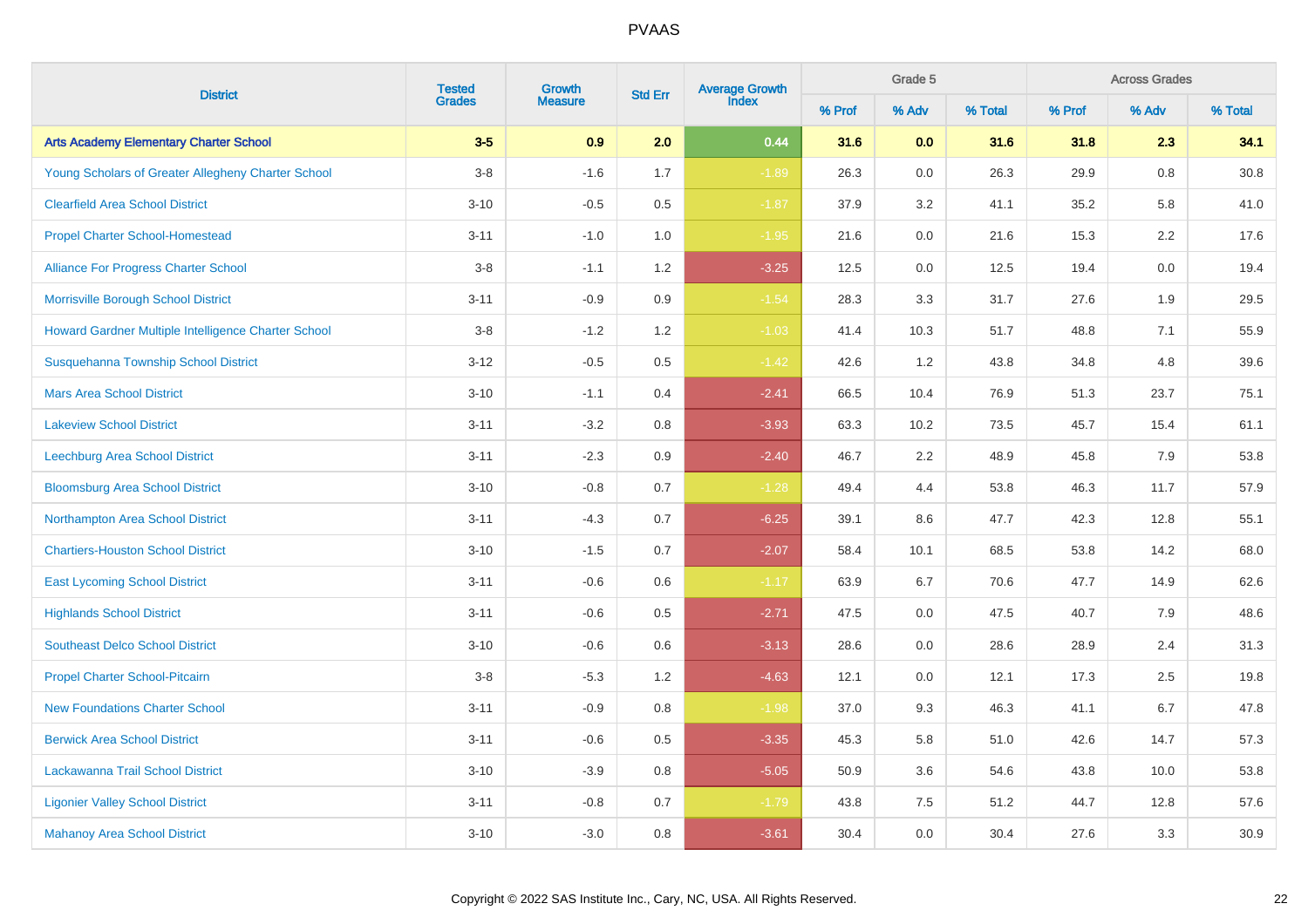# PVAAS

| District | Tested Grades | Growth Measure | Std Err | Average Growth Index | Grade 5 | | | Across Grades | | |
|---|---|---|---|---|---|---|---|---|---|---|
| | | | | | % Prof | % Adv | % Total | % Prof | % Adv | % Total |
| **Arts Academy Elementary Charter School** | **3-5** | **0.9** | **2.0** | **0.44** | **31.6** | **0.0** | **31.6** | **31.8** | **2.3** | **34.1** |
| Young Scholars of Greater Allegheny Charter School | 3-8 | -1.6 | 1.7 | -1.89 | 26.3 | 0.0 | 26.3 | 29.9 | 0.8 | 30.8 |
| Clearfield Area School District | 3-10 | -0.5 | 0.5 | -1.87 | 37.9 | 3.2 | 41.1 | 35.2 | 5.8 | 41.0 |
| Propel Charter School-Homestead | 3-11 | -1.0 | 1.0 | -1.95 | 21.6 | 0.0 | 21.6 | 15.3 | 2.2 | 17.6 |
| Alliance For Progress Charter School | 3-8 | -1.1 | 1.2 | -3.25 | 12.5 | 0.0 | 12.5 | 19.4 | 0.0 | 19.4 |
| Morrisville Borough School District | 3-11 | -0.9 | 0.9 | -1.54 | 28.3 | 3.3 | 31.7 | 27.6 | 1.9 | 29.5 |
| Howard Gardner Multiple Intelligence Charter School | 3-8 | -1.2 | 1.2 | -1.03 | 41.4 | 10.3 | 51.7 | 48.8 | 7.1 | 55.9 |
| Susquehanna Township School District | 3-12 | -0.5 | 0.5 | -1.42 | 42.6 | 1.2 | 43.8 | 34.8 | 4.8 | 39.6 |
| Mars Area School District | 3-10 | -1.1 | 0.4 | -2.41 | 66.5 | 10.4 | 76.9 | 51.3 | 23.7 | 75.1 |
| Lakeview School District | 3-11 | -3.2 | 0.8 | -3.93 | 63.3 | 10.2 | 73.5 | 45.7 | 15.4 | 61.1 |
| Leechburg Area School District | 3-11 | -2.3 | 0.9 | -2.40 | 46.7 | 2.2 | 48.9 | 45.8 | 7.9 | 53.8 |
| Bloomsburg Area School District | 3-10 | -0.8 | 0.7 | -1.28 | 49.4 | 4.4 | 53.8 | 46.3 | 11.7 | 57.9 |
| Northampton Area School District | 3-11 | -4.3 | 0.7 | -6.25 | 39.1 | 8.6 | 47.7 | 42.3 | 12.8 | 55.1 |
| Chartiers-Houston School District | 3-10 | -1.5 | 0.7 | -2.07 | 58.4 | 10.1 | 68.5 | 53.8 | 14.2 | 68.0 |
| East Lycoming School District | 3-11 | -0.6 | 0.6 | -1.17 | 63.9 | 6.7 | 70.6 | 47.7 | 14.9 | 62.6 |
| Highlands School District | 3-11 | -0.6 | 0.5 | -2.71 | 47.5 | 0.0 | 47.5 | 40.7 | 7.9 | 48.6 |
| Southeast Delco School District | 3-10 | -0.6 | 0.6 | -3.13 | 28.6 | 0.0 | 28.6 | 28.9 | 2.4 | 31.3 |
| Propel Charter School-Pitcairn | 3-8 | -5.3 | 1.2 | -4.63 | 12.1 | 0.0 | 12.1 | 17.3 | 2.5 | 19.8 |
| New Foundations Charter School | 3-11 | -0.9 | 0.8 | -1.98 | 37.0 | 9.3 | 46.3 | 41.1 | 6.7 | 47.8 |
| Berwick Area School District | 3-11 | -0.6 | 0.5 | -3.35 | 45.3 | 5.8 | 51.0 | 42.6 | 14.7 | 57.3 |
| Lackawanna Trail School District | 3-10 | -3.9 | 0.8 | -5.05 | 50.9 | 3.6 | 54.6 | 43.8 | 10.0 | 53.8 |
| Ligonier Valley School District | 3-11 | -0.8 | 0.7 | -1.79 | 43.8 | 7.5 | 51.2 | 44.7 | 12.8 | 57.6 |
| Mahanoy Area School District | 3-10 | -3.0 | 0.8 | -3.61 | 30.4 | 0.0 | 30.4 | 27.6 | 3.3 | 30.9 |

Copyright © 2022 SAS Institute Inc., Cary, NC, USA. All Rights Reserved.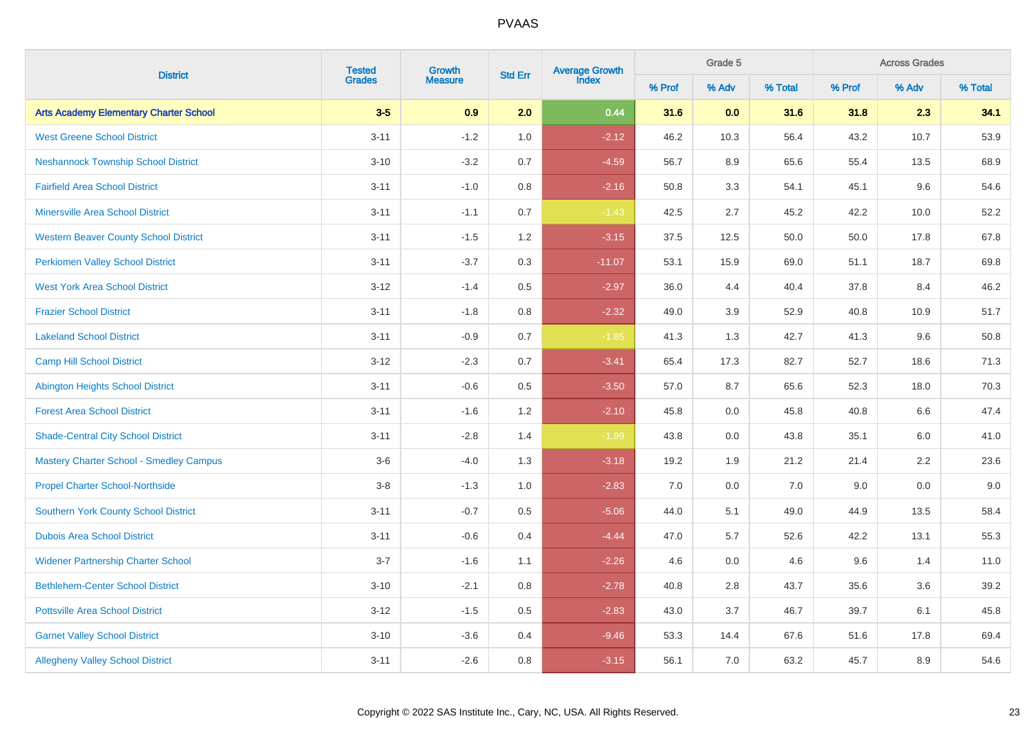| District | Tested Grades | Growth Measure | Std Err | Average Growth Index | Grade 5 | | | Across Grades | | |
|---|---|---|---|---|---|---|---|---|---|---|
| | | | | | % Prof | % Adv | % Total | % Prof | % Adv | % Total |
| **Arts Academy Elementary Charter School** | **3-5** | **0.9** | **2.0** | **0.44** | **31.6** | **0.0** | **31.6** | **31.8** | **2.3** | **34.1** |
| West Greene School District | 3-11 | -1.2 | 1.0 | -2.12 | 46.2 | 10.3 | 56.4 | 43.2 | 10.7 | 53.9 |
| Neshannock Township School District | 3-10 | -3.2 | 0.7 | -4.59 | 56.7 | 8.9 | 65.6 | 55.4 | 13.5 | 68.9 |
| Fairfield Area School District | 3-11 | -1.0 | 0.8 | -2.16 | 50.8 | 3.3 | 54.1 | 45.1 | 9.6 | 54.6 |
| Minersville Area School District | 3-11 | -1.1 | 0.7 | -1.43 | 42.5 | 2.7 | 45.2 | 42.2 | 10.0 | 52.2 |
| Western Beaver County School District | 3-11 | -1.5 | 1.2 | -3.15 | 37.5 | 12.5 | 50.0 | 50.0 | 17.8 | 67.8 |
| Perkiomen Valley School District | 3-11 | -3.7 | 0.3 | -11.07 | 53.1 | 15.9 | 69.0 | 51.1 | 18.7 | 69.8 |
| West York Area School District | 3-12 | -1.4 | 0.5 | -2.97 | 36.0 | 4.4 | 40.4 | 37.8 | 8.4 | 46.2 |
| Frazier School District | 3-11 | -1.8 | 0.8 | -2.32 | 49.0 | 3.9 | 52.9 | 40.8 | 10.9 | 51.7 |
| Lakeland School District | 3-11 | -0.9 | 0.7 | -1.85 | 41.3 | 1.3 | 42.7 | 41.3 | 9.6 | 50.8 |
| Camp Hill School District | 3-12 | -2.3 | 0.7 | -3.41 | 65.4 | 17.3 | 82.7 | 52.7 | 18.6 | 71.3 |
| Abington Heights School District | 3-11 | -0.6 | 0.5 | -3.50 | 57.0 | 8.7 | 65.6 | 52.3 | 18.0 | 70.3 |
| Forest Area School District | 3-11 | -1.6 | 1.2 | -2.10 | 45.8 | 0.0 | 45.8 | 40.8 | 6.6 | 47.4 |
| Shade-Central City School District | 3-11 | -2.8 | 1.4 | -1.99 | 43.8 | 0.0 | 43.8 | 35.1 | 6.0 | 41.0 |
| Mastery Charter School - Smedley Campus | 3-6 | -4.0 | 1.3 | -3.18 | 19.2 | 1.9 | 21.2 | 21.4 | 2.2 | 23.6 |
| Propel Charter School-Northside | 3-8 | -1.3 | 1.0 | -2.83 | 7.0 | 0.0 | 7.0 | 9.0 | 0.0 | 9.0 |
| Southern York County School District | 3-11 | -0.7 | 0.5 | -5.06 | 44.0 | 5.1 | 49.0 | 44.9 | 13.5 | 58.4 |
| Dubois Area School District | 3-11 | -0.6 | 0.4 | -4.44 | 47.0 | 5.7 | 52.6 | 42.2 | 13.1 | 55.3 |
| Widener Partnership Charter School | 3-7 | -1.6 | 1.1 | -2.26 | 4.6 | 0.0 | 4.6 | 9.6 | 1.4 | 11.0 |
| Bethlehem-Center School District | 3-10 | -2.1 | 0.8 | -2.78 | 40.8 | 2.8 | 43.7 | 35.6 | 3.6 | 39.2 |
| Pottsville Area School District | 3-12 | -1.5 | 0.5 | -2.83 | 43.0 | 3.7 | 46.7 | 39.7 | 6.1 | 45.8 |
| Garnet Valley School District | 3-10 | -3.6 | 0.4 | -9.46 | 53.3 | 14.4 | 67.6 | 51.6 | 17.8 | 69.4 |
| Allegheny Valley School District | 3-11 | -2.6 | 0.8 | -3.15 | 56.1 | 7.0 | 63.2 | 45.7 | 8.9 | 54.6 |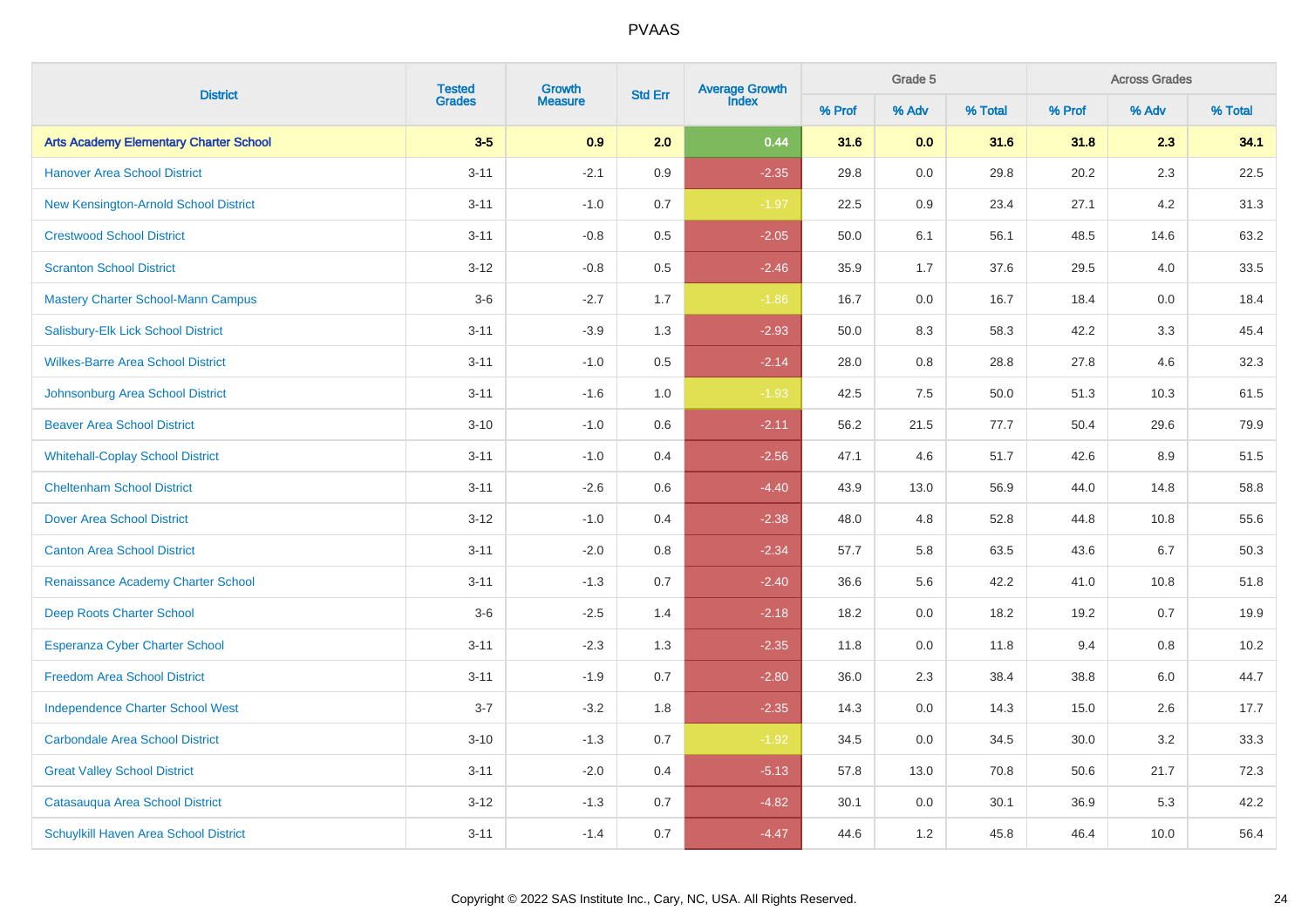PVAAS

| District | Tested Grades | Growth Measure | Std Err | Average Growth Index | Grade 5 | | | Across Grades | | |
|---|---|---|---|---|---|---|---|---|---|---|
| | | | | | % Prof | % Adv | % Total | % Prof | % Adv | % Total |
| **Arts Academy Elementary Charter School** | **3-5** | **0.9** | **2.0** | **0.44** | **31.6** | **0.0** | **31.6** | **31.8** | **2.3** | **34.1** |
| Hanover Area School District | 3-11 | -2.1 | 0.9 | -2.35 | 29.8 | 0.0 | 29.8 | 20.2 | 2.3 | 22.5 |
| New Kensington-Arnold School District | 3-11 | -1.0 | 0.7 | -1.97 | 22.5 | 0.9 | 23.4 | 27.1 | 4.2 | 31.3 |
| Crestwood School District | 3-11 | -0.8 | 0.5 | -2.05 | 50.0 | 6.1 | 56.1 | 48.5 | 14.6 | 63.2 |
| Scranton School District | 3-12 | -0.8 | 0.5 | -2.46 | 35.9 | 1.7 | 37.6 | 29.5 | 4.0 | 33.5 |
| Mastery Charter School-Mann Campus | 3-6 | -2.7 | 1.7 | -1.86 | 16.7 | 0.0 | 16.7 | 18.4 | 0.0 | 18.4 |
| Salisbury-Elk Lick School District | 3-11 | -3.9 | 1.3 | -2.93 | 50.0 | 8.3 | 58.3 | 42.2 | 3.3 | 45.4 |
| Wilkes-Barre Area School District | 3-11 | -1.0 | 0.5 | -2.14 | 28.0 | 0.8 | 28.8 | 27.8 | 4.6 | 32.3 |
| Johnsonburg Area School District | 3-11 | -1.6 | 1.0 | -1.93 | 42.5 | 7.5 | 50.0 | 51.3 | 10.3 | 61.5 |
| Beaver Area School District | 3-10 | -1.0 | 0.6 | -2.11 | 56.2 | 21.5 | 77.7 | 50.4 | 29.6 | 79.9 |
| Whitehall-Coplay School District | 3-11 | -1.0 | 0.4 | -2.56 | 47.1 | 4.6 | 51.7 | 42.6 | 8.9 | 51.5 |
| Cheltenham School District | 3-11 | -2.6 | 0.6 | -4.40 | 43.9 | 13.0 | 56.9 | 44.0 | 14.8 | 58.8 |
| Dover Area School District | 3-12 | -1.0 | 0.4 | -2.38 | 48.0 | 4.8 | 52.8 | 44.8 | 10.8 | 55.6 |
| Canton Area School District | 3-11 | -2.0 | 0.8 | -2.34 | 57.7 | 5.8 | 63.5 | 43.6 | 6.7 | 50.3 |
| Renaissance Academy Charter School | 3-11 | -1.3 | 0.7 | -2.40 | 36.6 | 5.6 | 42.2 | 41.0 | 10.8 | 51.8 |
| Deep Roots Charter School | 3-6 | -2.5 | 1.4 | -2.18 | 18.2 | 0.0 | 18.2 | 19.2 | 0.7 | 19.9 |
| Esperanza Cyber Charter School | 3-11 | -2.3 | 1.3 | -2.35 | 11.8 | 0.0 | 11.8 | 9.4 | 0.8 | 10.2 |
| Freedom Area School District | 3-11 | -1.9 | 0.7 | -2.80 | 36.0 | 2.3 | 38.4 | 38.8 | 6.0 | 44.7 |
| Independence Charter School West | 3-7 | -3.2 | 1.8 | -2.35 | 14.3 | 0.0 | 14.3 | 15.0 | 2.6 | 17.7 |
| Carbondale Area School District | 3-10 | -1.3 | 0.7 | -1.92 | 34.5 | 0.0 | 34.5 | 30.0 | 3.2 | 33.3 |
| Great Valley School District | 3-11 | -2.0 | 0.4 | -5.13 | 57.8 | 13.0 | 70.8 | 50.6 | 21.7 | 72.3 |
| Catasauqua Area School District | 3-12 | -1.3 | 0.7 | -4.82 | 30.1 | 0.0 | 30.1 | 36.9 | 5.3 | 42.2 |
| Schuylkill Haven Area School District | 3-11 | -1.4 | 0.7 | -4.47 | 44.6 | 1.2 | 45.8 | 46.4 | 10.0 | 56.4 |

Copyright © 2022 SAS Institute Inc., Cary, NC, USA. All Rights Reserved.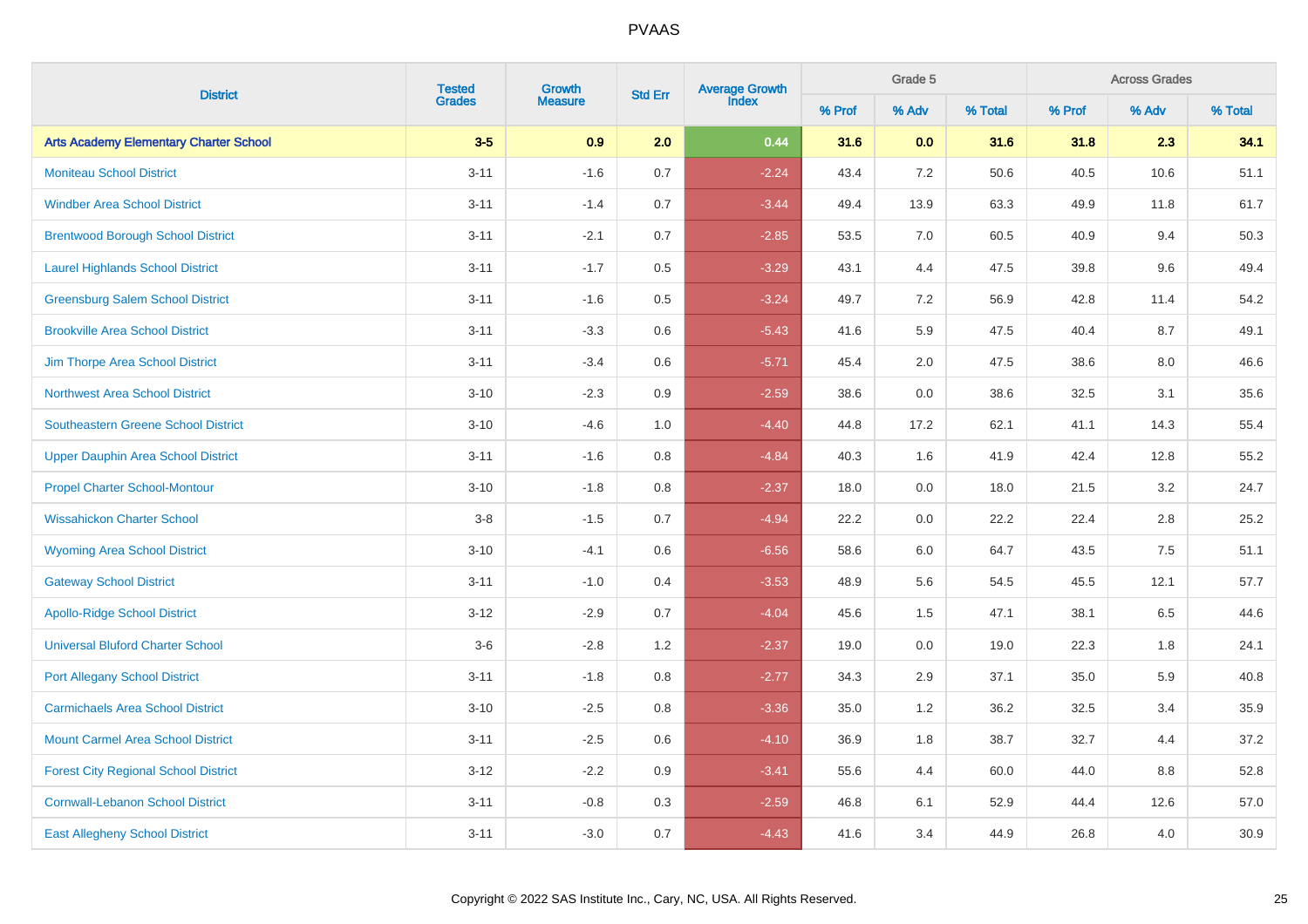# PVAAS

| District | Tested Grades | Growth Measure | Std Err | Average Growth Index | Grade 5 | | | Across Grades | | |
|---|---|---|---|---|---|---|---|---|---|---|
| | | | | | % Prof | % Adv | % Total | % Prof | % Adv | % Total |
| **Arts Academy Elementary Charter School** | **3-5** | **0.9** | **2.0** | **0.44** | **31.6** | **0.0** | **31.6** | **31.8** | **2.3** | **34.1** |
| Moniteau School District | 3-11 | -1.6 | 0.7 | -2.24 | 43.4 | 7.2 | 50.6 | 40.5 | 10.6 | 51.1 |
| Windber Area School District | 3-11 | -1.4 | 0.7 | -3.44 | 49.4 | 13.9 | 63.3 | 49.9 | 11.8 | 61.7 |
| Brentwood Borough School District | 3-11 | -2.1 | 0.7 | -2.85 | 53.5 | 7.0 | 60.5 | 40.9 | 9.4 | 50.3 |
| Laurel Highlands School District | 3-11 | -1.7 | 0.5 | -3.29 | 43.1 | 4.4 | 47.5 | 39.8 | 9.6 | 49.4 |
| Greensburg Salem School District | 3-11 | -1.6 | 0.5 | -3.24 | 49.7 | 7.2 | 56.9 | 42.8 | 11.4 | 54.2 |
| Brookville Area School District | 3-11 | -3.3 | 0.6 | -5.43 | 41.6 | 5.9 | 47.5 | 40.4 | 8.7 | 49.1 |
| Jim Thorpe Area School District | 3-11 | -3.4 | 0.6 | -5.71 | 45.4 | 2.0 | 47.5 | 38.6 | 8.0 | 46.6 |
| Northwest Area School District | 3-10 | -2.3 | 0.9 | -2.59 | 38.6 | 0.0 | 38.6 | 32.5 | 3.1 | 35.6 |
| Southeastern Greene School District | 3-10 | -4.6 | 1.0 | -4.40 | 44.8 | 17.2 | 62.1 | 41.1 | 14.3 | 55.4 |
| Upper Dauphin Area School District | 3-11 | -1.6 | 0.8 | -4.84 | 40.3 | 1.6 | 41.9 | 42.4 | 12.8 | 55.2 |
| Propel Charter School-Montour | 3-10 | -1.8 | 0.8 | -2.37 | 18.0 | 0.0 | 18.0 | 21.5 | 3.2 | 24.7 |
| Wissahickon Charter School | 3-8 | -1.5 | 0.7 | -4.94 | 22.2 | 0.0 | 22.2 | 22.4 | 2.8 | 25.2 |
| Wyoming Area School District | 3-10 | -4.1 | 0.6 | -6.56 | 58.6 | 6.0 | 64.7 | 43.5 | 7.5 | 51.1 |
| Gateway School District | 3-11 | -1.0 | 0.4 | -3.53 | 48.9 | 5.6 | 54.5 | 45.5 | 12.1 | 57.7 |
| Apollo-Ridge School District | 3-12 | -2.9 | 0.7 | -4.04 | 45.6 | 1.5 | 47.1 | 38.1 | 6.5 | 44.6 |
| Universal Bluford Charter School | 3-6 | -2.8 | 1.2 | -2.37 | 19.0 | 0.0 | 19.0 | 22.3 | 1.8 | 24.1 |
| Port Allegany School District | 3-11 | -1.8 | 0.8 | -2.77 | 34.3 | 2.9 | 37.1 | 35.0 | 5.9 | 40.8 |
| Carmichaels Area School District | 3-10 | -2.5 | 0.8 | -3.36 | 35.0 | 1.2 | 36.2 | 32.5 | 3.4 | 35.9 |
| Mount Carmel Area School District | 3-11 | -2.5 | 0.6 | -4.10 | 36.9 | 1.8 | 38.7 | 32.7 | 4.4 | 37.2 |
| Forest City Regional School District | 3-12 | -2.2 | 0.9 | -3.41 | 55.6 | 4.4 | 60.0 | 44.0 | 8.8 | 52.8 |
| Cornwall-Lebanon School District | 3-11 | -0.8 | 0.3 | -2.59 | 46.8 | 6.1 | 52.9 | 44.4 | 12.6 | 57.0 |
| East Allegheny School District | 3-11 | -3.0 | 0.7 | -4.43 | 41.6 | 3.4 | 44.9 | 26.8 | 4.0 | 30.9 |

Copyright © 2022 SAS Institute Inc., Cary, NC, USA. All Rights Reserved.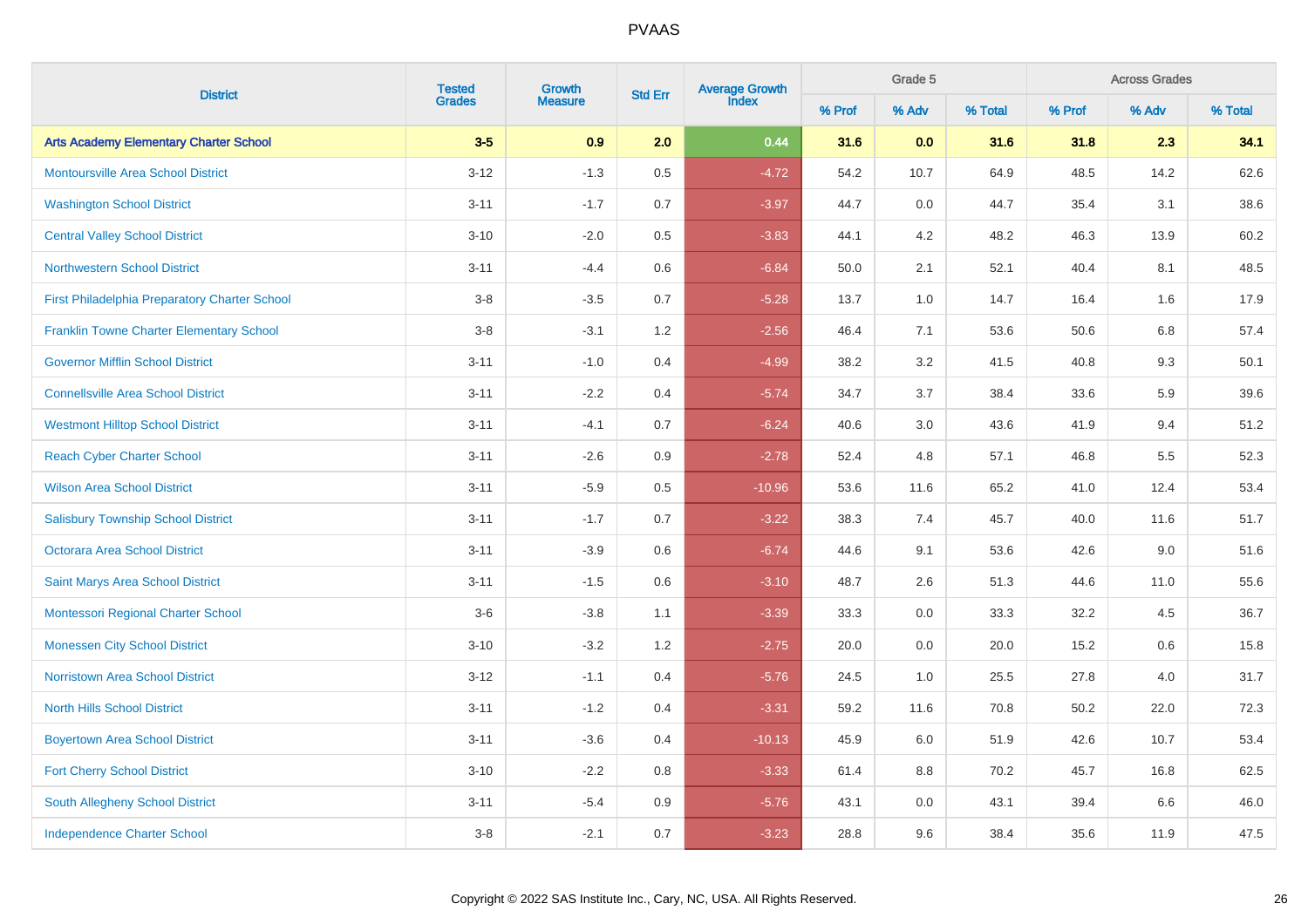# PVAAS

| District | Tested Grades | Growth Measure | Std Err | Average Growth Index | Grade 5 | | | Across Grades | | |
|---|---|---|---|---|---|---|---|---|---|---|
| | | | | | % Prof | % Adv | % Total | % Prof | % Adv | % Total |
| **Arts Academy Elementary Charter School** | **3-5** | **0.9** | **2.0** | **0.44** | **31.6** | **0.0** | **31.6** | **31.8** | **2.3** | **34.1** |
| Montoursville Area School District | 3-12 | -1.3 | 0.5 | -4.72 | 54.2 | 10.7 | 64.9 | 48.5 | 14.2 | 62.6 |
| Washington School District | 3-11 | -1.7 | 0.7 | -3.97 | 44.7 | 0.0 | 44.7 | 35.4 | 3.1 | 38.6 |
| Central Valley School District | 3-10 | -2.0 | 0.5 | -3.83 | 44.1 | 4.2 | 48.2 | 46.3 | 13.9 | 60.2 |
| Northwestern School District | 3-11 | -4.4 | 0.6 | -6.84 | 50.0 | 2.1 | 52.1 | 40.4 | 8.1 | 48.5 |
| First Philadelphia Preparatory Charter School | 3-8 | -3.5 | 0.7 | -5.28 | 13.7 | 1.0 | 14.7 | 16.4 | 1.6 | 17.9 |
| Franklin Towne Charter Elementary School | 3-8 | -3.1 | 1.2 | -2.56 | 46.4 | 7.1 | 53.6 | 50.6 | 6.8 | 57.4 |
| Governor Mifflin School District | 3-11 | -1.0 | 0.4 | -4.99 | 38.2 | 3.2 | 41.5 | 40.8 | 9.3 | 50.1 |
| Connellsville Area School District | 3-11 | -2.2 | 0.4 | -5.74 | 34.7 | 3.7 | 38.4 | 33.6 | 5.9 | 39.6 |
| Westmont Hilltop School District | 3-11 | -4.1 | 0.7 | -6.24 | 40.6 | 3.0 | 43.6 | 41.9 | 9.4 | 51.2 |
| Reach Cyber Charter School | 3-11 | -2.6 | 0.9 | -2.78 | 52.4 | 4.8 | 57.1 | 46.8 | 5.5 | 52.3 |
| Wilson Area School District | 3-11 | -5.9 | 0.5 | -10.96 | 53.6 | 11.6 | 65.2 | 41.0 | 12.4 | 53.4 |
| Salisbury Township School District | 3-11 | -1.7 | 0.7 | -3.22 | 38.3 | 7.4 | 45.7 | 40.0 | 11.6 | 51.7 |
| Octorara Area School District | 3-11 | -3.9 | 0.6 | -6.74 | 44.6 | 9.1 | 53.6 | 42.6 | 9.0 | 51.6 |
| Saint Marys Area School District | 3-11 | -1.5 | 0.6 | -3.10 | 48.7 | 2.6 | 51.3 | 44.6 | 11.0 | 55.6 |
| Montessori Regional Charter School | 3-6 | -3.8 | 1.1 | -3.39 | 33.3 | 0.0 | 33.3 | 32.2 | 4.5 | 36.7 |
| Monessen City School District | 3-10 | -3.2 | 1.2 | -2.75 | 20.0 | 0.0 | 20.0 | 15.2 | 0.6 | 15.8 |
| Norristown Area School District | 3-12 | -1.1 | 0.4 | -5.76 | 24.5 | 1.0 | 25.5 | 27.8 | 4.0 | 31.7 |
| North Hills School District | 3-11 | -1.2 | 0.4 | -3.31 | 59.2 | 11.6 | 70.8 | 50.2 | 22.0 | 72.3 |
| Boyertown Area School District | 3-11 | -3.6 | 0.4 | -10.13 | 45.9 | 6.0 | 51.9 | 42.6 | 10.7 | 53.4 |
| Fort Cherry School District | 3-10 | -2.2 | 0.8 | -3.33 | 61.4 | 8.8 | 70.2 | 45.7 | 16.8 | 62.5 |
| South Allegheny School District | 3-11 | -5.4 | 0.9 | -5.76 | 43.1 | 0.0 | 43.1 | 39.4 | 6.6 | 46.0 |
| Independence Charter School | 3-8 | -2.1 | 0.7 | -3.23 | 28.8 | 9.6 | 38.4 | 35.6 | 11.9 | 47.5 |

Copyright © 2022 SAS Institute Inc., Cary, NC, USA. All Rights Reserved.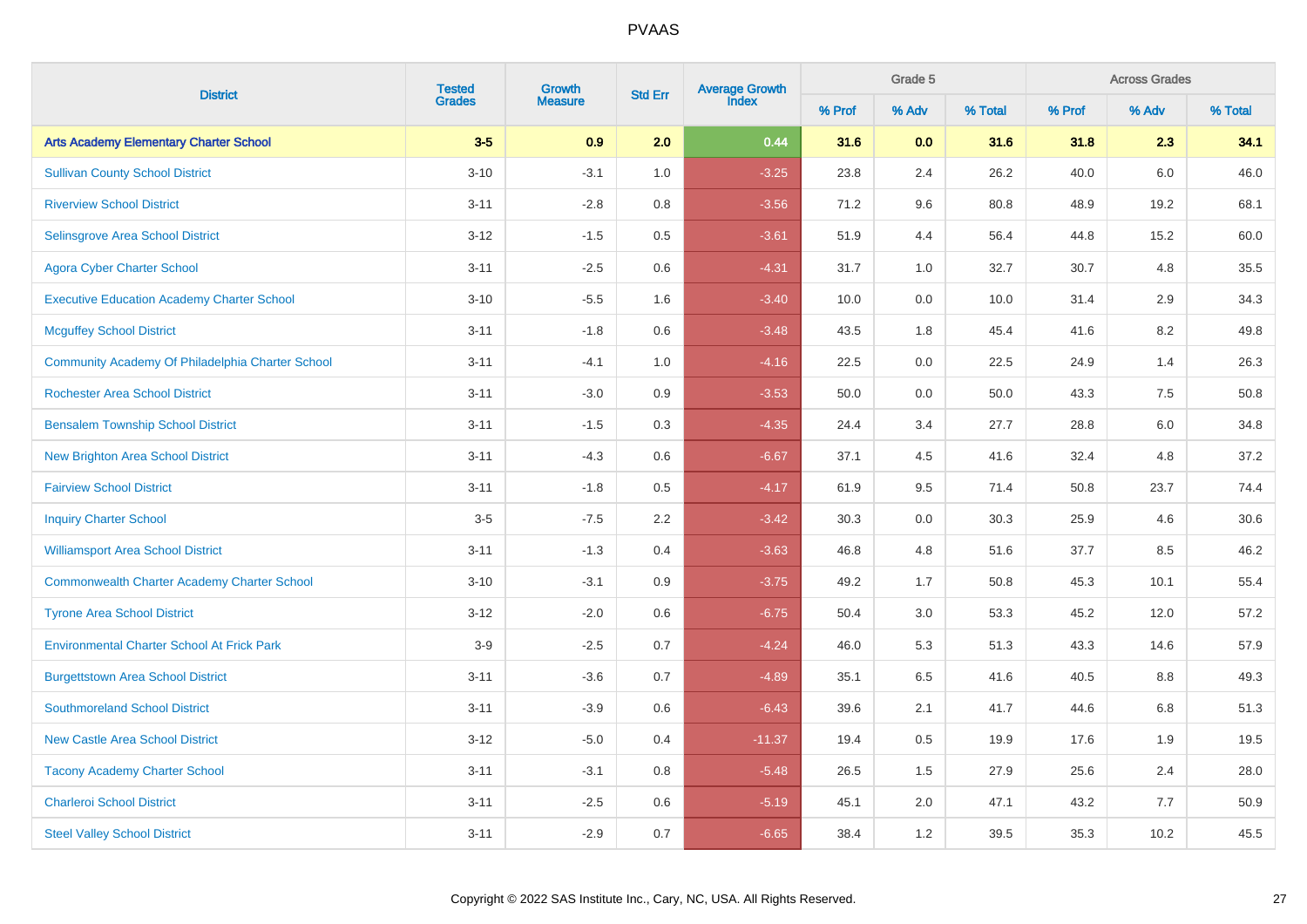# PVAAS

| District | Tested Grades | Growth Measure | Std Err | Average Growth Index | Grade 5 | | | Across Grades | | |
|---|---|---|---|---|---|---|---|---|---|---|
| | | | | | % Prof | % Adv | % Total | % Prof | % Adv | % Total |
| **Arts Academy Elementary Charter School** | **3-5** | **0.9** | **2.0** | **0.44** | **31.6** | **0.0** | **31.6** | **31.8** | **2.3** | **34.1** |
| Sullivan County School District | 3-10 | -3.1 | 1.0 | -3.25 | 23.8 | 2.4 | 26.2 | 40.0 | 6.0 | 46.0 |
| Riverview School District | 3-11 | -2.8 | 0.8 | -3.56 | 71.2 | 9.6 | 80.8 | 48.9 | 19.2 | 68.1 |
| Selinsgrove Area School District | 3-12 | -1.5 | 0.5 | -3.61 | 51.9 | 4.4 | 56.4 | 44.8 | 15.2 | 60.0 |
| Agora Cyber Charter School | 3-11 | -2.5 | 0.6 | -4.31 | 31.7 | 1.0 | 32.7 | 30.7 | 4.8 | 35.5 |
| Executive Education Academy Charter School | 3-10 | -5.5 | 1.6 | -3.40 | 10.0 | 0.0 | 10.0 | 31.4 | 2.9 | 34.3 |
| Mcguffey School District | 3-11 | -1.8 | 0.6 | -3.48 | 43.5 | 1.8 | 45.4 | 41.6 | 8.2 | 49.8 |
| Community Academy Of Philadelphia Charter School | 3-11 | -4.1 | 1.0 | -4.16 | 22.5 | 0.0 | 22.5 | 24.9 | 1.4 | 26.3 |
| Rochester Area School District | 3-11 | -3.0 | 0.9 | -3.53 | 50.0 | 0.0 | 50.0 | 43.3 | 7.5 | 50.8 |
| Bensalem Township School District | 3-11 | -1.5 | 0.3 | -4.35 | 24.4 | 3.4 | 27.7 | 28.8 | 6.0 | 34.8 |
| New Brighton Area School District | 3-11 | -4.3 | 0.6 | -6.67 | 37.1 | 4.5 | 41.6 | 32.4 | 4.8 | 37.2 |
| Fairview School District | 3-11 | -1.8 | 0.5 | -4.17 | 61.9 | 9.5 | 71.4 | 50.8 | 23.7 | 74.4 |
| Inquiry Charter School | 3-5 | -7.5 | 2.2 | -3.42 | 30.3 | 0.0 | 30.3 | 25.9 | 4.6 | 30.6 |
| Williamsport Area School District | 3-11 | -1.3 | 0.4 | -3.63 | 46.8 | 4.8 | 51.6 | 37.7 | 8.5 | 46.2 |
| Commonwealth Charter Academy Charter School | 3-10 | -3.1 | 0.9 | -3.75 | 49.2 | 1.7 | 50.8 | 45.3 | 10.1 | 55.4 |
| Tyrone Area School District | 3-12 | -2.0 | 0.6 | -6.75 | 50.4 | 3.0 | 53.3 | 45.2 | 12.0 | 57.2 |
| Environmental Charter School At Frick Park | 3-9 | -2.5 | 0.7 | -4.24 | 46.0 | 5.3 | 51.3 | 43.3 | 14.6 | 57.9 |
| Burgettstown Area School District | 3-11 | -3.6 | 0.7 | -4.89 | 35.1 | 6.5 | 41.6 | 40.5 | 8.8 | 49.3 |
| Southmoreland School District | 3-11 | -3.9 | 0.6 | -6.43 | 39.6 | 2.1 | 41.7 | 44.6 | 6.8 | 51.3 |
| New Castle Area School District | 3-12 | -5.0 | 0.4 | -11.37 | 19.4 | 0.5 | 19.9 | 17.6 | 1.9 | 19.5 |
| Tacony Academy Charter School | 3-11 | -3.1 | 0.8 | -5.48 | 26.5 | 1.5 | 27.9 | 25.6 | 2.4 | 28.0 |
| Charleroi School District | 3-11 | -2.5 | 0.6 | -5.19 | 45.1 | 2.0 | 47.1 | 43.2 | 7.7 | 50.9 |
| Steel Valley School District | 3-11 | -2.9 | 0.7 | -6.65 | 38.4 | 1.2 | 39.5 | 35.3 | 10.2 | 45.5 |

Copyright © 2022 SAS Institute Inc., Cary, NC, USA. All Rights Reserved.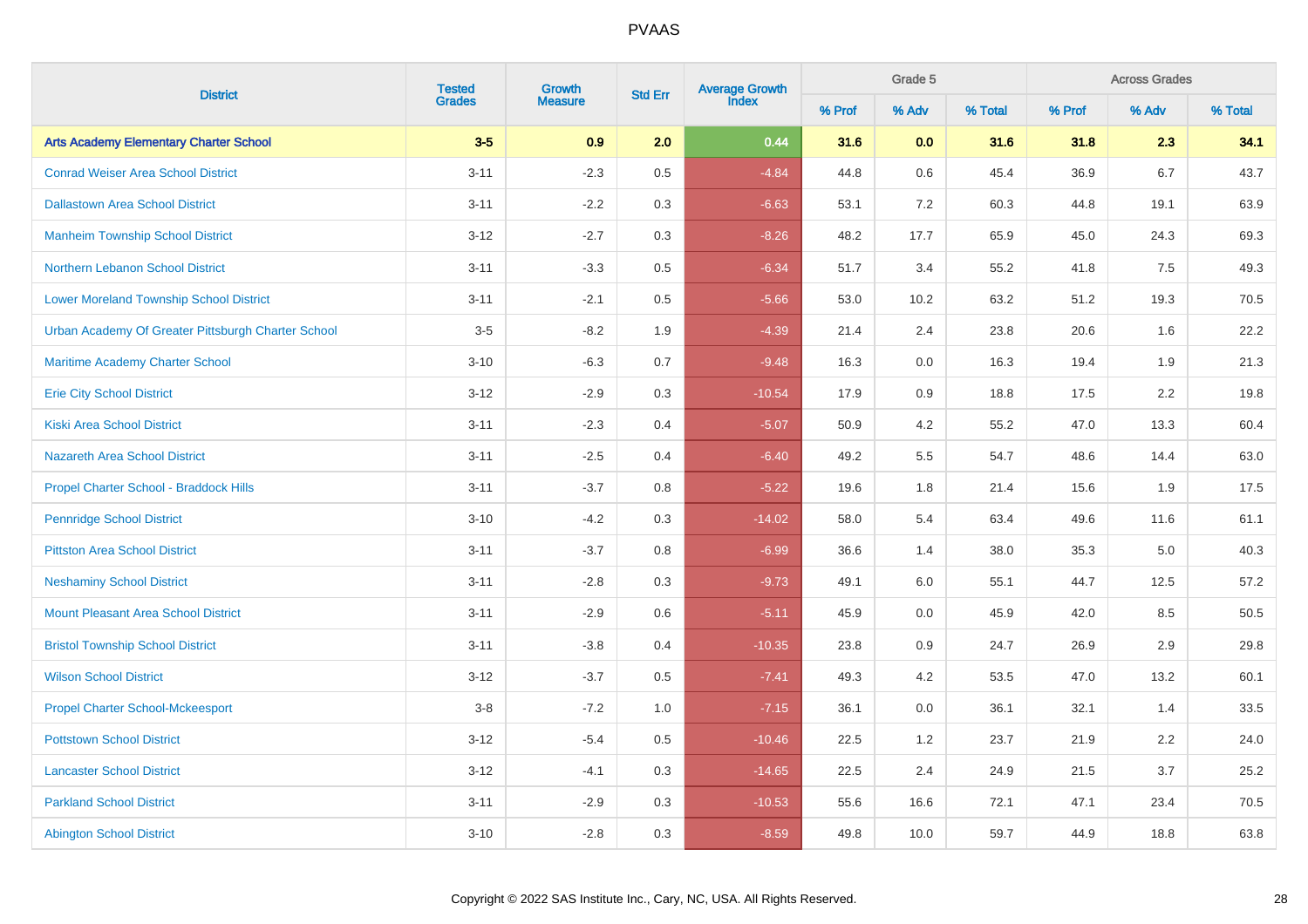# PVAAS

| District | Tested Grades | Growth Measure | Std Err | Average Growth Index | Grade 5 | | | Across Grades | | |
|---|---|---|---|---|---|---|---|---|---|---|
| | | | | | % Prof | % Adv | % Total | % Prof | % Adv | % Total |
| **Arts Academy Elementary Charter School** | **3-5** | **0.9** | **2.0** | **0.44** | **31.6** | **0.0** | **31.6** | **31.8** | **2.3** | **34.1** |
| Conrad Weiser Area School District | 3-11 | -2.3 | 0.5 | -4.84 | 44.8 | 0.6 | 45.4 | 36.9 | 6.7 | 43.7 |
| Dallastown Area School District | 3-11 | -2.2 | 0.3 | -6.63 | 53.1 | 7.2 | 60.3 | 44.8 | 19.1 | 63.9 |
| Manheim Township School District | 3-12 | -2.7 | 0.3 | -8.26 | 48.2 | 17.7 | 65.9 | 45.0 | 24.3 | 69.3 |
| Northern Lebanon School District | 3-11 | -3.3 | 0.5 | -6.34 | 51.7 | 3.4 | 55.2 | 41.8 | 7.5 | 49.3 |
| Lower Moreland Township School District | 3-11 | -2.1 | 0.5 | -5.66 | 53.0 | 10.2 | 63.2 | 51.2 | 19.3 | 70.5 |
| Urban Academy Of Greater Pittsburgh Charter School | 3-5 | -8.2 | 1.9 | -4.39 | 21.4 | 2.4 | 23.8 | 20.6 | 1.6 | 22.2 |
| Maritime Academy Charter School | 3-10 | -6.3 | 0.7 | -9.48 | 16.3 | 0.0 | 16.3 | 19.4 | 1.9 | 21.3 |
| Erie City School District | 3-12 | -2.9 | 0.3 | -10.54 | 17.9 | 0.9 | 18.8 | 17.5 | 2.2 | 19.8 |
| Kiski Area School District | 3-11 | -2.3 | 0.4 | -5.07 | 50.9 | 4.2 | 55.2 | 47.0 | 13.3 | 60.4 |
| Nazareth Area School District | 3-11 | -2.5 | 0.4 | -6.40 | 49.2 | 5.5 | 54.7 | 48.6 | 14.4 | 63.0 |
| Propel Charter School - Braddock Hills | 3-11 | -3.7 | 0.8 | -5.22 | 19.6 | 1.8 | 21.4 | 15.6 | 1.9 | 17.5 |
| Pennridge School District | 3-10 | -4.2 | 0.3 | -14.02 | 58.0 | 5.4 | 63.4 | 49.6 | 11.6 | 61.1 |
| Pittston Area School District | 3-11 | -3.7 | 0.8 | -6.99 | 36.6 | 1.4 | 38.0 | 35.3 | 5.0 | 40.3 |
| Neshaminy School District | 3-11 | -2.8 | 0.3 | -9.73 | 49.1 | 6.0 | 55.1 | 44.7 | 12.5 | 57.2 |
| Mount Pleasant Area School District | 3-11 | -2.9 | 0.6 | -5.11 | 45.9 | 0.0 | 45.9 | 42.0 | 8.5 | 50.5 |
| Bristol Township School District | 3-11 | -3.8 | 0.4 | -10.35 | 23.8 | 0.9 | 24.7 | 26.9 | 2.9 | 29.8 |
| Wilson School District | 3-12 | -3.7 | 0.5 | -7.41 | 49.3 | 4.2 | 53.5 | 47.0 | 13.2 | 60.1 |
| Propel Charter School-Mckeesport | 3-8 | -7.2 | 1.0 | -7.15 | 36.1 | 0.0 | 36.1 | 32.1 | 1.4 | 33.5 |
| Pottstown School District | 3-12 | -5.4 | 0.5 | -10.46 | 22.5 | 1.2 | 23.7 | 21.9 | 2.2 | 24.0 |
| Lancaster School District | 3-12 | -4.1 | 0.3 | -14.65 | 22.5 | 2.4 | 24.9 | 21.5 | 3.7 | 25.2 |
| Parkland School District | 3-11 | -2.9 | 0.3 | -10.53 | 55.6 | 16.6 | 72.1 | 47.1 | 23.4 | 70.5 |
| Abington School District | 3-10 | -2.8 | 0.3 | -8.59 | 49.8 | 10.0 | 59.7 | 44.9 | 18.8 | 63.8 |

Copyright © 2022 SAS Institute Inc., Cary, NC, USA. All Rights Reserved.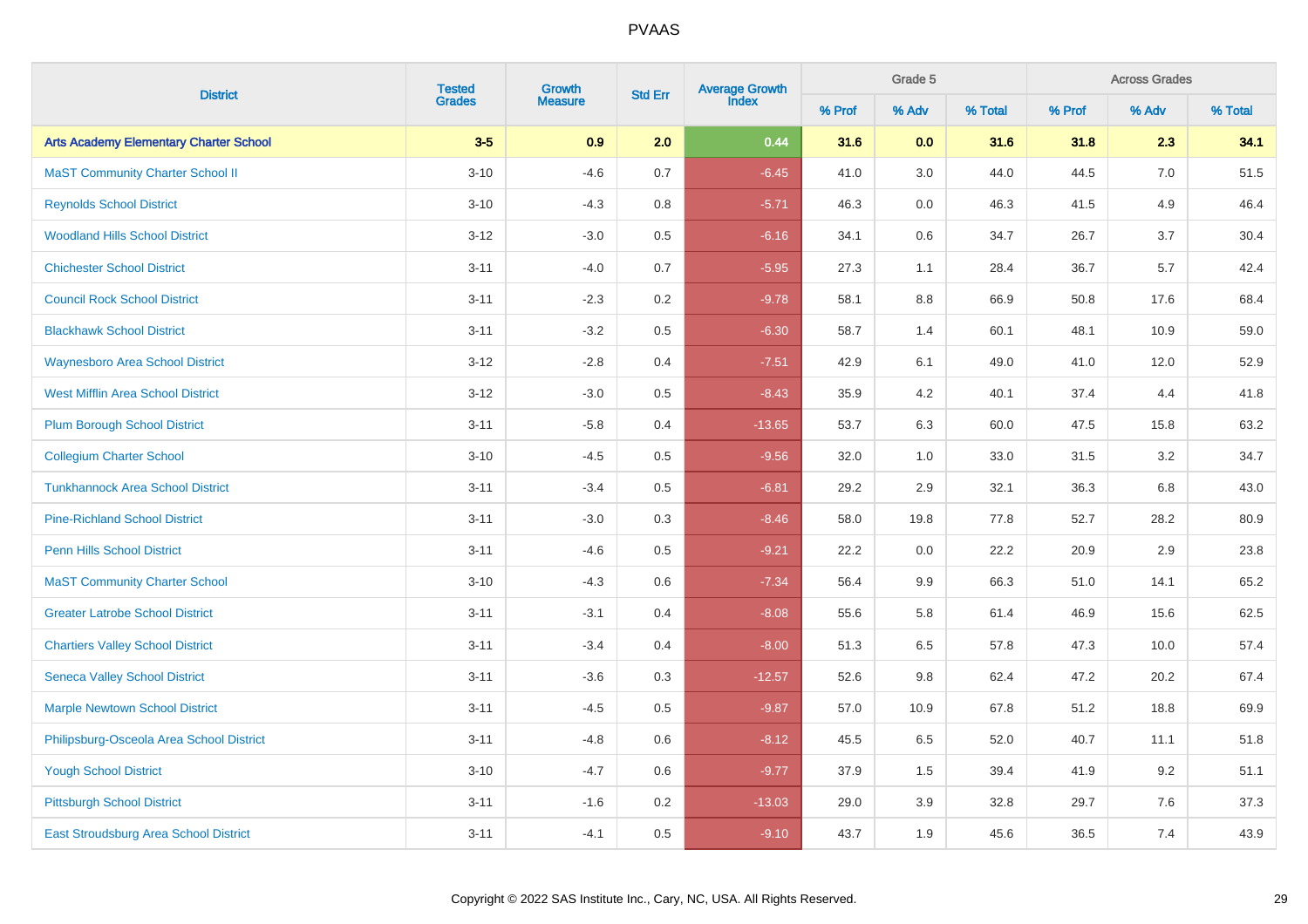# PVAAS

| District | Tested Grades | Growth Measure | Std Err | Average Growth Index | Grade 5 | | | Across Grades | | |
|---|---|---|---|---|---|---|---|---|---|---|
| | | | | | % Prof | % Adv | % Total | % Prof | % Adv | % Total |
| **Arts Academy Elementary Charter School** | **3-5** | **0.9** | **2.0** | **0.44** | **31.6** | **0.0** | **31.6** | **31.8** | **2.3** | **34.1** |
| MaST Community Charter School II | 3-10 | -4.6 | 0.7 | -6.45 | 41.0 | 3.0 | 44.0 | 44.5 | 7.0 | 51.5 |
| Reynolds School District | 3-10 | -4.3 | 0.8 | -5.71 | 46.3 | 0.0 | 46.3 | 41.5 | 4.9 | 46.4 |
| Woodland Hills School District | 3-12 | -3.0 | 0.5 | -6.16 | 34.1 | 0.6 | 34.7 | 26.7 | 3.7 | 30.4 |
| Chichester School District | 3-11 | -4.0 | 0.7 | -5.95 | 27.3 | 1.1 | 28.4 | 36.7 | 5.7 | 42.4 |
| Council Rock School District | 3-11 | -2.3 | 0.2 | -9.78 | 58.1 | 8.8 | 66.9 | 50.8 | 17.6 | 68.4 |
| Blackhawk School District | 3-11 | -3.2 | 0.5 | -6.30 | 58.7 | 1.4 | 60.1 | 48.1 | 10.9 | 59.0 |
| Waynesboro Area School District | 3-12 | -2.8 | 0.4 | -7.51 | 42.9 | 6.1 | 49.0 | 41.0 | 12.0 | 52.9 |
| West Mifflin Area School District | 3-12 | -3.0 | 0.5 | -8.43 | 35.9 | 4.2 | 40.1 | 37.4 | 4.4 | 41.8 |
| Plum Borough School District | 3-11 | -5.8 | 0.4 | -13.65 | 53.7 | 6.3 | 60.0 | 47.5 | 15.8 | 63.2 |
| Collegium Charter School | 3-10 | -4.5 | 0.5 | -9.56 | 32.0 | 1.0 | 33.0 | 31.5 | 3.2 | 34.7 |
| Tunkhannock Area School District | 3-11 | -3.4 | 0.5 | -6.81 | 29.2 | 2.9 | 32.1 | 36.3 | 6.8 | 43.0 |
| Pine-Richland School District | 3-11 | -3.0 | 0.3 | -8.46 | 58.0 | 19.8 | 77.8 | 52.7 | 28.2 | 80.9 |
| Penn Hills School District | 3-11 | -4.6 | 0.5 | -9.21 | 22.2 | 0.0 | 22.2 | 20.9 | 2.9 | 23.8 |
| MaST Community Charter School | 3-10 | -4.3 | 0.6 | -7.34 | 56.4 | 9.9 | 66.3 | 51.0 | 14.1 | 65.2 |
| Greater Latrobe School District | 3-11 | -3.1 | 0.4 | -8.08 | 55.6 | 5.8 | 61.4 | 46.9 | 15.6 | 62.5 |
| Chartiers Valley School District | 3-11 | -3.4 | 0.4 | -8.00 | 51.3 | 6.5 | 57.8 | 47.3 | 10.0 | 57.4 |
| Seneca Valley School District | 3-11 | -3.6 | 0.3 | -12.57 | 52.6 | 9.8 | 62.4 | 47.2 | 20.2 | 67.4 |
| Marple Newtown School District | 3-11 | -4.5 | 0.5 | -9.87 | 57.0 | 10.9 | 67.8 | 51.2 | 18.8 | 69.9 |
| Philipsburg-Osceola Area School District | 3-11 | -4.8 | 0.6 | -8.12 | 45.5 | 6.5 | 52.0 | 40.7 | 11.1 | 51.8 |
| Yough School District | 3-10 | -4.7 | 0.6 | -9.77 | 37.9 | 1.5 | 39.4 | 41.9 | 9.2 | 51.1 |
| Pittsburgh School District | 3-11 | -1.6 | 0.2 | -13.03 | 29.0 | 3.9 | 32.8 | 29.7 | 7.6 | 37.3 |
| East Stroudsburg Area School District | 3-11 | -4.1 | 0.5 | -9.10 | 43.7 | 1.9 | 45.6 | 36.5 | 7.4 | 43.9 |

Copyright © 2022 SAS Institute Inc., Cary, NC, USA. All Rights Reserved.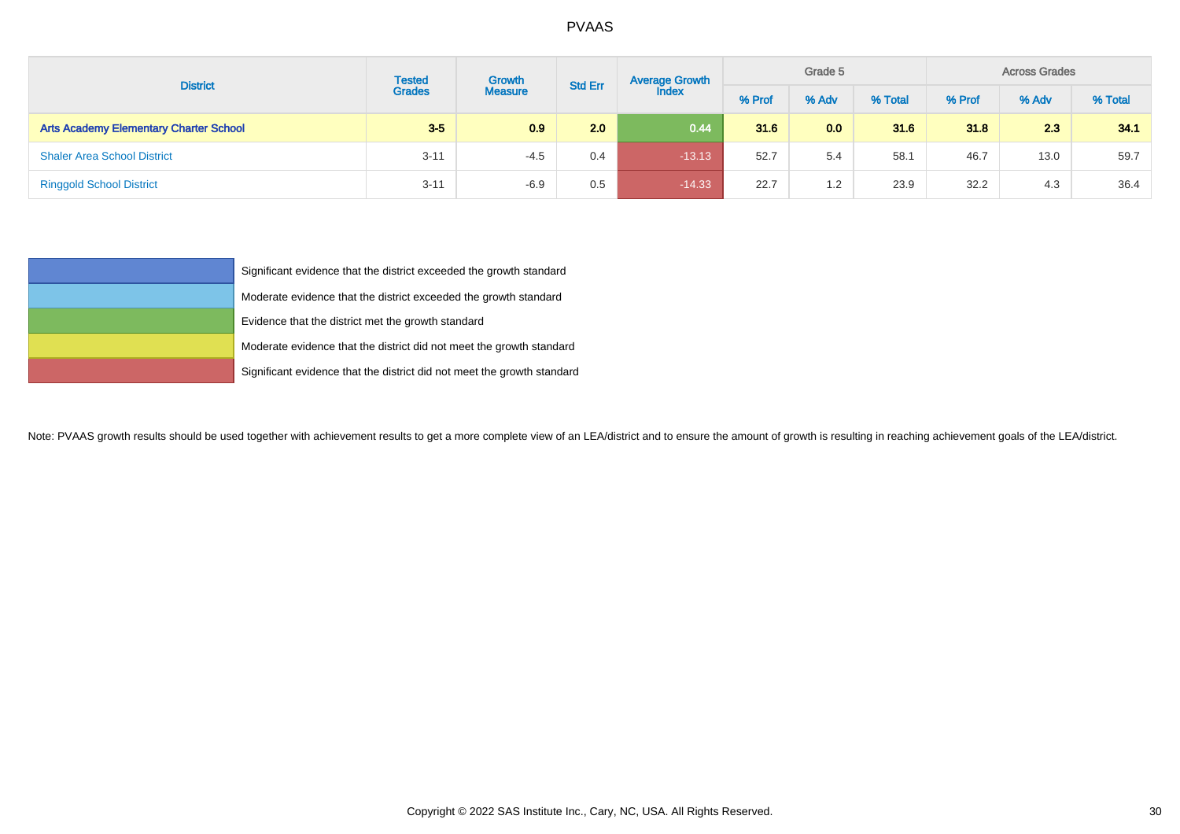# PVAAS

| District | Tested Grades | Growth Measure | Std Err | Average Growth Index | Grade 5 | | | Across Grades | | |
|---|---|---|---|---|---|---|---|---|---|---|
| | | | | | % Prof | % Adv | % Total | % Prof | % Adv | % Total |
| **Arts Academy Elementary Charter School** | **3-5** | **0.9** | **2.0** | **0.44** | **31.6** | **0.0** | **31.6** | **31.8** | **2.3** | **34.1** |
| Shaler Area School District | 3-11 | -4.5 | 0.4 | -13.13 | 52.7 | 5.4 | 58.1 | 46.7 | 13.0 | 59.7 |
| Ringgold School District | 3-11 | -6.9 | 0.5 | -14.33 | 22.7 | 1.2 | 23.9 | 32.2 | 4.3 | 36.4 |

Significant evidence that the district exceeded the growth standard

Moderate evidence that the district exceeded the growth standard

Evidence that the district met the growth standard

Moderate evidence that the district did not meet the growth standard

Significant evidence that the district did not meet the growth standard

Note: PVAAS growth results should be used together with achievement results to get a more complete view of an LEA/district and to ensure the amount of growth is resulting in reaching achievement goals of the LEA/district.

Copyright © 2022 SAS Institute Inc., Cary, NC, USA. All Rights Reserved.